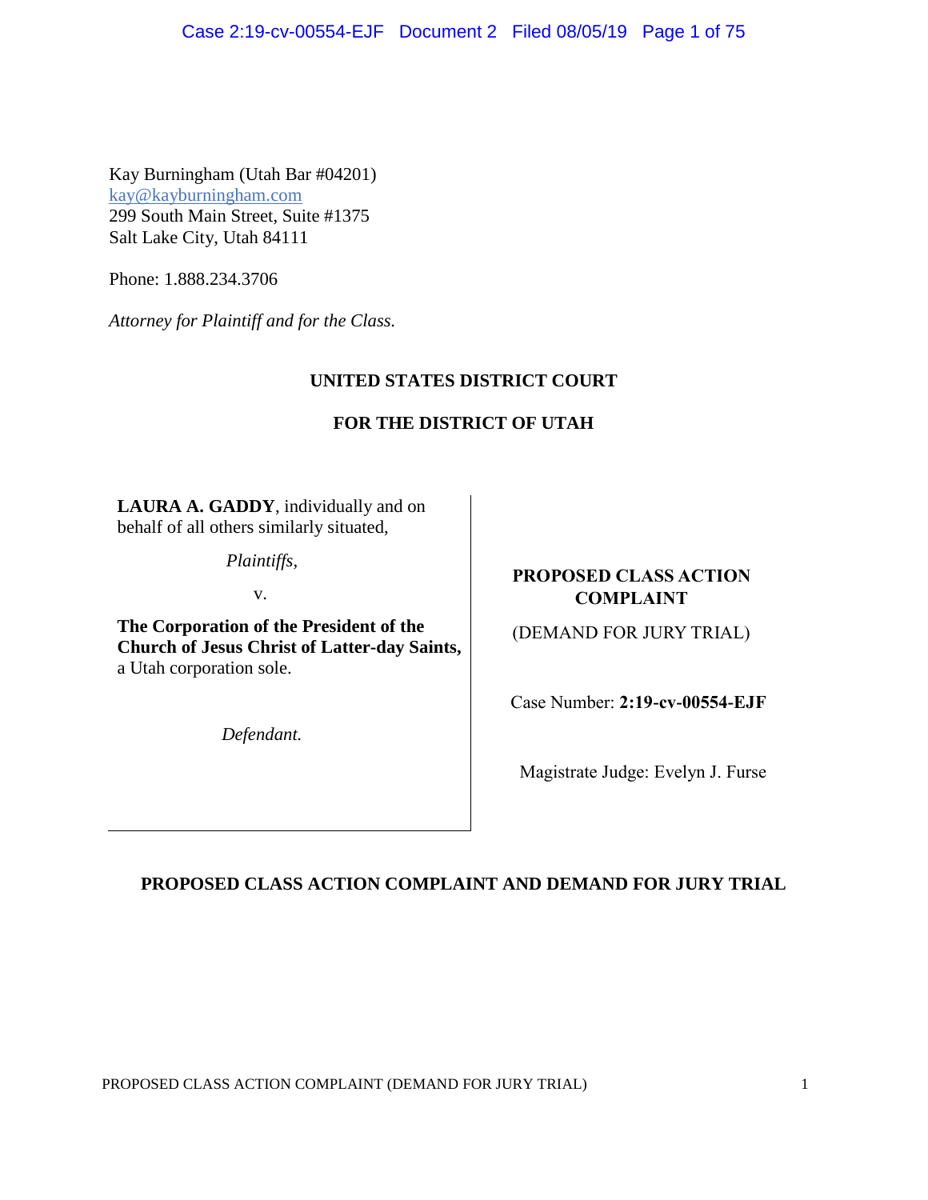Kay Burningham (Utah Bar #04201)
kay@kayburningham.com
299 South Main Street, Suite #1375
Salt Lake City, Utah 84111

Phone: 1.888.234.3706

*Attorney for Plaintiff and for the Class.*

**UNITED STATES DISTRICT COURT**

**FOR THE DISTRICT OF UTAH**

| | |
|---|---|
| **LAURA A. GADDY**, individually and on behalf of all others similarly situated, *Plaintiffs,* v. **The Corporation of the President of the Church of Jesus Christ of Latter-day Saints,** a Utah corporation sole. *Defendant.* | **PROPOSED CLASS ACTION COMPLAINT** (DEMAND FOR JURY TRIAL) Case Number: **2:19-cv-00554-EJF** Magistrate Judge: Evelyn J. Furse |

**PROPOSED CLASS ACTION COMPLAINT AND DEMAND FOR JURY TRIAL**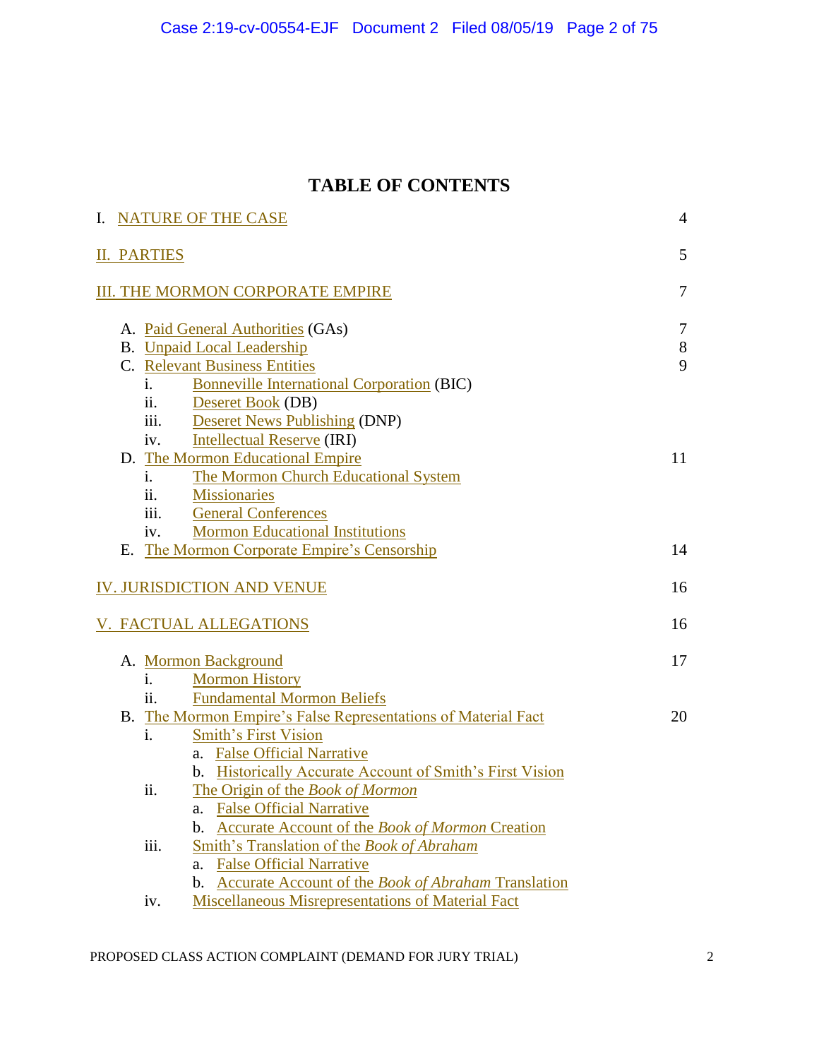# TABLE OF CONTENTS

I. NATURE OF THE CASE 4

II. PARTIES 5

III. THE MORMON CORPORATE EMPIRE 7

- A. Paid General Authorities (GAs) 7
- B. Unpaid Local Leadership 8
- C. Relevant Business Entities 9
  - i. Bonneville International Corporation (BIC)
  - ii. Deseret Book (DB)
  - iii. Deseret News Publishing (DNP)
  - iv. Intellectual Reserve (IRI)
- D. The Mormon Educational Empire 11
  - i. The Mormon Church Educational System
  - ii. Missionaries
  - iii. General Conferences
  - iv. Mormon Educational Institutions
- E. The Mormon Corporate Empire's Censorship 14

IV. JURISDICTION AND VENUE 16

V. FACTUAL ALLEGATIONS 16

- A. Mormon Background 17
  - i. Mormon History
  - ii. Fundamental Mormon Beliefs
- B. The Mormon Empire's False Representations of Material Fact 20
  - i. Smith's First Vision
    - a. False Official Narrative
    - b. Historically Accurate Account of Smith's First Vision
  - ii. The Origin of the *Book of Mormon*
    - a. False Official Narrative
    - b. Accurate Account of the *Book of Mormon* Creation
  - iii. Smith's Translation of the *Book of Abraham*
    - a. False Official Narrative
    - b. Accurate Account of the *Book of Abraham* Translation
  - iv. Miscellaneous Misrepresentations of Material Fact

PROPOSED CLASS ACTION COMPLAINT (DEMAND FOR JURY TRIAL)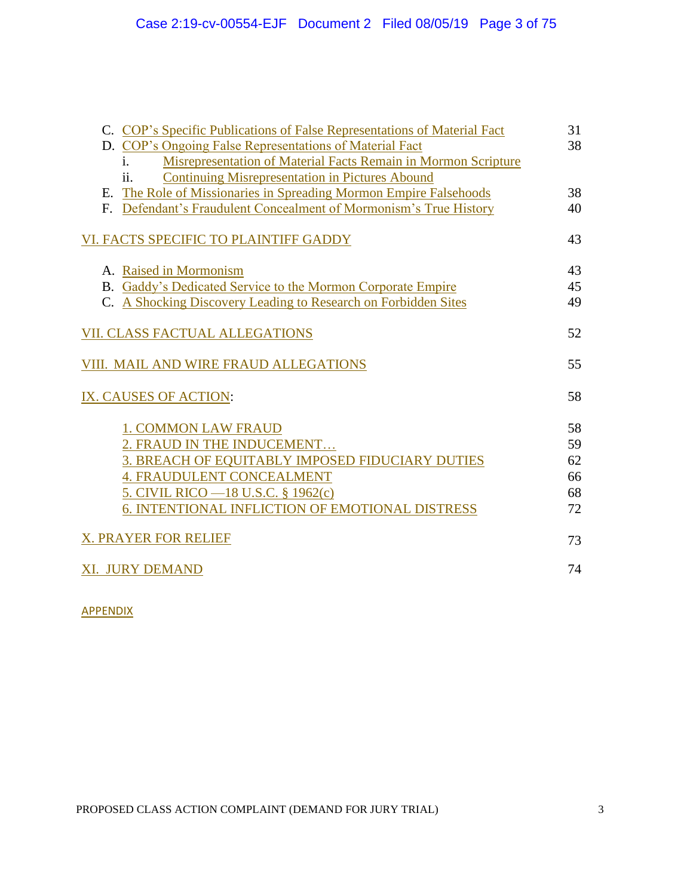C. COP's Specific Publications of False Representations of Material Fact 31
D. COP's Ongoing False Representations of Material Fact 38
   i. Misrepresentation of Material Facts Remain in Mormon Scripture
   ii. Continuing Misrepresentation in Pictures Abound
E. The Role of Missionaries in Spreading Mormon Empire Falsehoods 38
F. Defendant's Fraudulent Concealment of Mormonism's True History 40

VI. FACTS SPECIFIC TO PLAINTIFF GADDY 43

A. Raised in Mormonism 43
B. Gaddy's Dedicated Service to the Mormon Corporate Empire 45
C. A Shocking Discovery Leading to Research on Forbidden Sites 49

VII. CLASS FACTUAL ALLEGATIONS 52

VIII. MAIL AND WIRE FRAUD ALLEGATIONS 55

IX. CAUSES OF ACTION: 58

1. COMMON LAW FRAUD 58
2. FRAUD IN THE INDUCEMENT… 59
3. BREACH OF EQUITABLY IMPOSED FIDUCIARY DUTIES 62
4. FRAUDULENT CONCEALMENT 66
5. CIVIL RICO —18 U.S.C. § 1962(c) 68
6. INTENTIONAL INFLICTION OF EMOTIONAL DISTRESS 72

X. PRAYER FOR RELIEF 73

XI. JURY DEMAND 74

APPENDIX

PROPOSED CLASS ACTION COMPLAINT (DEMAND FOR JURY TRIAL)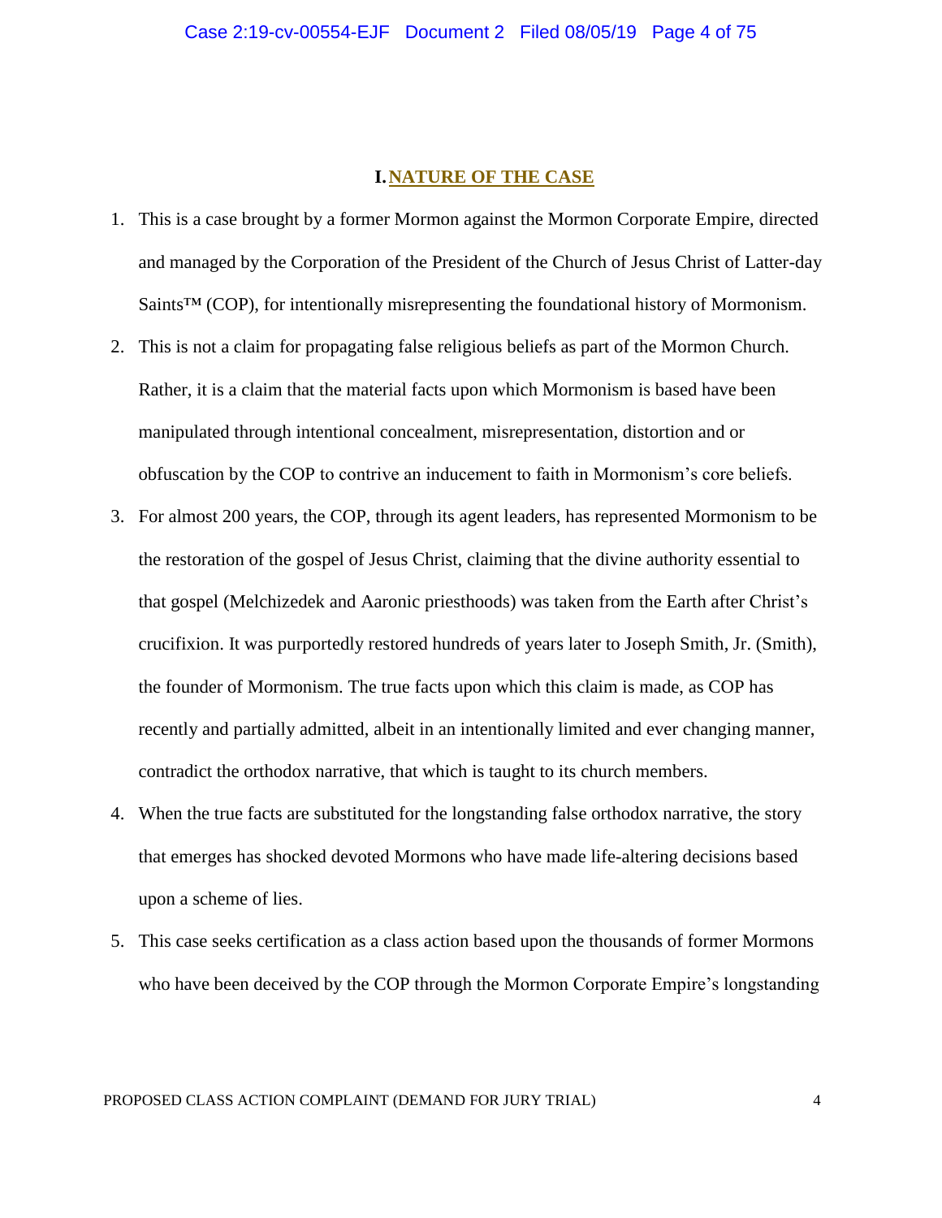## I. NATURE OF THE CASE

1. This is a case brought by a former Mormon against the Mormon Corporate Empire, directed and managed by the Corporation of the President of the Church of Jesus Christ of Latter-day Saints™ (COP), for intentionally misrepresenting the foundational history of Mormonism.
2. This is not a claim for propagating false religious beliefs as part of the Mormon Church. Rather, it is a claim that the material facts upon which Mormonism is based have been manipulated through intentional concealment, misrepresentation, distortion and or obfuscation by the COP to contrive an inducement to faith in Mormonism's core beliefs.
3. For almost 200 years, the COP, through its agent leaders, has represented Mormonism to be the restoration of the gospel of Jesus Christ, claiming that the divine authority essential to that gospel (Melchizedek and Aaronic priesthoods) was taken from the Earth after Christ's crucifixion. It was purportedly restored hundreds of years later to Joseph Smith, Jr. (Smith), the founder of Mormonism. The true facts upon which this claim is made, as COP has recently and partially admitted, albeit in an intentionally limited and ever changing manner, contradict the orthodox narrative, that which is taught to its church members.
4. When the true facts are substituted for the longstanding false orthodox narrative, the story that emerges has shocked devoted Mormons who have made life-altering decisions based upon a scheme of lies.
5. This case seeks certification as a class action based upon the thousands of former Mormons who have been deceived by the COP through the Mormon Corporate Empire's longstanding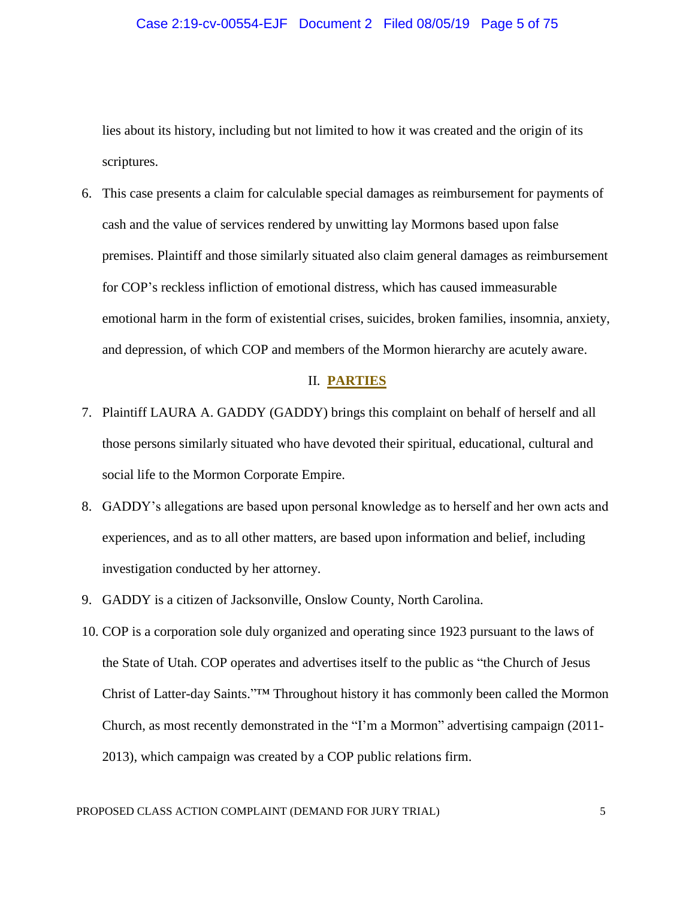lies about its history, including but not limited to how it was created and the origin of its scriptures.

6. This case presents a claim for calculable special damages as reimbursement for payments of cash and the value of services rendered by unwitting lay Mormons based upon false premises. Plaintiff and those similarly situated also claim general damages as reimbursement for COP's reckless infliction of emotional distress, which has caused immeasurable emotional harm in the form of existential crises, suicides, broken families, insomnia, anxiety, and depression, of which COP and members of the Mormon hierarchy are acutely aware.

## II. **PARTIES**

7. Plaintiff LAURA A. GADDY (GADDY) brings this complaint on behalf of herself and all those persons similarly situated who have devoted their spiritual, educational, cultural and social life to the Mormon Corporate Empire.

8. GADDY's allegations are based upon personal knowledge as to herself and her own acts and experiences, and as to all other matters, are based upon information and belief, including investigation conducted by her attorney.

9. GADDY is a citizen of Jacksonville, Onslow County, North Carolina.

10. COP is a corporation sole duly organized and operating since 1923 pursuant to the laws of the State of Utah. COP operates and advertises itself to the public as "the Church of Jesus Christ of Latter-day Saints."™ Throughout history it has commonly been called the Mormon Church, as most recently demonstrated in the "I'm a Mormon" advertising campaign (2011-2013), which campaign was created by a COP public relations firm.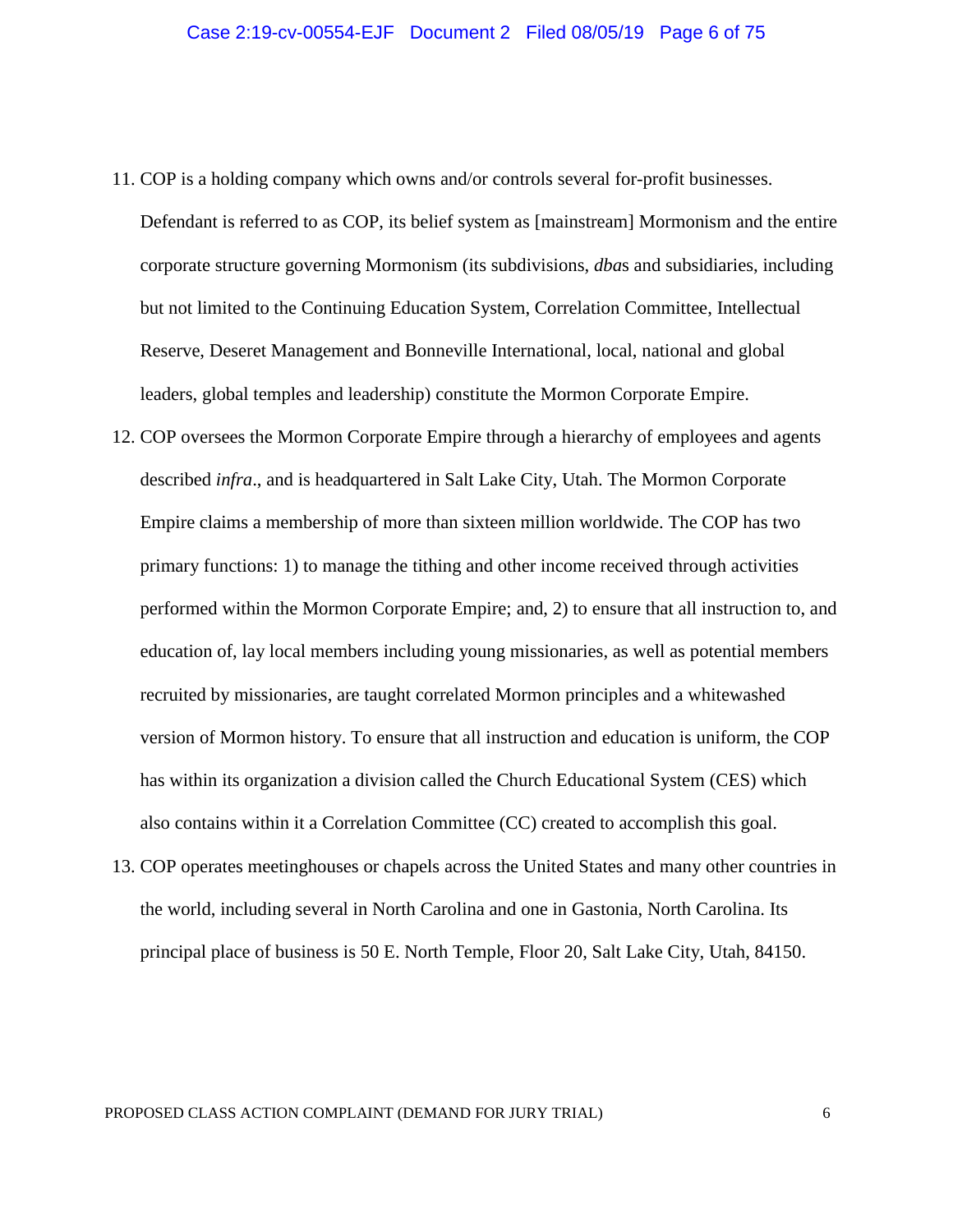11. COP is a holding company which owns and/or controls several for-profit businesses. Defendant is referred to as COP, its belief system as [mainstream] Mormonism and the entire corporate structure governing Mormonism (its subdivisions, *dba*s and subsidiaries, including but not limited to the Continuing Education System, Correlation Committee, Intellectual Reserve, Deseret Management and Bonneville International, local, national and global leaders, global temples and leadership) constitute the Mormon Corporate Empire.

12. COP oversees the Mormon Corporate Empire through a hierarchy of employees and agents described *infra*., and is headquartered in Salt Lake City, Utah. The Mormon Corporate Empire claims a membership of more than sixteen million worldwide. The COP has two primary functions: 1) to manage the tithing and other income received through activities performed within the Mormon Corporate Empire; and, 2) to ensure that all instruction to, and education of, lay local members including young missionaries, as well as potential members recruited by missionaries, are taught correlated Mormon principles and a whitewashed version of Mormon history. To ensure that all instruction and education is uniform, the COP has within its organization a division called the Church Educational System (CES) which also contains within it a Correlation Committee (CC) created to accomplish this goal.

13. COP operates meetinghouses or chapels across the United States and many other countries in the world, including several in North Carolina and one in Gastonia, North Carolina. Its principal place of business is 50 E. North Temple, Floor 20, Salt Lake City, Utah, 84150.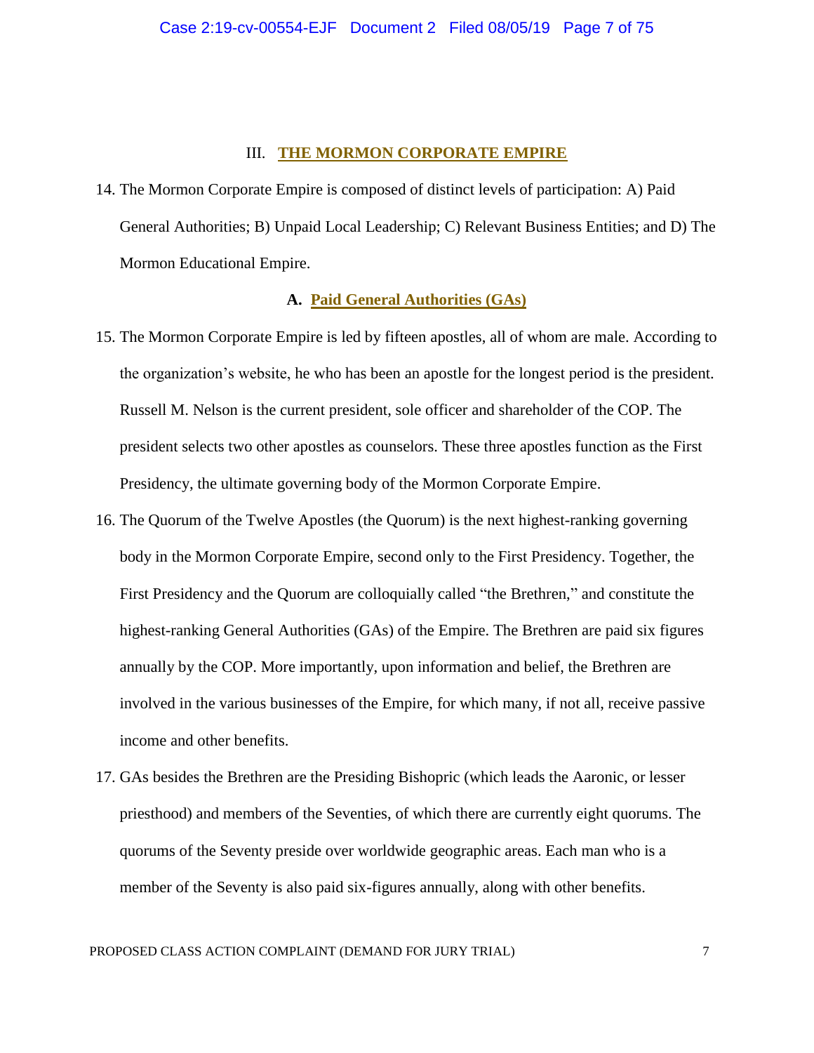## III. THE MORMON CORPORATE EMPIRE

14. The Mormon Corporate Empire is composed of distinct levels of participation: A) Paid General Authorities; B) Unpaid Local Leadership; C) Relevant Business Entities; and D) The Mormon Educational Empire.

### A. Paid General Authorities (GAs)

15. The Mormon Corporate Empire is led by fifteen apostles, all of whom are male. According to the organization's website, he who has been an apostle for the longest period is the president. Russell M. Nelson is the current president, sole officer and shareholder of the COP. The president selects two other apostles as counselors. These three apostles function as the First Presidency, the ultimate governing body of the Mormon Corporate Empire.

16. The Quorum of the Twelve Apostles (the Quorum) is the next highest-ranking governing body in the Mormon Corporate Empire, second only to the First Presidency. Together, the First Presidency and the Quorum are colloquially called "the Brethren," and constitute the highest-ranking General Authorities (GAs) of the Empire. The Brethren are paid six figures annually by the COP. More importantly, upon information and belief, the Brethren are involved in the various businesses of the Empire, for which many, if not all, receive passive income and other benefits.

17. GAs besides the Brethren are the Presiding Bishopric (which leads the Aaronic, or lesser priesthood) and members of the Seventies, of which there are currently eight quorums. The quorums of the Seventy preside over worldwide geographic areas. Each man who is a member of the Seventy is also paid six-figures annually, along with other benefits.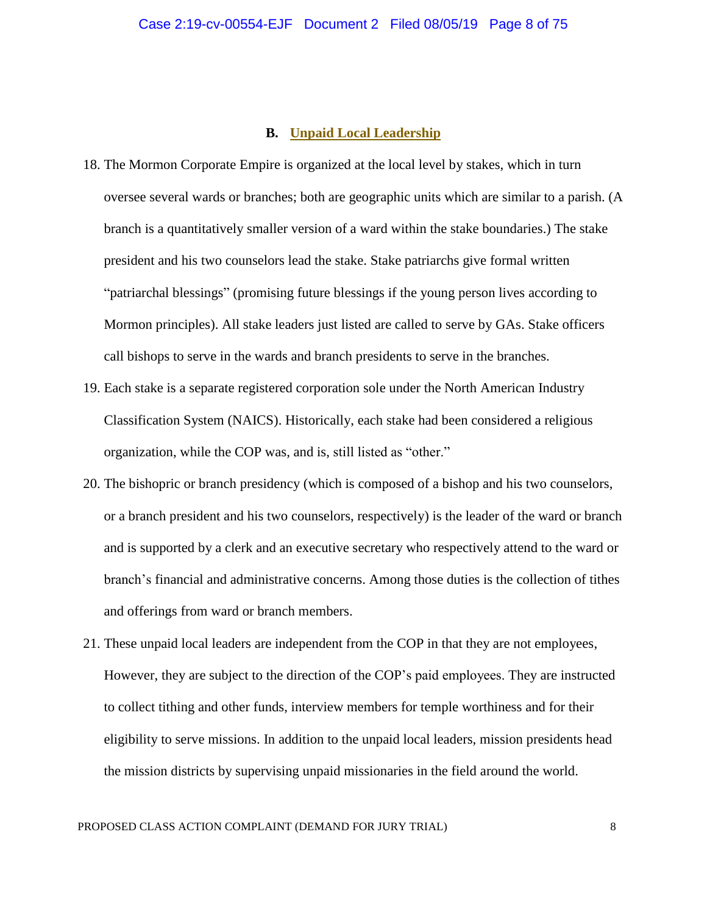## B. Unpaid Local Leadership

18. The Mormon Corporate Empire is organized at the local level by stakes, which in turn oversee several wards or branches; both are geographic units which are similar to a parish. (A branch is a quantitatively smaller version of a ward within the stake boundaries.) The stake president and his two counselors lead the stake. Stake patriarchs give formal written "patriarchal blessings" (promising future blessings if the young person lives according to Mormon principles). All stake leaders just listed are called to serve by GAs. Stake officers call bishops to serve in the wards and branch presidents to serve in the branches.

19. Each stake is a separate registered corporation sole under the North American Industry Classification System (NAICS). Historically, each stake had been considered a religious organization, while the COP was, and is, still listed as "other."

20. The bishopric or branch presidency (which is composed of a bishop and his two counselors, or a branch president and his two counselors, respectively) is the leader of the ward or branch and is supported by a clerk and an executive secretary who respectively attend to the ward or branch's financial and administrative concerns. Among those duties is the collection of tithes and offerings from ward or branch members.

21. These unpaid local leaders are independent from the COP in that they are not employees, However, they are subject to the direction of the COP's paid employees. They are instructed to collect tithing and other funds, interview members for temple worthiness and for their eligibility to serve missions. In addition to the unpaid local leaders, mission presidents head the mission districts by supervising unpaid missionaries in the field around the world.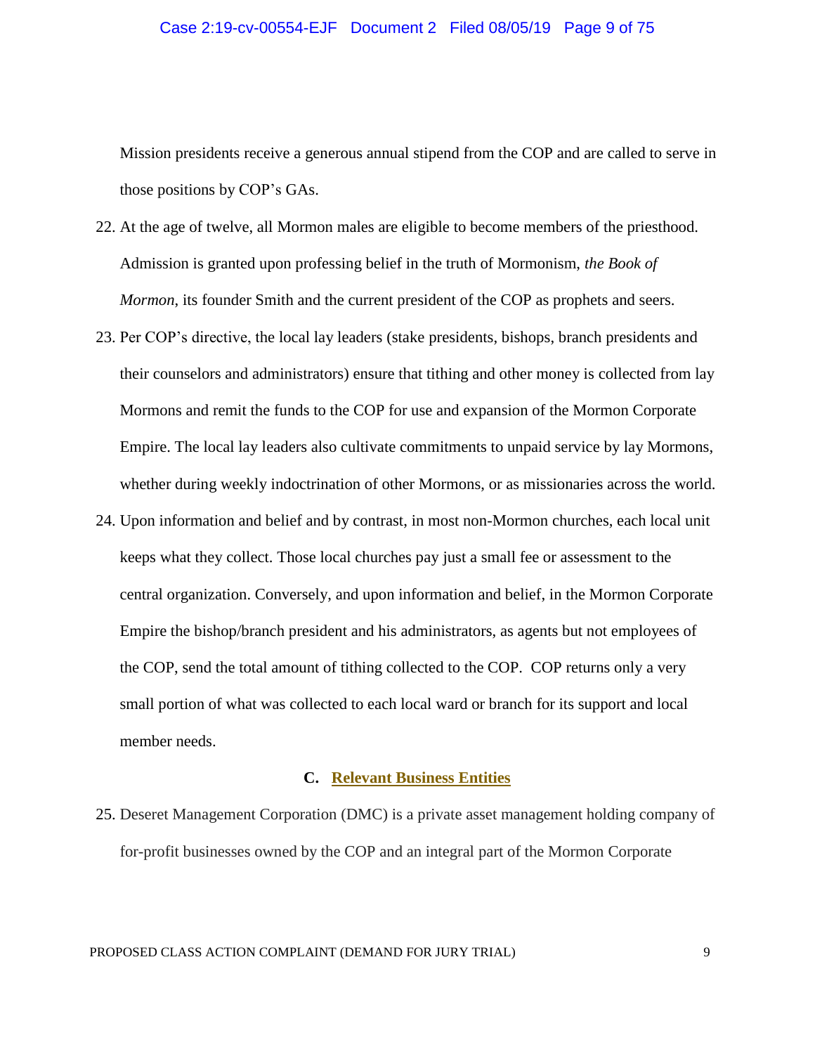Mission presidents receive a generous annual stipend from the COP and are called to serve in those positions by COP's GAs.

22. At the age of twelve, all Mormon males are eligible to become members of the priesthood. Admission is granted upon professing belief in the truth of Mormonism, *the Book of Mormon*, its founder Smith and the current president of the COP as prophets and seers.

23. Per COP's directive, the local lay leaders (stake presidents, bishops, branch presidents and their counselors and administrators) ensure that tithing and other money is collected from lay Mormons and remit the funds to the COP for use and expansion of the Mormon Corporate Empire. The local lay leaders also cultivate commitments to unpaid service by lay Mormons, whether during weekly indoctrination of other Mormons, or as missionaries across the world.

24. Upon information and belief and by contrast, in most non-Mormon churches, each local unit keeps what they collect. Those local churches pay just a small fee or assessment to the central organization. Conversely, and upon information and belief, in the Mormon Corporate Empire the bishop/branch president and his administrators, as agents but not employees of the COP, send the total amount of tithing collected to the COP. COP returns only a very small portion of what was collected to each local ward or branch for its support and local member needs.

### C. Relevant Business Entities

25. Deseret Management Corporation (DMC) is a private asset management holding company of for-profit businesses owned by the COP and an integral part of the Mormon Corporate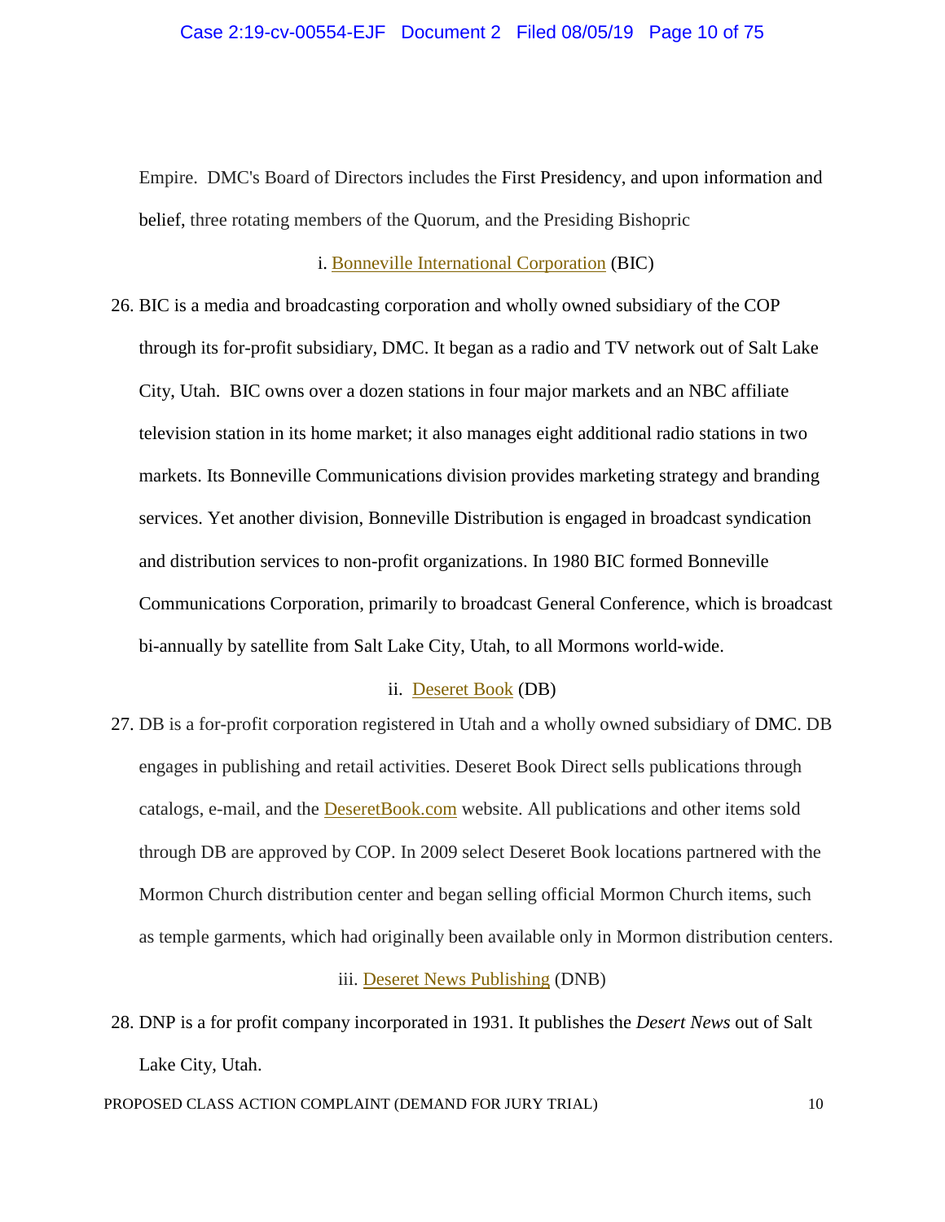Empire. DMC's Board of Directors includes the First Presidency, and upon information and belief, three rotating members of the Quorum, and the Presiding Bishopric

i. Bonneville International Corporation (BIC)

26. BIC is a media and broadcasting corporation and wholly owned subsidiary of the COP through its for-profit subsidiary, DMC. It began as a radio and TV network out of Salt Lake City, Utah. BIC owns over a dozen stations in four major markets and an NBC affiliate television station in its home market; it also manages eight additional radio stations in two markets. Its Bonneville Communications division provides marketing strategy and branding services. Yet another division, Bonneville Distribution is engaged in broadcast syndication and distribution services to non-profit organizations. In 1980 BIC formed Bonneville Communications Corporation, primarily to broadcast General Conference, which is broadcast bi-annually by satellite from Salt Lake City, Utah, to all Mormons world-wide.

ii. Deseret Book (DB)

27. DB is a for-profit corporation registered in Utah and a wholly owned subsidiary of DMC. DB engages in publishing and retail activities. Deseret Book Direct sells publications through catalogs, e-mail, and the DeseretBook.com website. All publications and other items sold through DB are approved by COP. In 2009 select Deseret Book locations partnered with the Mormon Church distribution center and began selling official Mormon Church items, such as temple garments, which had originally been available only in Mormon distribution centers.

iii. Deseret News Publishing (DNB)

28. DNP is a for profit company incorporated in 1931. It publishes the *Desert News* out of Salt Lake City, Utah.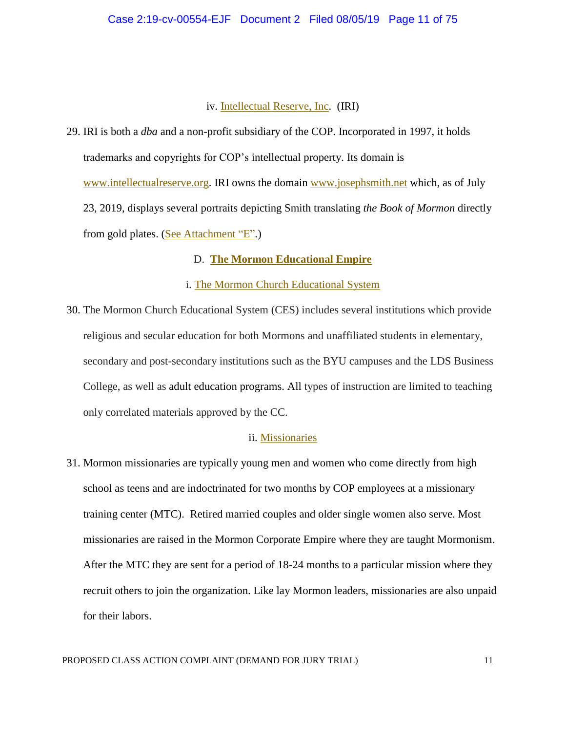iv. Intellectual Reserve, Inc. (IRI)

29. IRI is both a *dba* and a non-profit subsidiary of the COP. Incorporated in 1997, it holds trademarks and copyrights for COP's intellectual property. Its domain is www.intellectualreserve.org. IRI owns the domain www.josephsmith.net which, as of July 23, 2019, displays several portraits depicting Smith translating *the Book of Mormon* directly from gold plates. (See Attachment "E".)

D. **The Mormon Educational Empire**

i. The Mormon Church Educational System

30. The Mormon Church Educational System (CES) includes several institutions which provide religious and secular education for both Mormons and unaffiliated students in elementary, secondary and post-secondary institutions such as the BYU campuses and the LDS Business College, as well as adult education programs. All types of instruction are limited to teaching only correlated materials approved by the CC.

ii. Missionaries

31. Mormon missionaries are typically young men and women who come directly from high school as teens and are indoctrinated for two months by COP employees at a missionary training center (MTC). Retired married couples and older single women also serve. Most missionaries are raised in the Mormon Corporate Empire where they are taught Mormonism. After the MTC they are sent for a period of 18-24 months to a particular mission where they recruit others to join the organization. Like lay Mormon leaders, missionaries are also unpaid for their labors.

PROPOSED CLASS ACTION COMPLAINT (DEMAND FOR JURY TRIAL)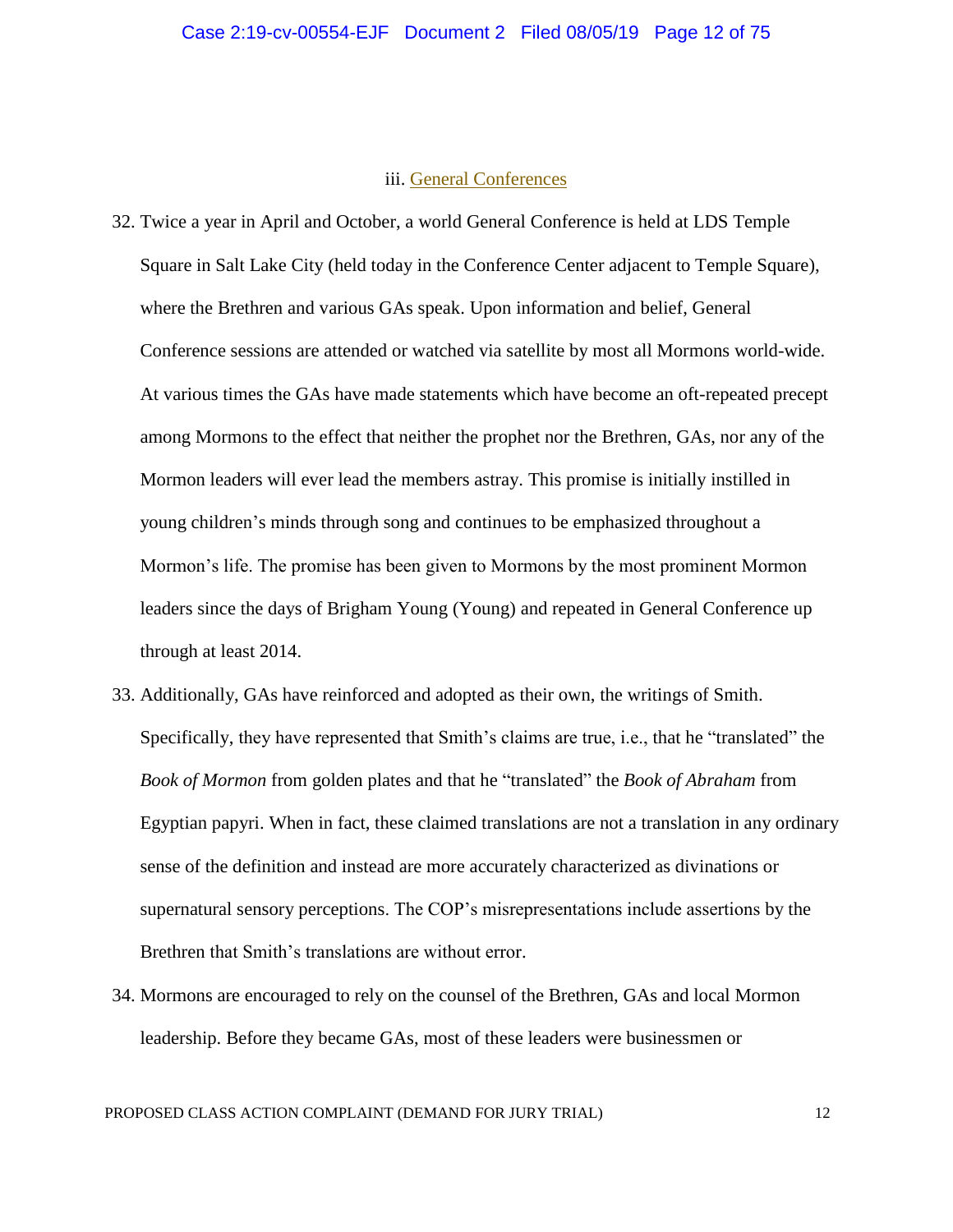### iii. General Conferences

32. Twice a year in April and October, a world General Conference is held at LDS Temple Square in Salt Lake City (held today in the Conference Center adjacent to Temple Square), where the Brethren and various GAs speak. Upon information and belief, General Conference sessions are attended or watched via satellite by most all Mormons world-wide. At various times the GAs have made statements which have become an oft-repeated precept among Mormons to the effect that neither the prophet nor the Brethren, GAs, nor any of the Mormon leaders will ever lead the members astray. This promise is initially instilled in young children's minds through song and continues to be emphasized throughout a Mormon's life. The promise has been given to Mormons by the most prominent Mormon leaders since the days of Brigham Young (Young) and repeated in General Conference up through at least 2014.

33. Additionally, GAs have reinforced and adopted as their own, the writings of Smith. Specifically, they have represented that Smith's claims are true, i.e., that he "translated" the *Book of Mormon* from golden plates and that he "translated" the *Book of Abraham* from Egyptian papyri. When in fact, these claimed translations are not a translation in any ordinary sense of the definition and instead are more accurately characterized as divinations or supernatural sensory perceptions. The COP's misrepresentations include assertions by the Brethren that Smith's translations are without error.

34. Mormons are encouraged to rely on the counsel of the Brethren, GAs and local Mormon leadership. Before they became GAs, most of these leaders were businessmen or

PROPOSED CLASS ACTION COMPLAINT (DEMAND FOR JURY TRIAL)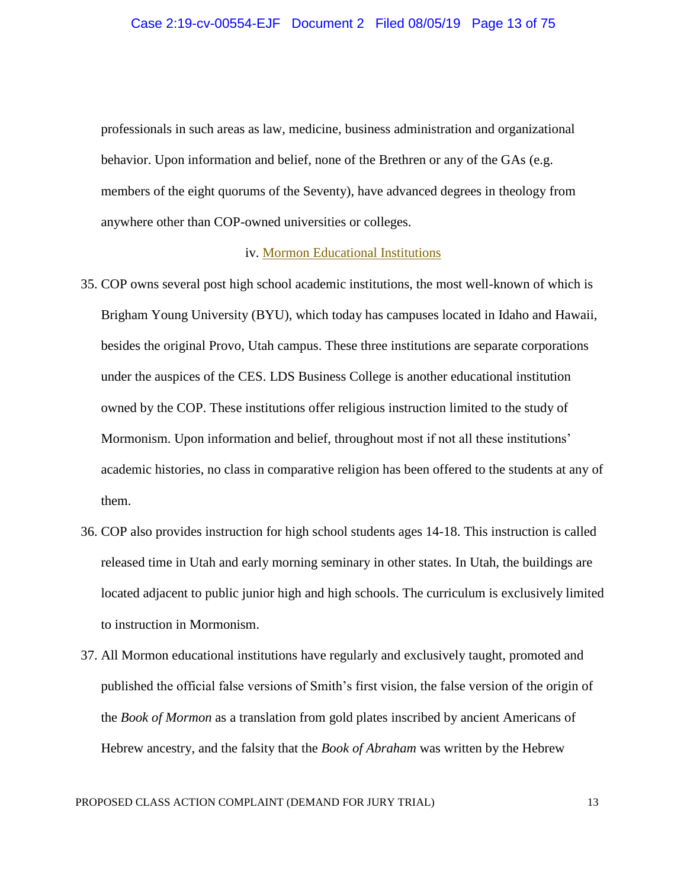professionals in such areas as law, medicine, business administration and organizational behavior. Upon information and belief, none of the Brethren or any of the GAs (e.g. members of the eight quorums of the Seventy), have advanced degrees in theology from anywhere other than COP-owned universities or colleges.

### iv. Mormon Educational Institutions

35. COP owns several post high school academic institutions, the most well-known of which is Brigham Young University (BYU), which today has campuses located in Idaho and Hawaii, besides the original Provo, Utah campus. These three institutions are separate corporations under the auspices of the CES. LDS Business College is another educational institution owned by the COP. These institutions offer religious instruction limited to the study of Mormonism. Upon information and belief, throughout most if not all these institutions' academic histories, no class in comparative religion has been offered to the students at any of them.

36. COP also provides instruction for high school students ages 14-18. This instruction is called released time in Utah and early morning seminary in other states. In Utah, the buildings are located adjacent to public junior high and high schools. The curriculum is exclusively limited to instruction in Mormonism.

37. All Mormon educational institutions have regularly and exclusively taught, promoted and published the official false versions of Smith's first vision, the false version of the origin of the *Book of Mormon* as a translation from gold plates inscribed by ancient Americans of Hebrew ancestry, and the falsity that the *Book of Abraham* was written by the Hebrew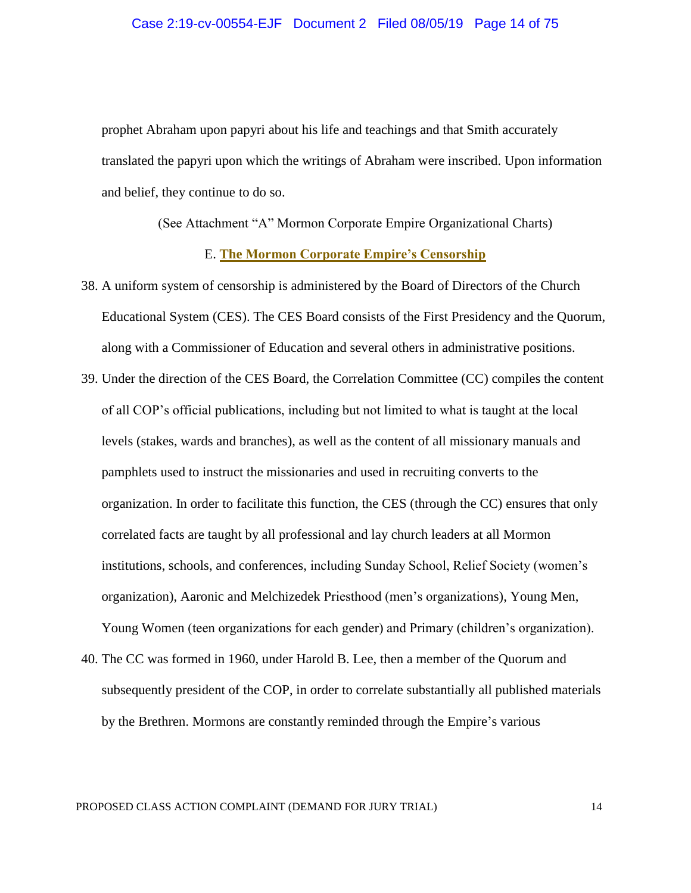prophet Abraham upon papyri about his life and teachings and that Smith accurately translated the papyri upon which the writings of Abraham were inscribed. Upon information and belief, they continue to do so.

(See Attachment "A" Mormon Corporate Empire Organizational Charts)

### E. **The Mormon Corporate Empire's Censorship**

38. A uniform system of censorship is administered by the Board of Directors of the Church Educational System (CES). The CES Board consists of the First Presidency and the Quorum, along with a Commissioner of Education and several others in administrative positions.

39. Under the direction of the CES Board, the Correlation Committee (CC) compiles the content of all COP's official publications, including but not limited to what is taught at the local levels (stakes, wards and branches), as well as the content of all missionary manuals and pamphlets used to instruct the missionaries and used in recruiting converts to the organization. In order to facilitate this function, the CES (through the CC) ensures that only correlated facts are taught by all professional and lay church leaders at all Mormon institutions, schools, and conferences, including Sunday School, Relief Society (women's organization), Aaronic and Melchizedek Priesthood (men's organizations), Young Men, Young Women (teen organizations for each gender) and Primary (children's organization).

40. The CC was formed in 1960, under Harold B. Lee, then a member of the Quorum and subsequently president of the COP, in order to correlate substantially all published materials by the Brethren. Mormons are constantly reminded through the Empire's various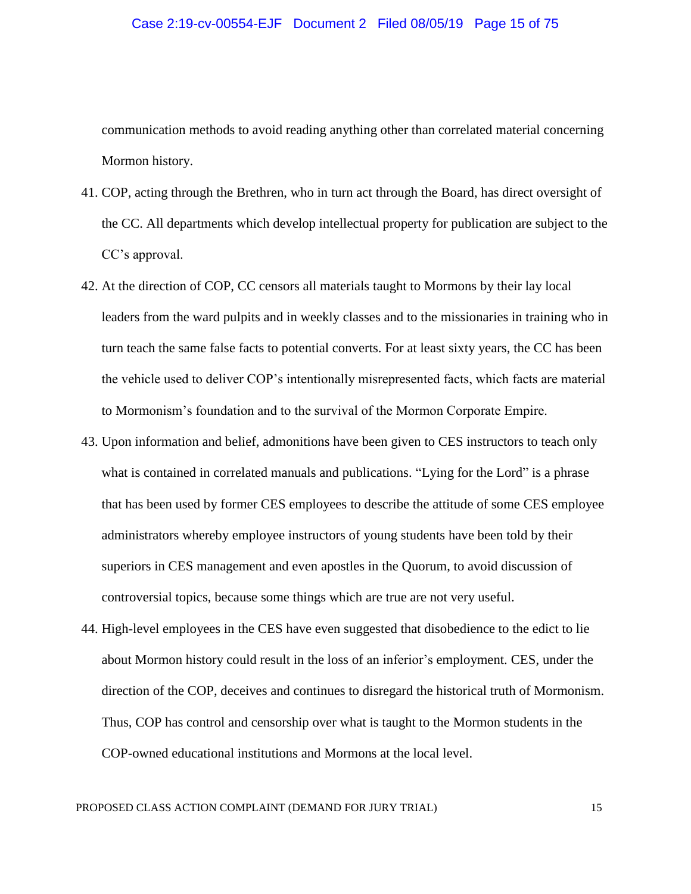communication methods to avoid reading anything other than correlated material concerning Mormon history.

41. COP, acting through the Brethren, who in turn act through the Board, has direct oversight of the CC. All departments which develop intellectual property for publication are subject to the CC's approval.

42. At the direction of COP, CC censors all materials taught to Mormons by their lay local leaders from the ward pulpits and in weekly classes and to the missionaries in training who in turn teach the same false facts to potential converts. For at least sixty years, the CC has been the vehicle used to deliver COP's intentionally misrepresented facts, which facts are material to Mormonism's foundation and to the survival of the Mormon Corporate Empire.

43. Upon information and belief, admonitions have been given to CES instructors to teach only what is contained in correlated manuals and publications. "Lying for the Lord" is a phrase that has been used by former CES employees to describe the attitude of some CES employee administrators whereby employee instructors of young students have been told by their superiors in CES management and even apostles in the Quorum, to avoid discussion of controversial topics, because some things which are true are not very useful.

44. High-level employees in the CES have even suggested that disobedience to the edict to lie about Mormon history could result in the loss of an inferior's employment. CES, under the direction of the COP, deceives and continues to disregard the historical truth of Mormonism. Thus, COP has control and censorship over what is taught to the Mormon students in the COP-owned educational institutions and Mormons at the local level.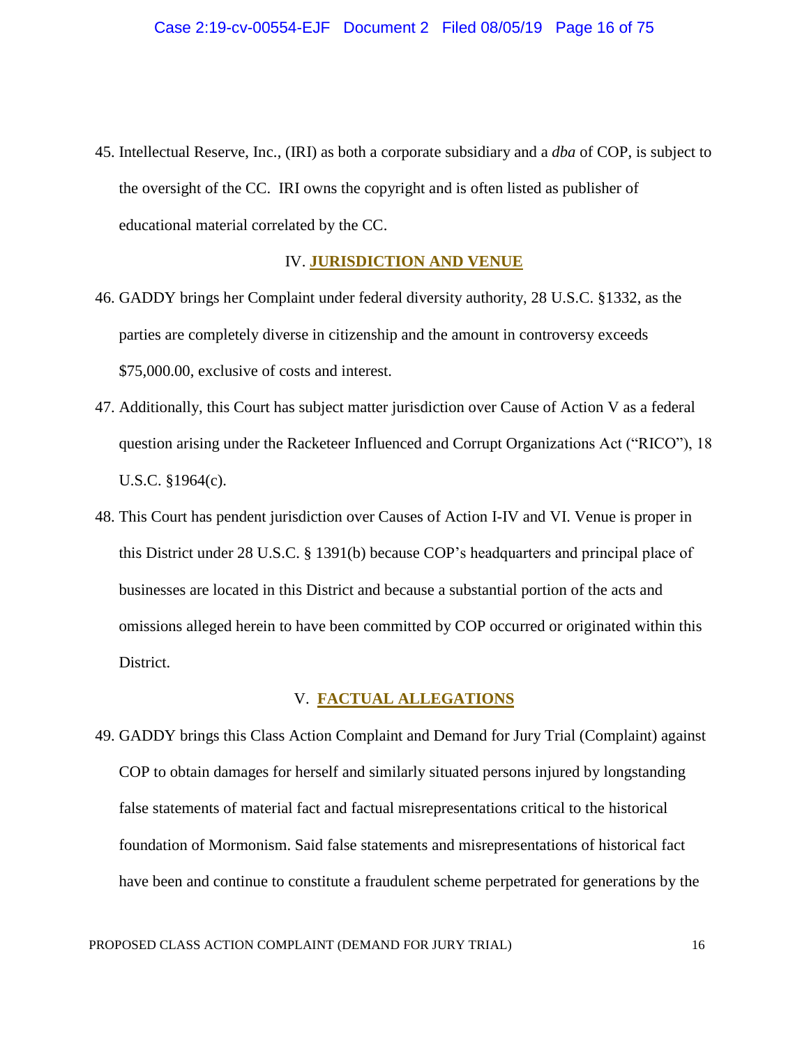45. Intellectual Reserve, Inc., (IRI) as both a corporate subsidiary and a *dba* of COP, is subject to the oversight of the CC. IRI owns the copyright and is often listed as publisher of educational material correlated by the CC.

## IV. **JURISDICTION AND VENUE**

46. GADDY brings her Complaint under federal diversity authority, 28 U.S.C. §1332, as the parties are completely diverse in citizenship and the amount in controversy exceeds $75,000.00, exclusive of costs and interest.

47. Additionally, this Court has subject matter jurisdiction over Cause of Action V as a federal question arising under the Racketeer Influenced and Corrupt Organizations Act ("RICO"), 18 U.S.C. §1964(c).

48. This Court has pendent jurisdiction over Causes of Action I-IV and VI. Venue is proper in this District under 28 U.S.C. § 1391(b) because COP's headquarters and principal place of businesses are located in this District and because a substantial portion of the acts and omissions alleged herein to have been committed by COP occurred or originated within this District.

## V. **FACTUAL ALLEGATIONS**

49. GADDY brings this Class Action Complaint and Demand for Jury Trial (Complaint) against COP to obtain damages for herself and similarly situated persons injured by longstanding false statements of material fact and factual misrepresentations critical to the historical foundation of Mormonism. Said false statements and misrepresentations of historical fact have been and continue to constitute a fraudulent scheme perpetrated for generations by the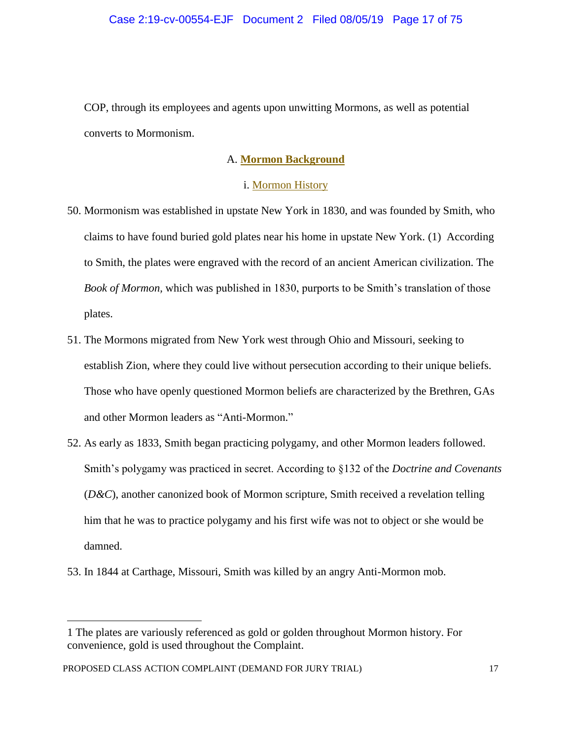COP, through its employees and agents upon unwitting Mormons, as well as potential converts to Mormonism.

## A. **Mormon Background**

### i. Mormon History

50. Mormonism was established in upstate New York in 1830, and was founded by Smith, who claims to have found buried gold plates near his home in upstate New York. (1) According to Smith, the plates were engraved with the record of an ancient American civilization. The *Book of Mormon,* which was published in 1830, purports to be Smith's translation of those plates.

51. The Mormons migrated from New York west through Ohio and Missouri, seeking to establish Zion, where they could live without persecution according to their unique beliefs. Those who have openly questioned Mormon beliefs are characterized by the Brethren, GAs and other Mormon leaders as "Anti-Mormon."

52. As early as 1833, Smith began practicing polygamy, and other Mormon leaders followed. Smith's polygamy was practiced in secret. According to §132 of the *Doctrine and Covenants* (*D&C*), another canonized book of Mormon scripture, Smith received a revelation telling him that he was to practice polygamy and his first wife was not to object or she would be damned.

53. In 1844 at Carthage, Missouri, Smith was killed by an angry Anti-Mormon mob.

---

1 The plates are variously referenced as gold or golden throughout Mormon history. For convenience, gold is used throughout the Complaint.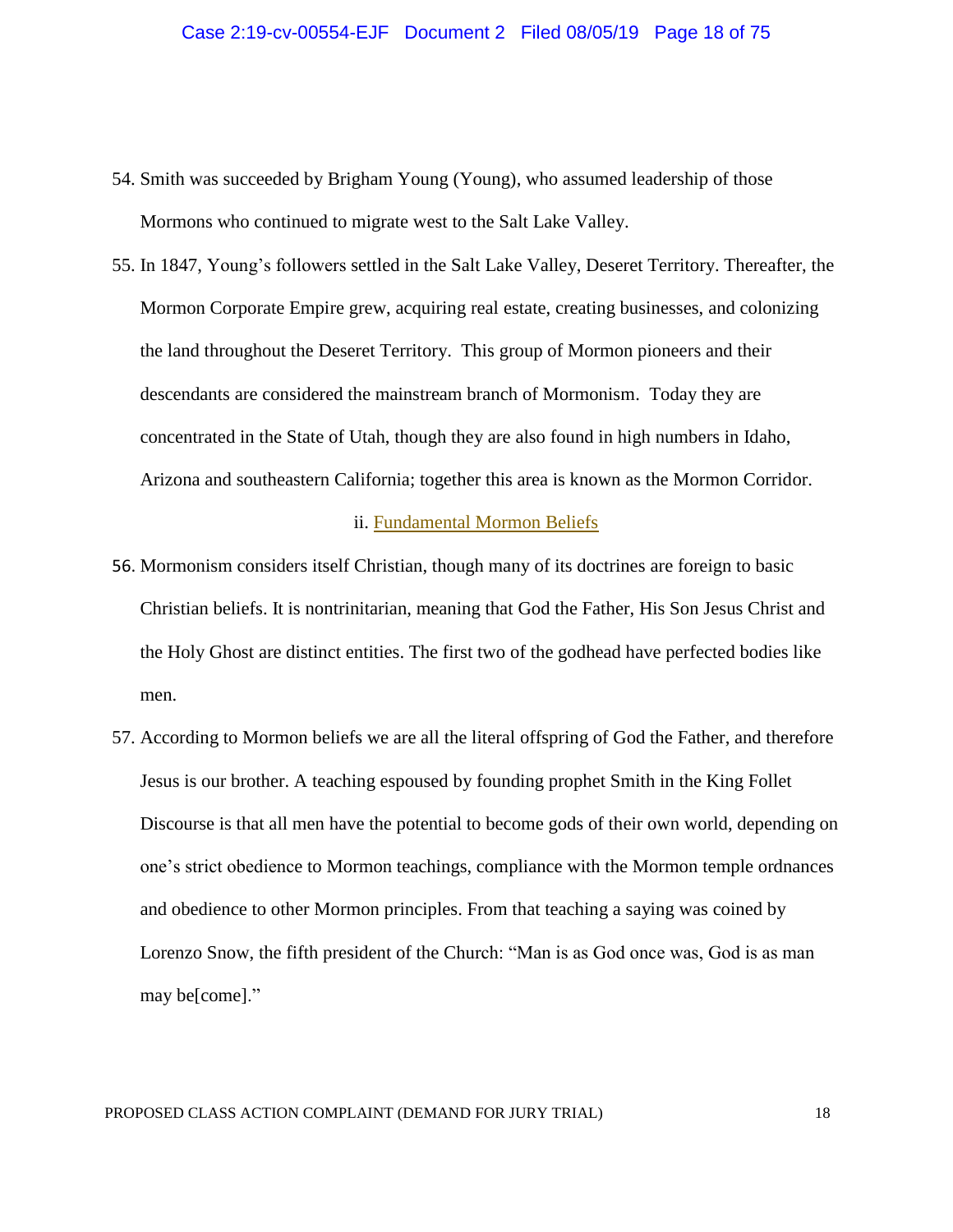54. Smith was succeeded by Brigham Young (Young), who assumed leadership of those Mormons who continued to migrate west to the Salt Lake Valley.

55. In 1847, Young's followers settled in the Salt Lake Valley, Deseret Territory. Thereafter, the Mormon Corporate Empire grew, acquiring real estate, creating businesses, and colonizing the land throughout the Deseret Territory. This group of Mormon pioneers and their descendants are considered the mainstream branch of Mormonism. Today they are concentrated in the State of Utah, though they are also found in high numbers in Idaho, Arizona and southeastern California; together this area is known as the Mormon Corridor.

ii. Fundamental Mormon Beliefs

56. Mormonism considers itself Christian, though many of its doctrines are foreign to basic Christian beliefs. It is nontrinitarian, meaning that God the Father, His Son Jesus Christ and the Holy Ghost are distinct entities. The first two of the godhead have perfected bodies like men.

57. According to Mormon beliefs we are all the literal offspring of God the Father, and therefore Jesus is our brother. A teaching espoused by founding prophet Smith in the King Follet Discourse is that all men have the potential to become gods of their own world, depending on one's strict obedience to Mormon teachings, compliance with the Mormon temple ordnances and obedience to other Mormon principles. From that teaching a saying was coined by Lorenzo Snow, the fifth president of the Church: "Man is as God once was, God is as man may be[come]."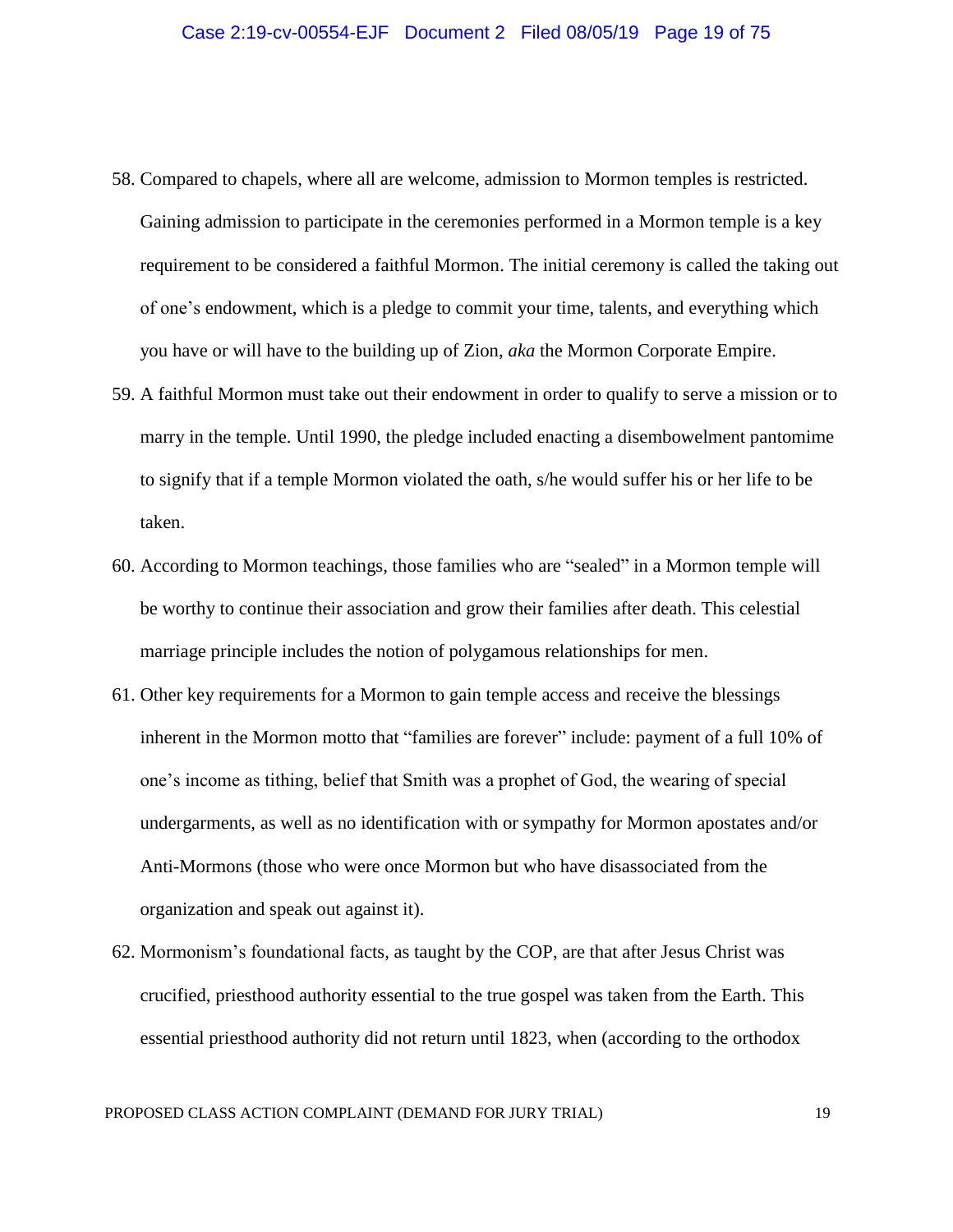58. Compared to chapels, where all are welcome, admission to Mormon temples is restricted. Gaining admission to participate in the ceremonies performed in a Mormon temple is a key requirement to be considered a faithful Mormon. The initial ceremony is called the taking out of one's endowment, which is a pledge to commit your time, talents, and everything which you have or will have to the building up of Zion, *aka* the Mormon Corporate Empire.

59. A faithful Mormon must take out their endowment in order to qualify to serve a mission or to marry in the temple. Until 1990, the pledge included enacting a disembowelment pantomime to signify that if a temple Mormon violated the oath, s/he would suffer his or her life to be taken.

60. According to Mormon teachings, those families who are "sealed" in a Mormon temple will be worthy to continue their association and grow their families after death. This celestial marriage principle includes the notion of polygamous relationships for men.

61. Other key requirements for a Mormon to gain temple access and receive the blessings inherent in the Mormon motto that "families are forever" include: payment of a full 10% of one's income as tithing, belief that Smith was a prophet of God, the wearing of special undergarments, as well as no identification with or sympathy for Mormon apostates and/or Anti-Mormons (those who were once Mormon but who have disassociated from the organization and speak out against it).

62. Mormonism's foundational facts, as taught by the COP, are that after Jesus Christ was crucified, priesthood authority essential to the true gospel was taken from the Earth. This essential priesthood authority did not return until 1823, when (according to the orthodox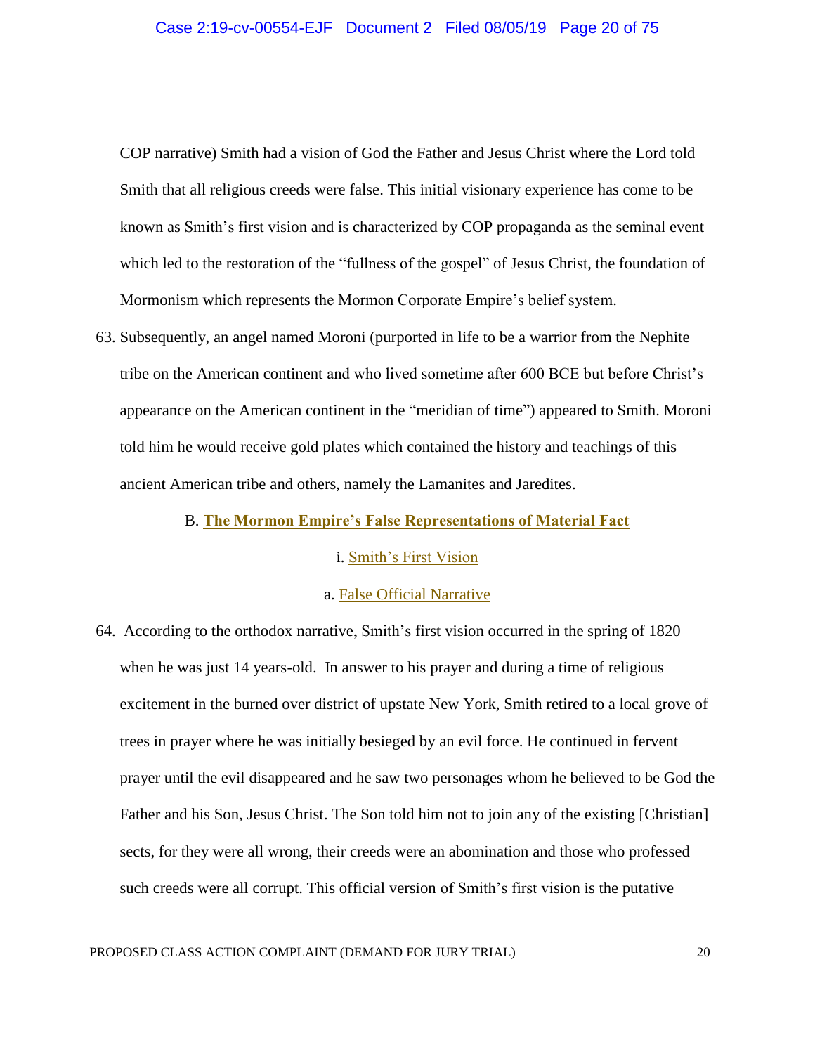COP narrative) Smith had a vision of God the Father and Jesus Christ where the Lord told Smith that all religious creeds were false. This initial visionary experience has come to be known as Smith's first vision and is characterized by COP propaganda as the seminal event which led to the restoration of the "fullness of the gospel" of Jesus Christ, the foundation of Mormonism which represents the Mormon Corporate Empire's belief system.

63. Subsequently, an angel named Moroni (purported in life to be a warrior from the Nephite tribe on the American continent and who lived sometime after 600 BCE but before Christ's appearance on the American continent in the "meridian of time") appeared to Smith. Moroni told him he would receive gold plates which contained the history and teachings of this ancient American tribe and others, namely the Lamanites and Jaredites.

### B. The Mormon Empire's False Representations of Material Fact

#### i. Smith's First Vision

##### a. False Official Narrative

64. According to the orthodox narrative, Smith's first vision occurred in the spring of 1820 when he was just 14 years-old. In answer to his prayer and during a time of religious excitement in the burned over district of upstate New York, Smith retired to a local grove of trees in prayer where he was initially besieged by an evil force. He continued in fervent prayer until the evil disappeared and he saw two personages whom he believed to be God the Father and his Son, Jesus Christ. The Son told him not to join any of the existing [Christian] sects, for they were all wrong, their creeds were an abomination and those who professed such creeds were all corrupt. This official version of Smith's first vision is the putative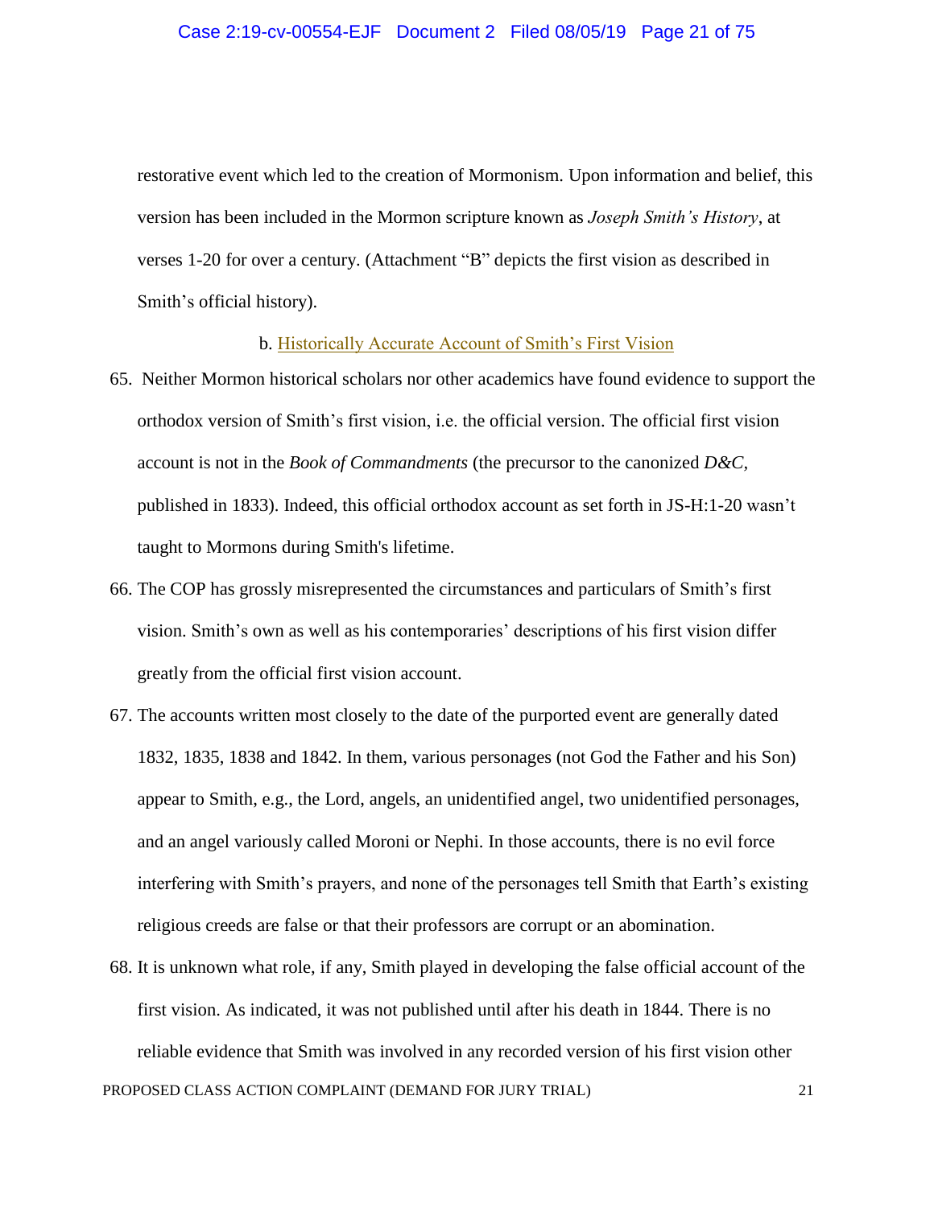restorative event which led to the creation of Mormonism. Upon information and belief, this version has been included in the Mormon scripture known as *Joseph Smith's History*, at verses 1-20 for over a century. (Attachment "B" depicts the first vision as described in Smith's official history).

b. Historically Accurate Account of Smith's First Vision

65. Neither Mormon historical scholars nor other academics have found evidence to support the orthodox version of Smith's first vision, i.e. the official version. The official first vision account is not in the *Book of Commandments* (the precursor to the canonized *D&C*, published in 1833). Indeed, this official orthodox account as set forth in JS-H:1-20 wasn't taught to Mormons during Smith's lifetime.

66. The COP has grossly misrepresented the circumstances and particulars of Smith's first vision. Smith's own as well as his contemporaries' descriptions of his first vision differ greatly from the official first vision account.

67. The accounts written most closely to the date of the purported event are generally dated 1832, 1835, 1838 and 1842. In them, various personages (not God the Father and his Son) appear to Smith, e.g., the Lord, angels, an unidentified angel, two unidentified personages, and an angel variously called Moroni or Nephi. In those accounts, there is no evil force interfering with Smith's prayers, and none of the personages tell Smith that Earth's existing religious creeds are false or that their professors are corrupt or an abomination.

68. It is unknown what role, if any, Smith played in developing the false official account of the first vision. As indicated, it was not published until after his death in 1844. There is no reliable evidence that Smith was involved in any recorded version of his first vision other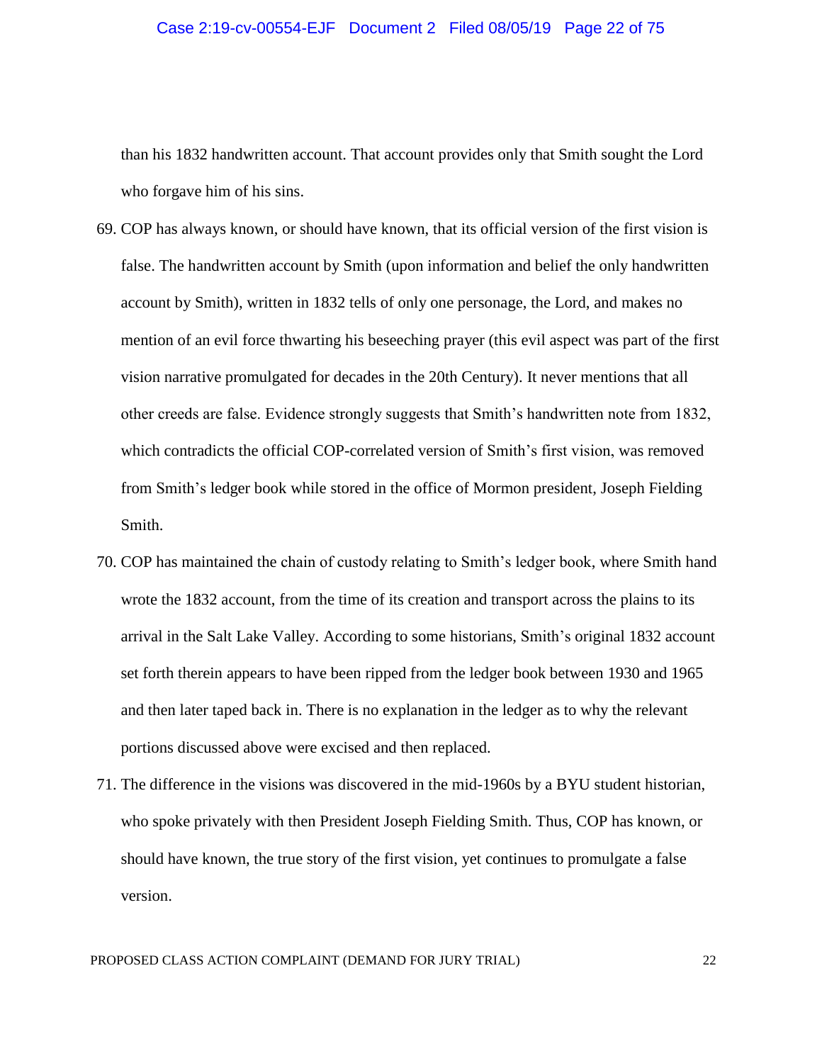than his 1832 handwritten account. That account provides only that Smith sought the Lord who forgave him of his sins.

69. COP has always known, or should have known, that its official version of the first vision is false. The handwritten account by Smith (upon information and belief the only handwritten account by Smith), written in 1832 tells of only one personage, the Lord, and makes no mention of an evil force thwarting his beseeching prayer (this evil aspect was part of the first vision narrative promulgated for decades in the 20th Century). It never mentions that all other creeds are false. Evidence strongly suggests that Smith's handwritten note from 1832, which contradicts the official COP-correlated version of Smith's first vision, was removed from Smith's ledger book while stored in the office of Mormon president, Joseph Fielding Smith.

70. COP has maintained the chain of custody relating to Smith's ledger book, where Smith hand wrote the 1832 account, from the time of its creation and transport across the plains to its arrival in the Salt Lake Valley. According to some historians, Smith's original 1832 account set forth therein appears to have been ripped from the ledger book between 1930 and 1965 and then later taped back in. There is no explanation in the ledger as to why the relevant portions discussed above were excised and then replaced.

71. The difference in the visions was discovered in the mid-1960s by a BYU student historian, who spoke privately with then President Joseph Fielding Smith. Thus, COP has known, or should have known, the true story of the first vision, yet continues to promulgate a false version.

PROPOSED CLASS ACTION COMPLAINT (DEMAND FOR JURY TRIAL)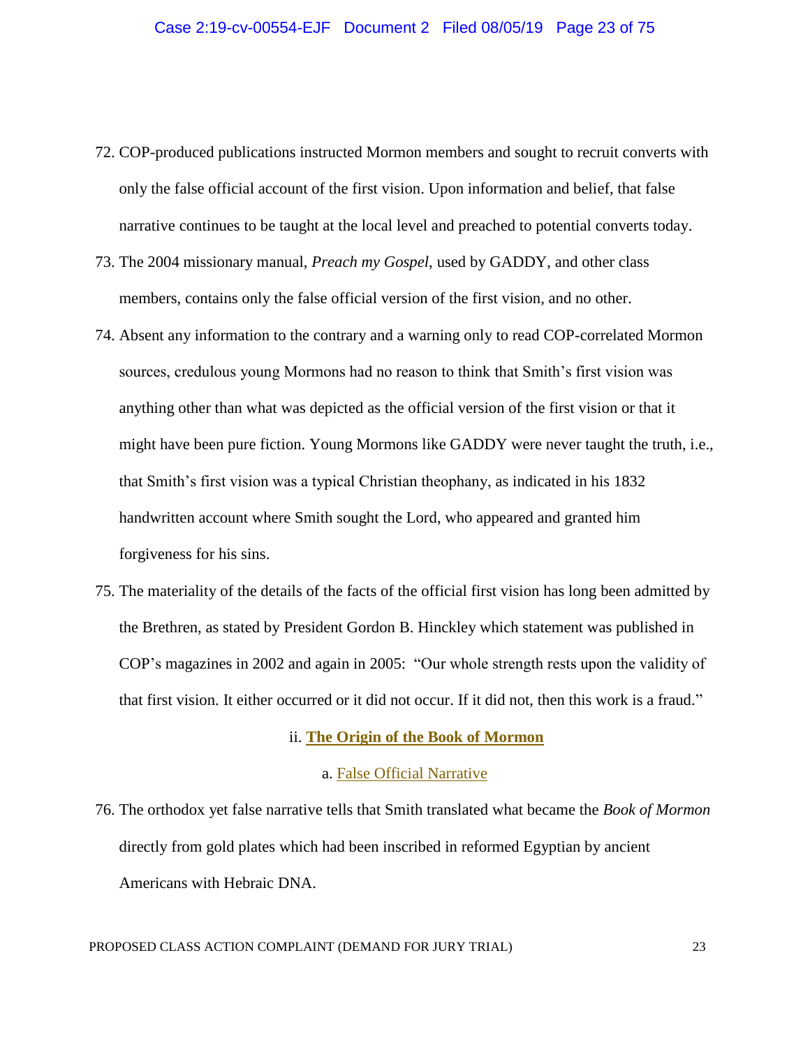72. COP-produced publications instructed Mormon members and sought to recruit converts with only the false official account of the first vision. Upon information and belief, that false narrative continues to be taught at the local level and preached to potential converts today.

73. The 2004 missionary manual, *Preach my Gospel*, used by GADDY, and other class members, contains only the false official version of the first vision, and no other.

74. Absent any information to the contrary and a warning only to read COP-correlated Mormon sources, credulous young Mormons had no reason to think that Smith's first vision was anything other than what was depicted as the official version of the first vision or that it might have been pure fiction. Young Mormons like GADDY were never taught the truth, i.e., that Smith's first vision was a typical Christian theophany, as indicated in his 1832 handwritten account where Smith sought the Lord, who appeared and granted him forgiveness for his sins.

75. The materiality of the details of the facts of the official first vision has long been admitted by the Brethren, as stated by President Gordon B. Hinckley which statement was published in COP's magazines in 2002 and again in 2005: "Our whole strength rests upon the validity of that first vision. It either occurred or it did not occur. If it did not, then this work is a fraud."

### ii. **The Origin of the Book of Mormon**

#### a. False Official Narrative

76. The orthodox yet false narrative tells that Smith translated what became the *Book of Mormon* directly from gold plates which had been inscribed in reformed Egyptian by ancient Americans with Hebraic DNA.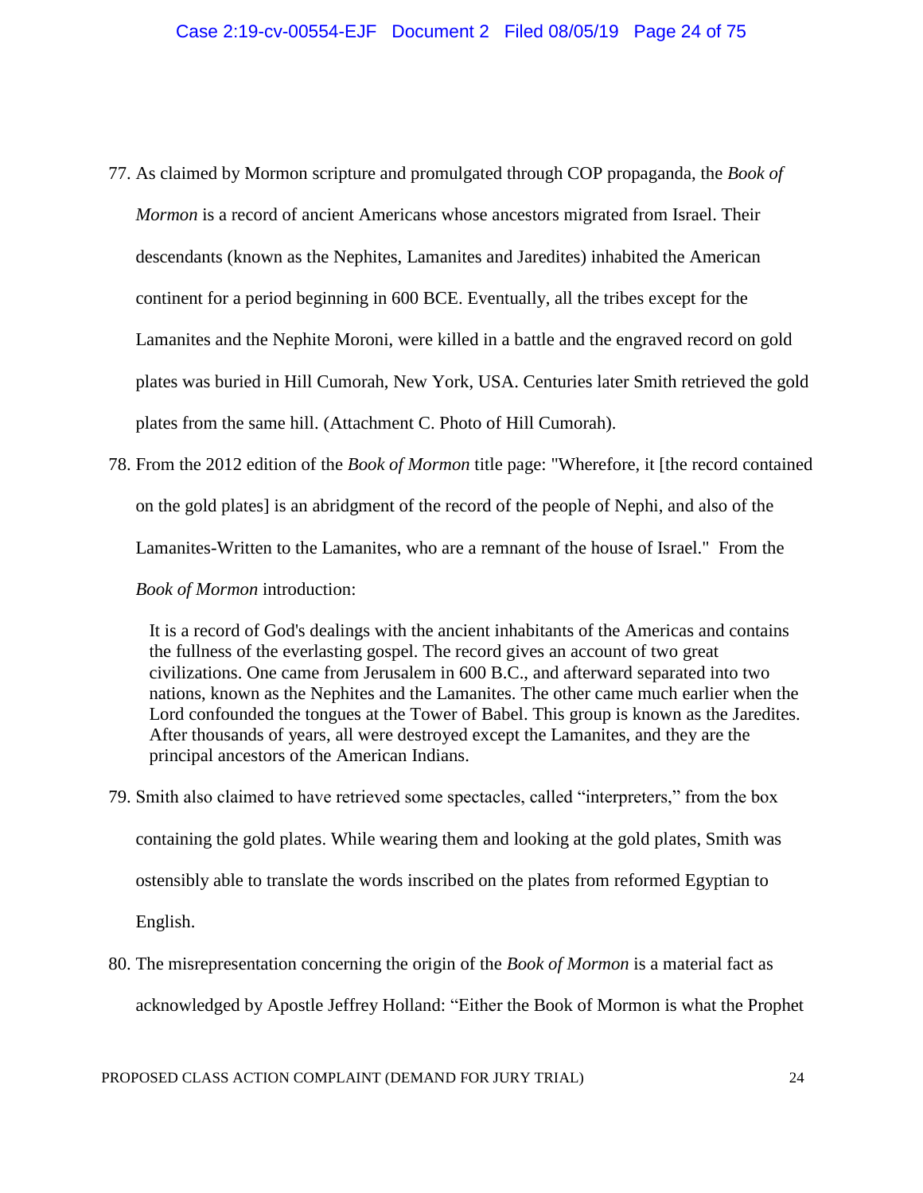77. As claimed by Mormon scripture and promulgated through COP propaganda, the *Book of Mormon* is a record of ancient Americans whose ancestors migrated from Israel. Their descendants (known as the Nephites, Lamanites and Jaredites) inhabited the American continent for a period beginning in 600 BCE. Eventually, all the tribes except for the Lamanites and the Nephite Moroni, were killed in a battle and the engraved record on gold plates was buried in Hill Cumorah, New York, USA. Centuries later Smith retrieved the gold plates from the same hill. (Attachment C. Photo of Hill Cumorah).

78. From the 2012 edition of the *Book of Mormon* title page: "Wherefore, it [the record contained on the gold plates] is an abridgment of the record of the people of Nephi, and also of the Lamanites-Written to the Lamanites, who are a remnant of the house of Israel." From the *Book of Mormon* introduction:

> It is a record of God's dealings with the ancient inhabitants of the Americas and contains the fullness of the everlasting gospel. The record gives an account of two great civilizations. One came from Jerusalem in 600 B.C., and afterward separated into two nations, known as the Nephites and the Lamanites. The other came much earlier when the Lord confounded the tongues at the Tower of Babel. This group is known as the Jaredites. After thousands of years, all were destroyed except the Lamanites, and they are the principal ancestors of the American Indians.

79. Smith also claimed to have retrieved some spectacles, called "interpreters," from the box containing the gold plates. While wearing them and looking at the gold plates, Smith was ostensibly able to translate the words inscribed on the plates from reformed Egyptian to English.

80. The misrepresentation concerning the origin of the *Book of Mormon* is a material fact as acknowledged by Apostle Jeffrey Holland: "Either the Book of Mormon is what the Prophet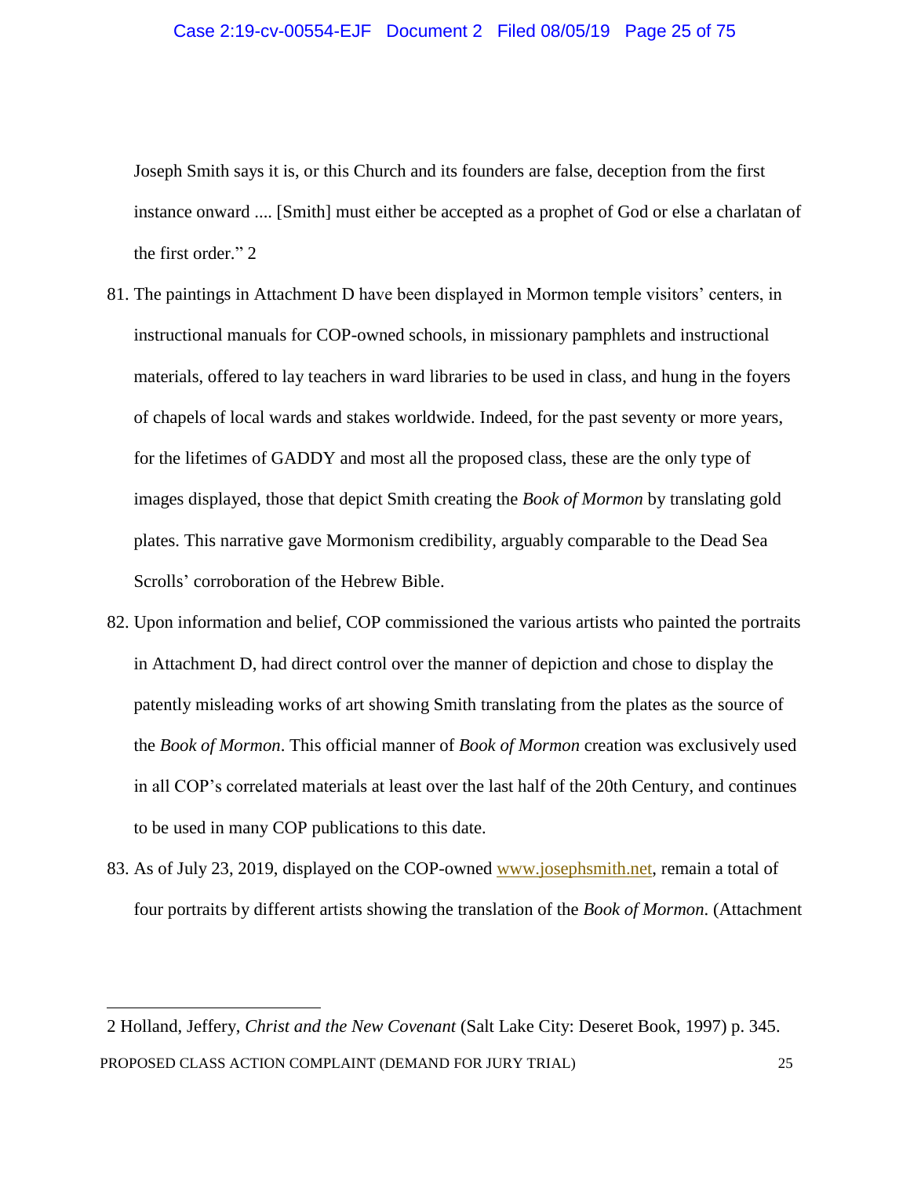Joseph Smith says it is, or this Church and its founders are false, deception from the first instance onward .... [Smith] must either be accepted as a prophet of God or else a charlatan of the first order." 2

81. The paintings in Attachment D have been displayed in Mormon temple visitors' centers, in instructional manuals for COP-owned schools, in missionary pamphlets and instructional materials, offered to lay teachers in ward libraries to be used in class, and hung in the foyers of chapels of local wards and stakes worldwide. Indeed, for the past seventy or more years, for the lifetimes of GADDY and most all the proposed class, these are the only type of images displayed, those that depict Smith creating the *Book of Mormon* by translating gold plates. This narrative gave Mormonism credibility, arguably comparable to the Dead Sea Scrolls' corroboration of the Hebrew Bible.

82. Upon information and belief, COP commissioned the various artists who painted the portraits in Attachment D, had direct control over the manner of depiction and chose to display the patently misleading works of art showing Smith translating from the plates as the source of the *Book of Mormon*. This official manner of *Book of Mormon* creation was exclusively used in all COP's correlated materials at least over the last half of the 20th Century, and continues to be used in many COP publications to this date.

83. As of July 23, 2019, displayed on the COP-owned www.josephsmith.net, remain a total of four portraits by different artists showing the translation of the *Book of Mormon*. (Attachment

---

2 Holland, Jeffery, *Christ and the New Covenant* (Salt Lake City: Deseret Book, 1997) p. 345.

PROPOSED CLASS ACTION COMPLAINT (DEMAND FOR JURY TRIAL)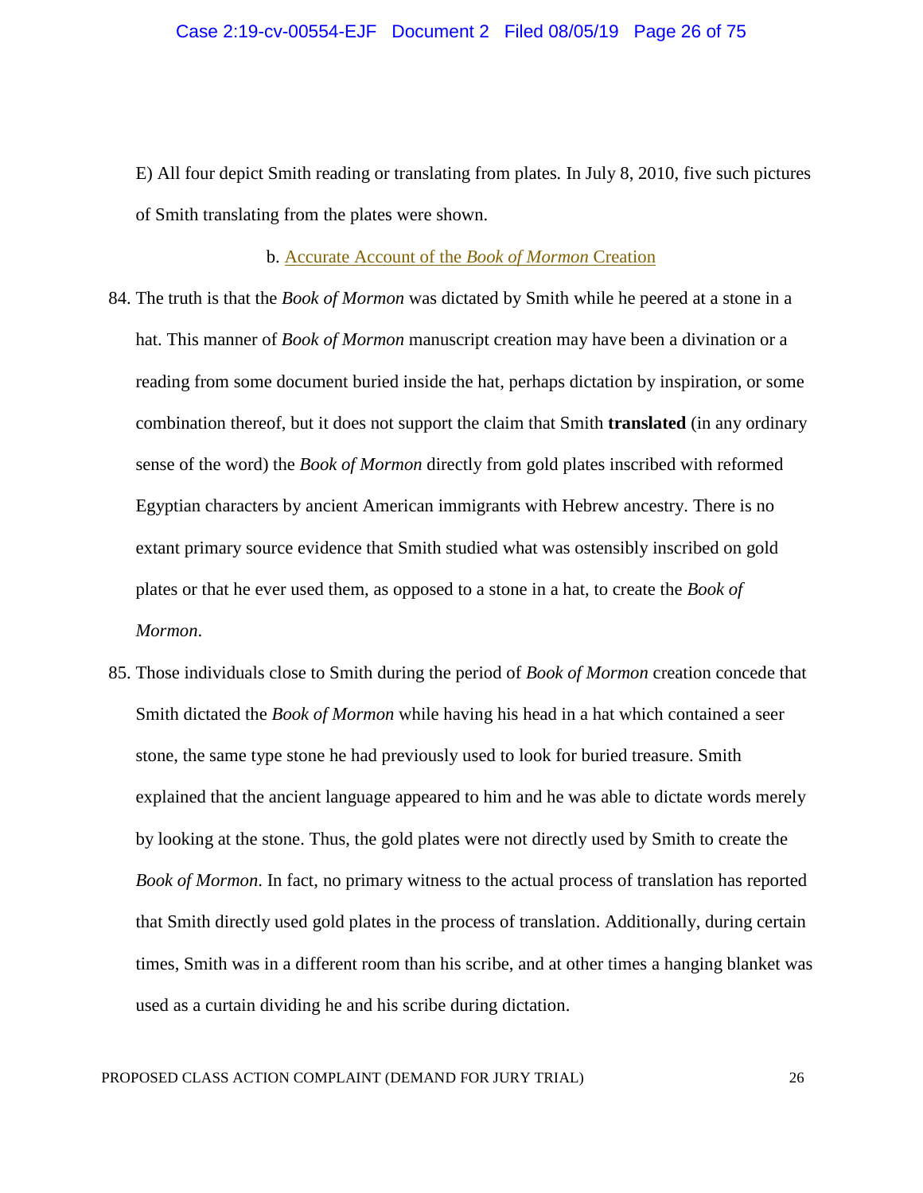E) All four depict Smith reading or translating from plates. In July 8, 2010, five such pictures of Smith translating from the plates were shown.

### b. Accurate Account of the *Book of Mormon* Creation

84. The truth is that the *Book of Mormon* was dictated by Smith while he peered at a stone in a hat. This manner of *Book of Mormon* manuscript creation may have been a divination or a reading from some document buried inside the hat, perhaps dictation by inspiration, or some combination thereof, but it does not support the claim that Smith **translated** (in any ordinary sense of the word) the *Book of Mormon* directly from gold plates inscribed with reformed Egyptian characters by ancient American immigrants with Hebrew ancestry. There is no extant primary source evidence that Smith studied what was ostensibly inscribed on gold plates or that he ever used them, as opposed to a stone in a hat, to create the *Book of Mormon*.

85. Those individuals close to Smith during the period of *Book of Mormon* creation concede that Smith dictated the *Book of Mormon* while having his head in a hat which contained a seer stone, the same type stone he had previously used to look for buried treasure. Smith explained that the ancient language appeared to him and he was able to dictate words merely by looking at the stone. Thus, the gold plates were not directly used by Smith to create the *Book of Mormon*. In fact, no primary witness to the actual process of translation has reported that Smith directly used gold plates in the process of translation. Additionally, during certain times, Smith was in a different room than his scribe, and at other times a hanging blanket was used as a curtain dividing he and his scribe during dictation.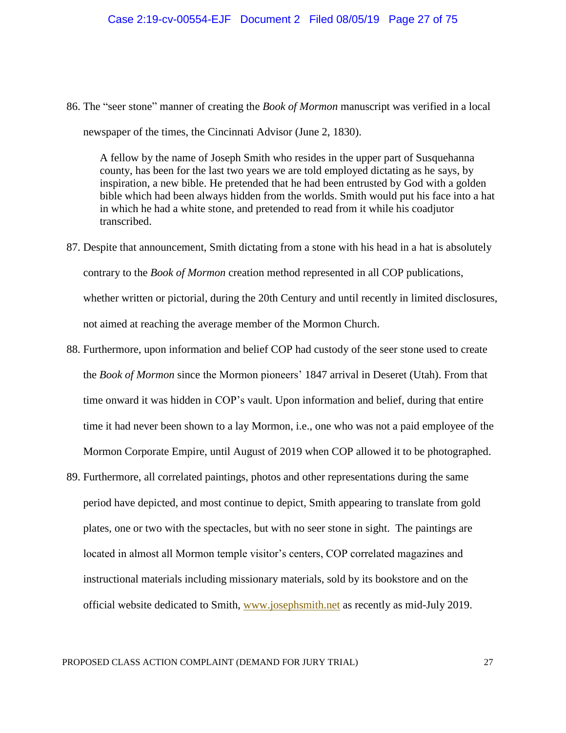86. The "seer stone" manner of creating the *Book of Mormon* manuscript was verified in a local newspaper of the times, the Cincinnati Advisor (June 2, 1830).

> A fellow by the name of Joseph Smith who resides in the upper part of Susquehanna county, has been for the last two years we are told employed dictating as he says, by inspiration, a new bible. He pretended that he had been entrusted by God with a golden bible which had been always hidden from the worlds. Smith would put his face into a hat in which he had a white stone, and pretended to read from it while his coadjutor transcribed.

87. Despite that announcement, Smith dictating from a stone with his head in a hat is absolutely contrary to the *Book of Mormon* creation method represented in all COP publications, whether written or pictorial, during the 20th Century and until recently in limited disclosures, not aimed at reaching the average member of the Mormon Church.

88. Furthermore, upon information and belief COP had custody of the seer stone used to create the *Book of Mormon* since the Mormon pioneers' 1847 arrival in Deseret (Utah). From that time onward it was hidden in COP's vault. Upon information and belief, during that entire time it had never been shown to a lay Mormon, i.e., one who was not a paid employee of the Mormon Corporate Empire, until August of 2019 when COP allowed it to be photographed.

89. Furthermore, all correlated paintings, photos and other representations during the same period have depicted, and most continue to depict, Smith appearing to translate from gold plates, one or two with the spectacles, but with no seer stone in sight. The paintings are located in almost all Mormon temple visitor's centers, COP correlated magazines and instructional materials including missionary materials, sold by its bookstore and on the official website dedicated to Smith, www.josephsmith.net as recently as mid-July 2019.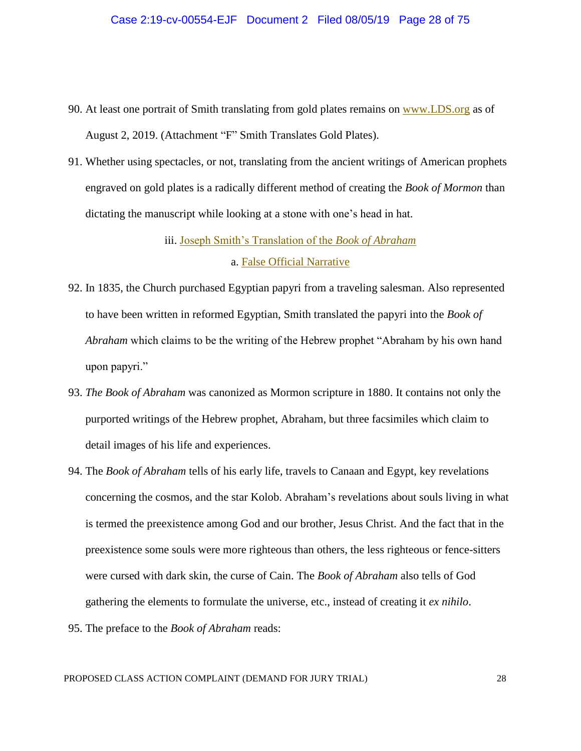90. At least one portrait of Smith translating from gold plates remains on www.LDS.org as of August 2, 2019. (Attachment "F" Smith Translates Gold Plates).

91. Whether using spectacles, or not, translating from the ancient writings of American prophets engraved on gold plates is a radically different method of creating the *Book of Mormon* than dictating the manuscript while looking at a stone with one's head in hat.

iii. Joseph Smith's Translation of the *Book of Abraham*

a. False Official Narrative

92. In 1835, the Church purchased Egyptian papyri from a traveling salesman. Also represented to have been written in reformed Egyptian, Smith translated the papyri into the *Book of Abraham* which claims to be the writing of the Hebrew prophet "Abraham by his own hand upon papyri."

93. *The Book of Abraham* was canonized as Mormon scripture in 1880. It contains not only the purported writings of the Hebrew prophet, Abraham, but three facsimiles which claim to detail images of his life and experiences.

94. The *Book of Abraham* tells of his early life, travels to Canaan and Egypt, key revelations concerning the cosmos, and the star Kolob. Abraham's revelations about souls living in what is termed the preexistence among God and our brother, Jesus Christ. And the fact that in the preexistence some souls were more righteous than others, the less righteous or fence-sitters were cursed with dark skin, the curse of Cain. The *Book of Abraham* also tells of God gathering the elements to formulate the universe, etc., instead of creating it *ex nihilo*.

95. The preface to the *Book of Abraham* reads: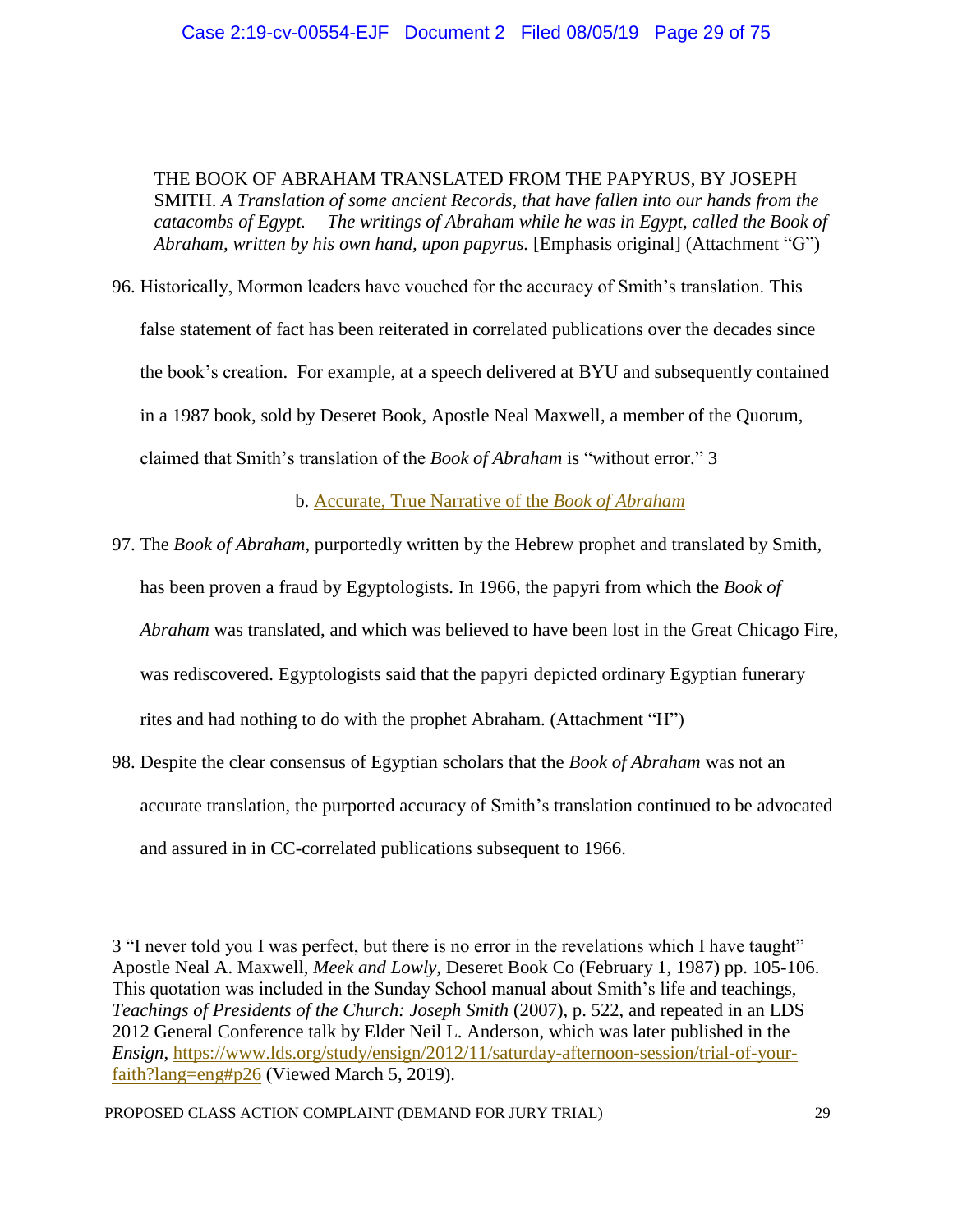THE BOOK OF ABRAHAM TRANSLATED FROM THE PAPYRUS, BY JOSEPH SMITH. *A Translation of some ancient Records, that have fallen into our hands from the catacombs of Egypt. —The writings of Abraham while he was in Egypt, called the Book of Abraham, written by his own hand, upon papyrus.* [Emphasis original] (Attachment "G")

96. Historically, Mormon leaders have vouched for the accuracy of Smith's translation. This false statement of fact has been reiterated in correlated publications over the decades since the book's creation. For example, at a speech delivered at BYU and subsequently contained in a 1987 book, sold by Deseret Book, Apostle Neal Maxwell, a member of the Quorum, claimed that Smith's translation of the *Book of Abraham* is "without error." [3]

b. Accurate, True Narrative of the *Book of Abraham*

97. The *Book of Abraham*, purportedly written by the Hebrew prophet and translated by Smith, has been proven a fraud by Egyptologists. In 1966, the papyri from which the *Book of Abraham* was translated, and which was believed to have been lost in the Great Chicago Fire, was rediscovered. Egyptologists said that the papyri depicted ordinary Egyptian funerary rites and had nothing to do with the prophet Abraham. (Attachment "H")

98. Despite the clear consensus of Egyptian scholars that the *Book of Abraham* was not an accurate translation, the purported accuracy of Smith's translation continued to be advocated and assured in in CC-correlated publications subsequent to 1966.

---

3 "I never told you I was perfect, but there is no error in the revelations which I have taught" Apostle Neal A. Maxwell, *Meek and Lowly*, Deseret Book Co (February 1, 1987) pp. 105-106. This quotation was included in the Sunday School manual about Smith's life and teachings, *Teachings of Presidents of the Church: Joseph Smith* (2007), p. 522, and repeated in an LDS 2012 General Conference talk by Elder Neil L. Anderson, which was later published in the *Ensign*, https://www.lds.org/study/ensign/2012/11/saturday-afternoon-session/trial-of-your-faith?lang=eng#p26 (Viewed March 5, 2019).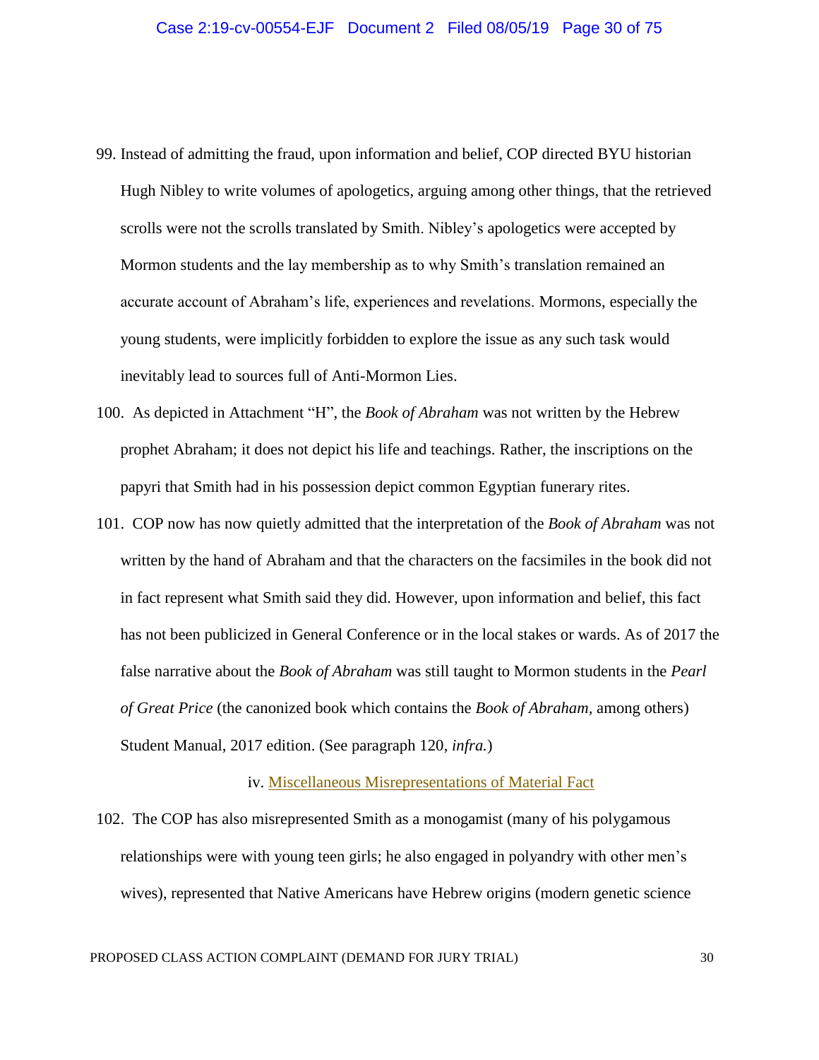99. Instead of admitting the fraud, upon information and belief, COP directed BYU historian Hugh Nibley to write volumes of apologetics, arguing among other things, that the retrieved scrolls were not the scrolls translated by Smith. Nibley's apologetics were accepted by Mormon students and the lay membership as to why Smith's translation remained an accurate account of Abraham's life, experiences and revelations. Mormons, especially the young students, were implicitly forbidden to explore the issue as any such task would inevitably lead to sources full of Anti-Mormon Lies.

100. As depicted in Attachment "H", the *Book of Abraham* was not written by the Hebrew prophet Abraham; it does not depict his life and teachings. Rather, the inscriptions on the papyri that Smith had in his possession depict common Egyptian funerary rites.

101. COP now has now quietly admitted that the interpretation of the *Book of Abraham* was not written by the hand of Abraham and that the characters on the facsimiles in the book did not in fact represent what Smith said they did. However, upon information and belief, this fact has not been publicized in General Conference or in the local stakes or wards. As of 2017 the false narrative about the *Book of Abraham* was still taught to Mormon students in the *Pearl of Great Price* (the canonized book which contains the *Book of Abraham*, among others) Student Manual, 2017 edition. (See paragraph 120, *infra.*)

iv. Miscellaneous Misrepresentations of Material Fact

102. The COP has also misrepresented Smith as a monogamist (many of his polygamous relationships were with young teen girls; he also engaged in polyandry with other men's wives), represented that Native Americans have Hebrew origins (modern genetic science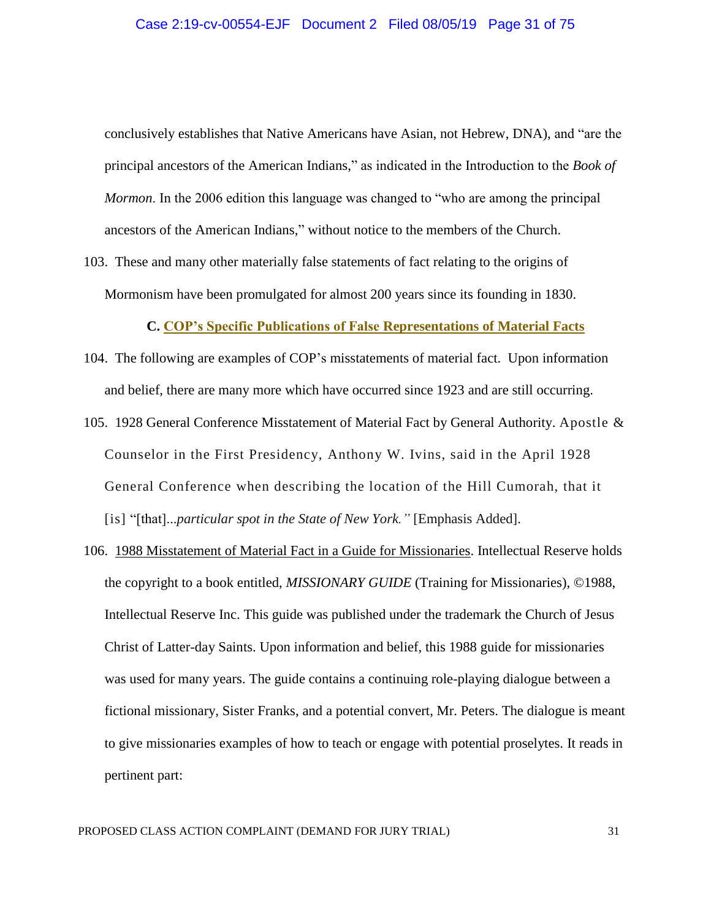conclusively establishes that Native Americans have Asian, not Hebrew, DNA), and "are the principal ancestors of the American Indians," as indicated in the Introduction to the *Book of Mormon*. In the 2006 edition this language was changed to "who are among the principal ancestors of the American Indians," without notice to the members of the Church.

103. These and many other materially false statements of fact relating to the origins of Mormonism have been promulgated for almost 200 years since its founding in 1830.

### C. COP's Specific Publications of False Representations of Material Facts

104. The following are examples of COP's misstatements of material fact. Upon information and belief, there are many more which have occurred since 1923 and are still occurring.

105. 1928 General Conference Misstatement of Material Fact by General Authority. Apostle & Counselor in the First Presidency, Anthony W. Ivins, said in the April 1928 General Conference when describing the location of the Hill Cumorah, that it [is] "[that]...*particular spot in the State of New York."* [Emphasis Added].

106. 1988 Misstatement of Material Fact in a Guide for Missionaries. Intellectual Reserve holds the copyright to a book entitled, *MISSIONARY GUIDE* (Training for Missionaries), ©1988, Intellectual Reserve Inc. This guide was published under the trademark the Church of Jesus Christ of Latter-day Saints. Upon information and belief, this 1988 guide for missionaries was used for many years. The guide contains a continuing role-playing dialogue between a fictional missionary, Sister Franks, and a potential convert, Mr. Peters. The dialogue is meant to give missionaries examples of how to teach or engage with potential proselytes. It reads in pertinent part: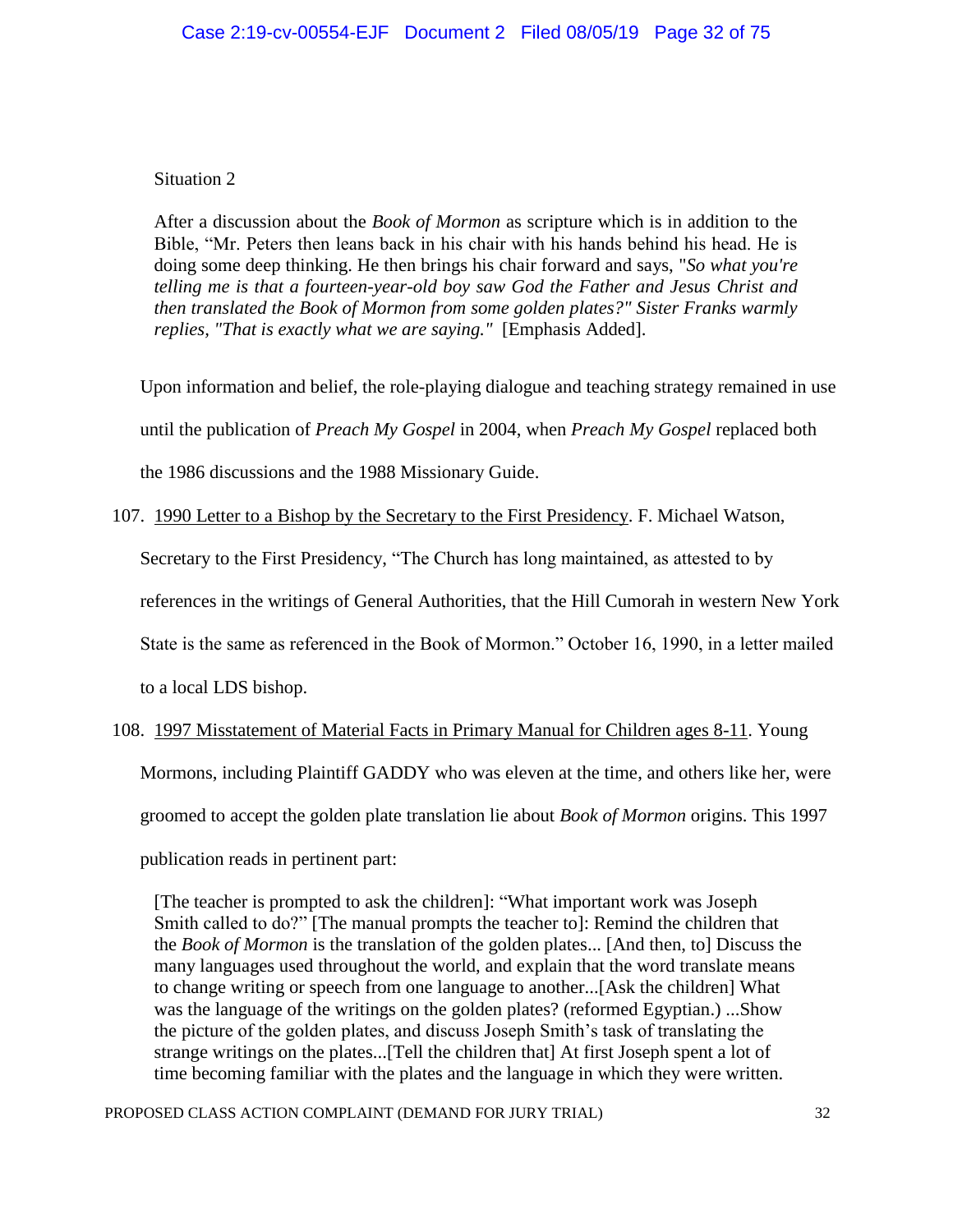Situation 2

> After a discussion about the *Book of Mormon* as scripture which is in addition to the Bible, "Mr. Peters then leans back in his chair with his hands behind his head. He is doing some deep thinking. He then brings his chair forward and says, "*So what you're telling me is that a fourteen-year-old boy saw God the Father and Jesus Christ and then translated the Book of Mormon from some golden plates?" Sister Franks warmly replies, "That is exactly what we are saying."* [Emphasis Added].

Upon information and belief, the role-playing dialogue and teaching strategy remained in use until the publication of *Preach My Gospel* in 2004, when *Preach My Gospel* replaced both the 1986 discussions and the 1988 Missionary Guide.

107. <u>1990 Letter to a Bishop by the Secretary to the First Presidency</u>. F. Michael Watson, Secretary to the First Presidency, "The Church has long maintained, as attested to by references in the writings of General Authorities, that the Hill Cumorah in western New York State is the same as referenced in the Book of Mormon." October 16, 1990, in a letter mailed to a local LDS bishop.

108. <u>1997 Misstatement of Material Facts in Primary Manual for Children ages 8-11</u>. Young Mormons, including Plaintiff GADDY who was eleven at the time, and others like her, were groomed to accept the golden plate translation lie about *Book of Mormon* origins. This 1997 publication reads in pertinent part:

> [The teacher is prompted to ask the children]: "What important work was Joseph Smith called to do?" [The manual prompts the teacher to]: Remind the children that the *Book of Mormon* is the translation of the golden plates... [And then, to] Discuss the many languages used throughout the world, and explain that the word translate means to change writing or speech from one language to another...[Ask the children] What was the language of the writings on the golden plates? (reformed Egyptian.) ...Show the picture of the golden plates, and discuss Joseph Smith's task of translating the strange writings on the plates...[Tell the children that] At first Joseph spent a lot of time becoming familiar with the plates and the language in which they were written.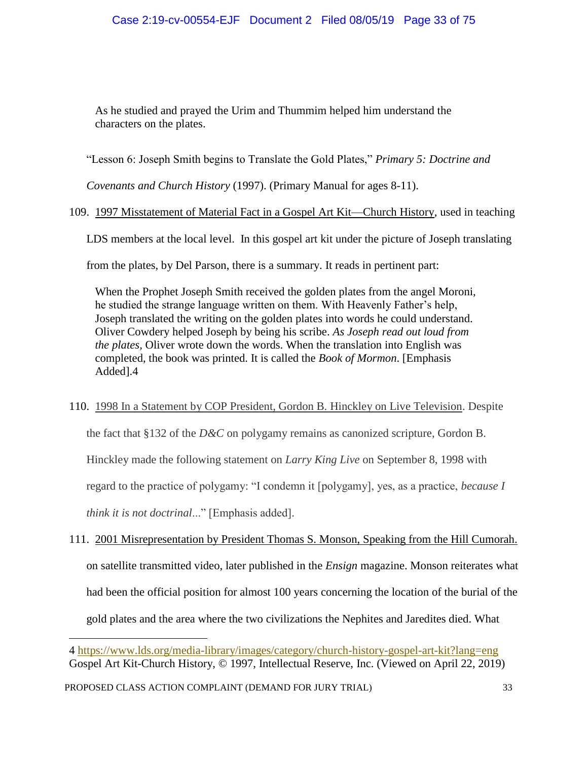> As he studied and prayed the Urim and Thummim helped him understand the characters on the plates.

"Lesson 6: Joseph Smith begins to Translate the Gold Plates," *Primary 5: Doctrine and Covenants and Church History* (1997). (Primary Manual for ages 8-11).

109. <u>1997 Misstatement of Material Fact in a Gospel Art Kit—Church History</u>, used in teaching LDS members at the local level. In this gospel art kit under the picture of Joseph translating from the plates, by Del Parson, there is a summary. It reads in pertinent part:

> When the Prophet Joseph Smith received the golden plates from the angel Moroni, he studied the strange language written on them. With Heavenly Father's help, Joseph translated the writing on the golden plates into words he could understand. Oliver Cowdery helped Joseph by being his scribe. *As Joseph read out loud from the plates*, Oliver wrote down the words. When the translation into English was completed, the book was printed. It is called the *Book of Mormon*. [Emphasis Added].[4]

110. <u>1998 In a Statement by COP President, Gordon B. Hinckley on Live Television</u>. Despite the fact that §132 of the *D&C* on polygamy remains as canonized scripture, Gordon B. Hinckley made the following statement on *Larry King Live* on September 8, 1998 with regard to the practice of polygamy: "I condemn it [polygamy], yes, as a practice, *because I think it is not doctrinal*..." [Emphasis added].

111. <u>2001 Misrepresentation by President Thomas S. Monson, Speaking from the Hill Cumorah.</u> on satellite transmitted video, later published in the *Ensign* magazine. Monson reiterates what had been the official position for almost 100 years concerning the location of the burial of the gold plates and the area where the two civilizations the Nephites and Jaredites died. What

---

[4] https://www.lds.org/media-library/images/category/church-history-gospel-art-kit?lang=eng Gospel Art Kit-Church History, © 1997, Intellectual Reserve, Inc. (Viewed on April 22, 2019)

PROPOSED CLASS ACTION COMPLAINT (DEMAND FOR JURY TRIAL)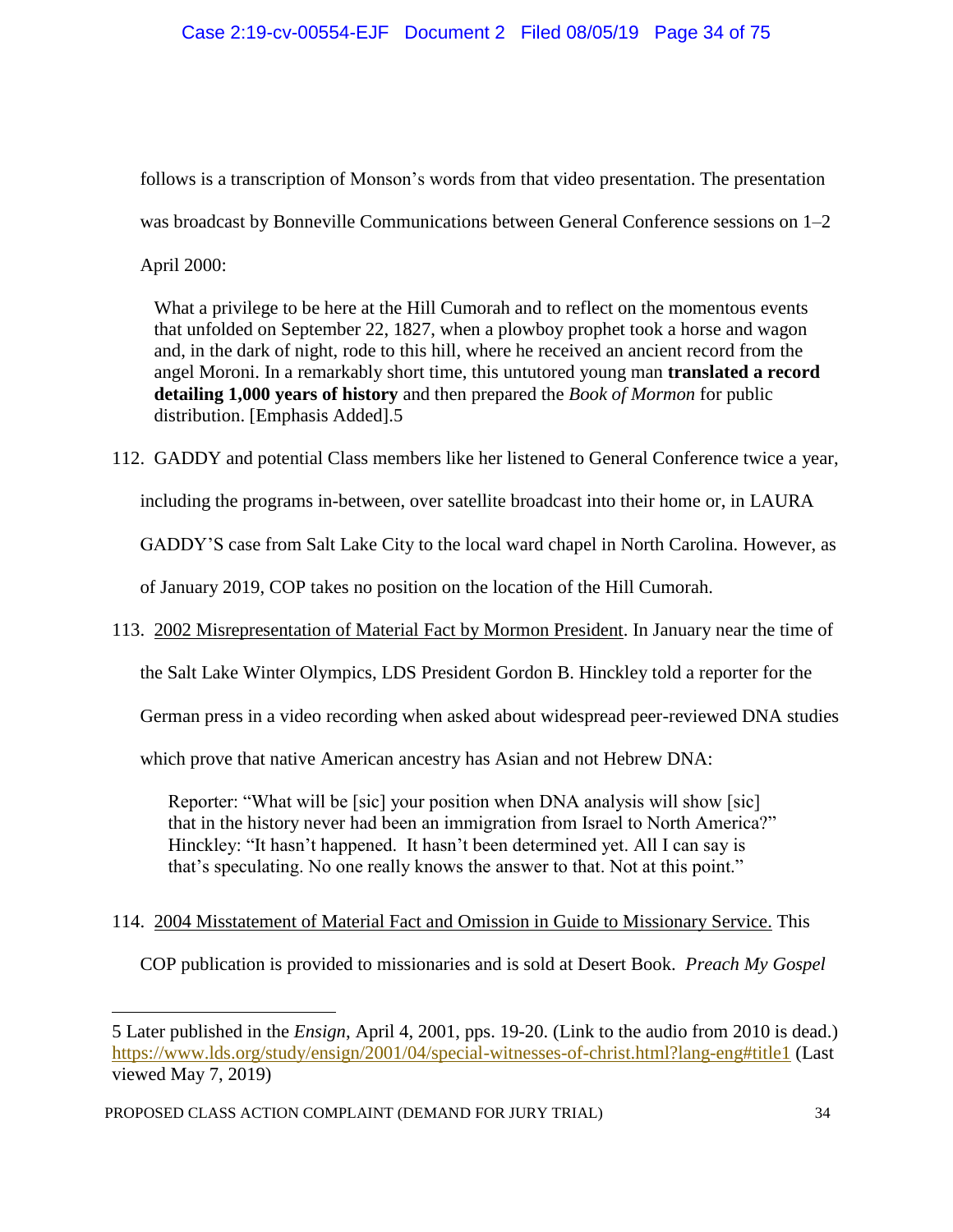follows is a transcription of Monson's words from that video presentation. The presentation was broadcast by Bonneville Communications between General Conference sessions on 1–2 April 2000:

> What a privilege to be here at the Hill Cumorah and to reflect on the momentous events that unfolded on September 22, 1827, when a plowboy prophet took a horse and wagon and, in the dark of night, rode to this hill, where he received an ancient record from the angel Moroni. In a remarkably short time, this untutored young man **translated a record detailing 1,000 years of history** and then prepared the *Book of Mormon* for public distribution. [Emphasis Added].5

112. GADDY and potential Class members like her listened to General Conference twice a year, including the programs in-between, over satellite broadcast into their home or, in LAURA GADDY'S case from Salt Lake City to the local ward chapel in North Carolina. However, as of January 2019, COP takes no position on the location of the Hill Cumorah.

113. <u>2002 Misrepresentation of Material Fact by Mormon President</u>. In January near the time of the Salt Lake Winter Olympics, LDS President Gordon B. Hinckley told a reporter for the German press in a video recording when asked about widespread peer-reviewed DNA studies which prove that native American ancestry has Asian and not Hebrew DNA:

> Reporter: "What will be [sic] your position when DNA analysis will show [sic] that in the history never had been an immigration from Israel to North America?" Hinckley: "It hasn't happened. It hasn't been determined yet. All I can say is that's speculating. No one really knows the answer to that. Not at this point."

114. <u>2004 Misstatement of Material Fact and Omission in Guide to Missionary Service.</u> This COP publication is provided to missionaries and is sold at Desert Book. *Preach My Gospel*

---

5 Later published in the *Ensign*, April 4, 2001, pps. 19-20. (Link to the audio from 2010 is dead.) https://www.lds.org/study/ensign/2001/04/special-witnesses-of-christ.html?lang-eng#title1 (Last viewed May 7, 2019)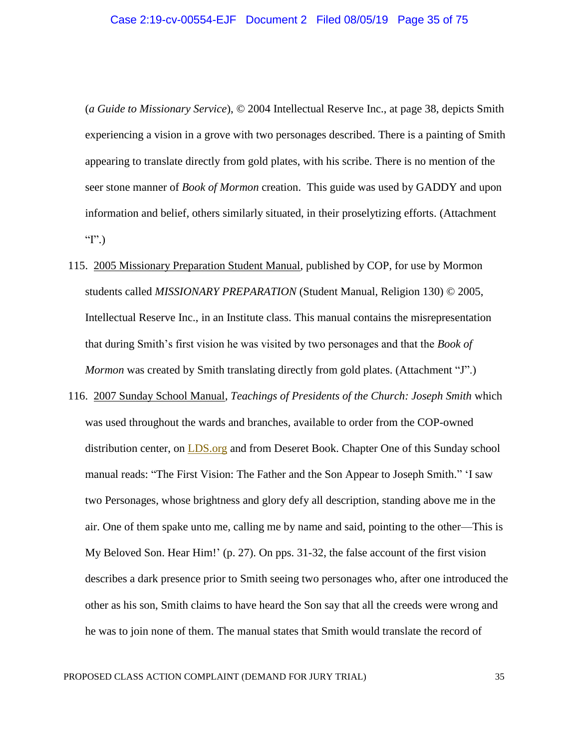(*a Guide to Missionary Service*), © 2004 Intellectual Reserve Inc., at page 38, depicts Smith experiencing a vision in a grove with two personages described. There is a painting of Smith appearing to translate directly from gold plates, with his scribe. There is no mention of the seer stone manner of *Book of Mormon* creation. This guide was used by GADDY and upon information and belief, others similarly situated, in their proselytizing efforts. (Attachment "I".)

115. <u>2005 Missionary Preparation Student Manual</u>, published by COP, for use by Mormon students called *MISSIONARY PREPARATION* (Student Manual, Religion 130) © 2005, Intellectual Reserve Inc., in an Institute class. This manual contains the misrepresentation that during Smith's first vision he was visited by two personages and that the *Book of Mormon* was created by Smith translating directly from gold plates. (Attachment "J".)

116. <u>2007 Sunday School Manual</u>, *Teachings of Presidents of the Church: Joseph Smith* which was used throughout the wards and branches, available to order from the COP-owned distribution center, on LDS.org and from Deseret Book. Chapter One of this Sunday school manual reads: "The First Vision: The Father and the Son Appear to Joseph Smith." 'I saw two Personages, whose brightness and glory defy all description, standing above me in the air. One of them spake unto me, calling me by name and said, pointing to the other—This is My Beloved Son. Hear Him!' (p. 27). On pps. 31-32, the false account of the first vision describes a dark presence prior to Smith seeing two personages who, after one introduced the other as his son, Smith claims to have heard the Son say that all the creeds were wrong and he was to join none of them. The manual states that Smith would translate the record of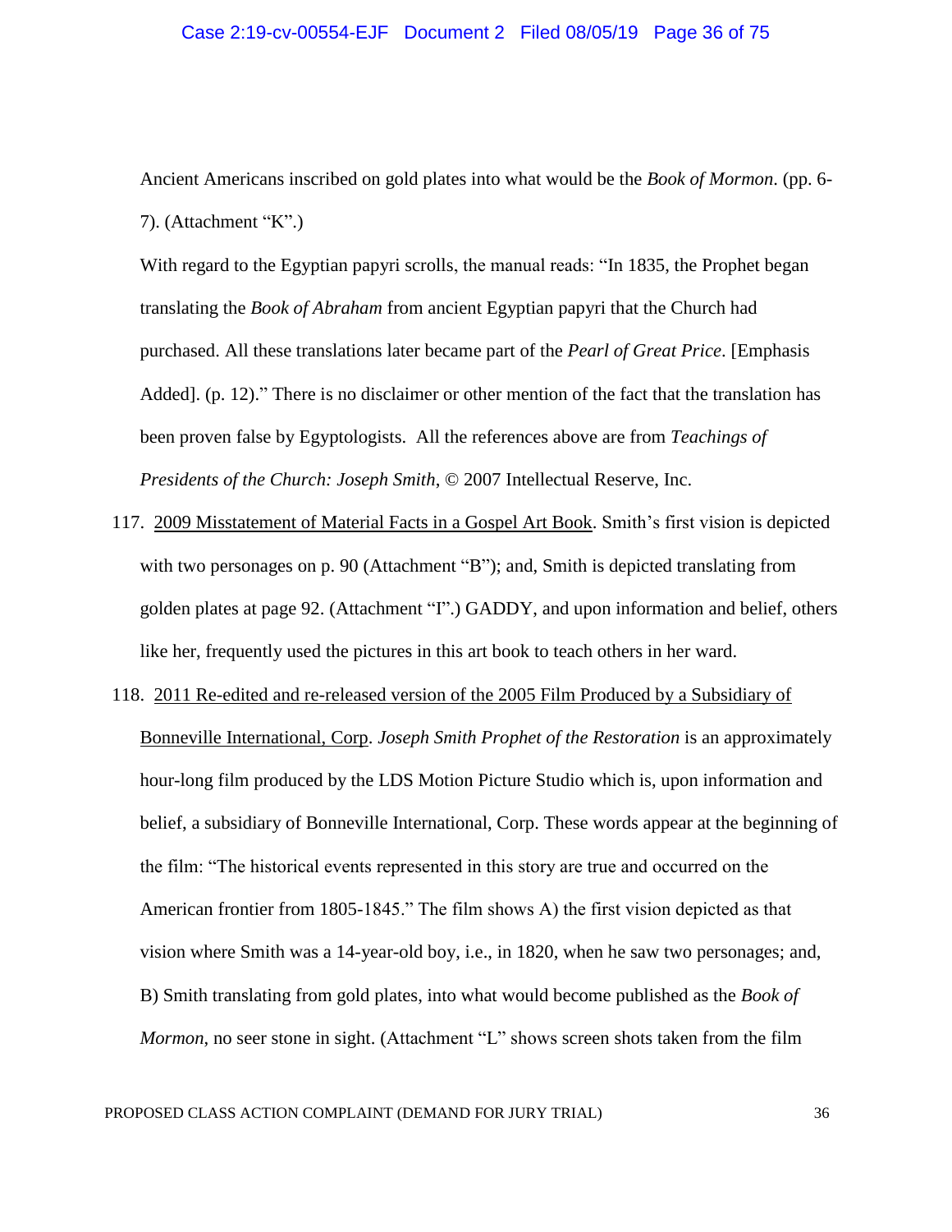Ancient Americans inscribed on gold plates into what would be the *Book of Mormon*. (pp. 6-7). (Attachment "K".)

With regard to the Egyptian papyri scrolls, the manual reads: "In 1835, the Prophet began translating the *Book of Abraham* from ancient Egyptian papyri that the Church had purchased. All these translations later became part of the *Pearl of Great Price*. [Emphasis Added]. (p. 12)." There is no disclaimer or other mention of the fact that the translation has been proven false by Egyptologists. All the references above are from *Teachings of Presidents of the Church: Joseph Smith*, © 2007 Intellectual Reserve, Inc.

117. <u>2009 Misstatement of Material Facts in a Gospel Art Book</u>. Smith's first vision is depicted with two personages on p. 90 (Attachment "B"); and, Smith is depicted translating from golden plates at page 92. (Attachment "I".) GADDY, and upon information and belief, others like her, frequently used the pictures in this art book to teach others in her ward.

118. <u>2011 Re-edited and re-released version of the 2005 Film Produced by a Subsidiary of Bonneville International, Corp</u>. *Joseph Smith Prophet of the Restoration* is an approximately hour-long film produced by the LDS Motion Picture Studio which is, upon information and belief, a subsidiary of Bonneville International, Corp. These words appear at the beginning of the film: "The historical events represented in this story are true and occurred on the American frontier from 1805-1845." The film shows A) the first vision depicted as that vision where Smith was a 14-year-old boy, i.e., in 1820, when he saw two personages; and, B) Smith translating from gold plates, into what would become published as the *Book of Mormon*, no seer stone in sight. (Attachment "L" shows screen shots taken from the film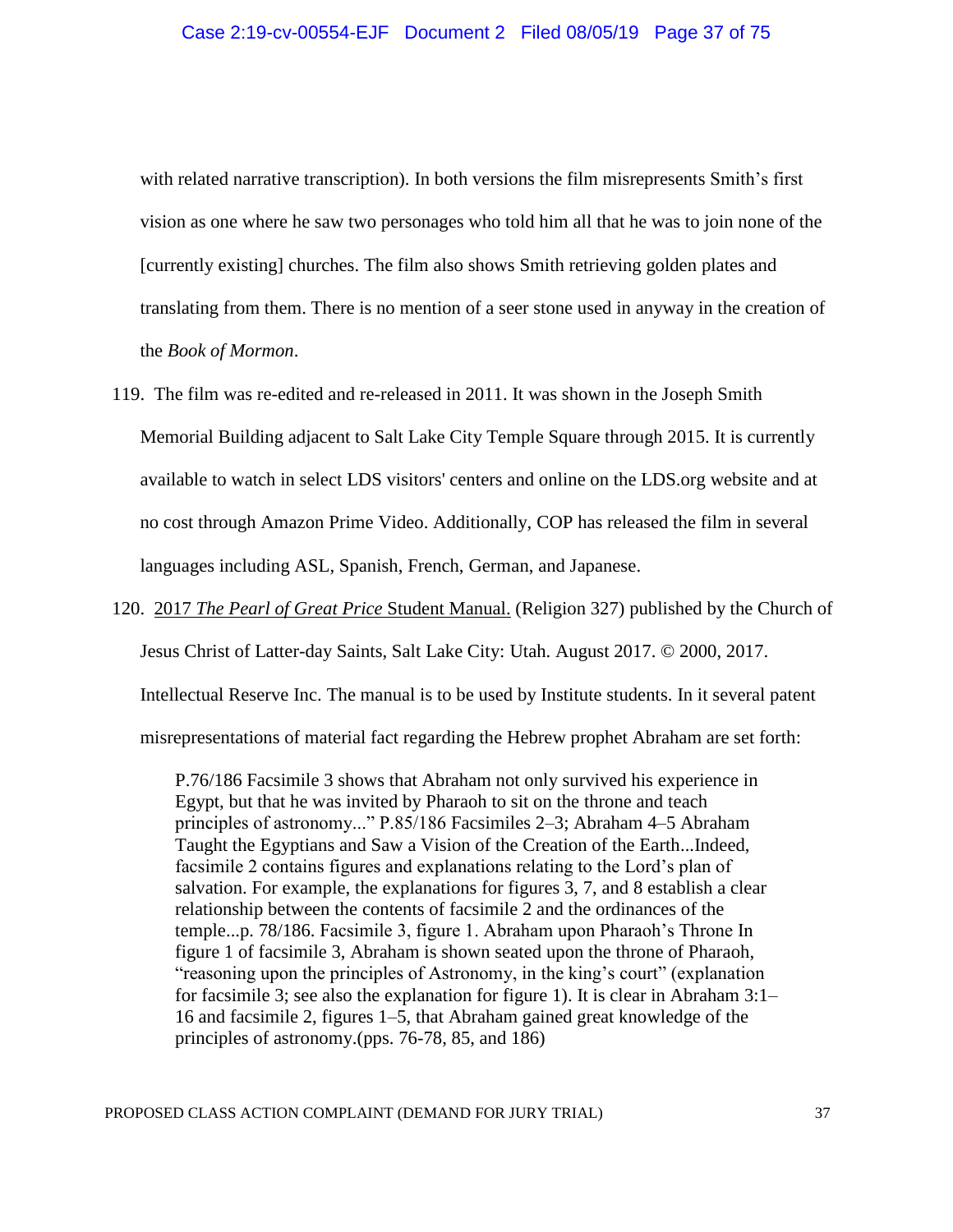with related narrative transcription). In both versions the film misrepresents Smith's first vision as one where he saw two personages who told him all that he was to join none of the [currently existing] churches. The film also shows Smith retrieving golden plates and translating from them. There is no mention of a seer stone used in anyway in the creation of the *Book of Mormon*.

119. The film was re-edited and re-released in 2011. It was shown in the Joseph Smith Memorial Building adjacent to Salt Lake City Temple Square through 2015. It is currently available to watch in select LDS visitors' centers and online on the LDS.org website and at no cost through Amazon Prime Video. Additionally, COP has released the film in several languages including ASL, Spanish, French, German, and Japanese.

120. <u>2017 *The Pearl of Great Price* Student Manual.</u> (Religion 327) published by the Church of Jesus Christ of Latter-day Saints, Salt Lake City: Utah. August 2017. © 2000, 2017. Intellectual Reserve Inc. The manual is to be used by Institute students. In it several patent misrepresentations of material fact regarding the Hebrew prophet Abraham are set forth:

> P.76/186 Facsimile 3 shows that Abraham not only survived his experience in Egypt, but that he was invited by Pharaoh to sit on the throne and teach principles of astronomy..." P.85/186 Facsimiles 2–3; Abraham 4–5 Abraham Taught the Egyptians and Saw a Vision of the Creation of the Earth...Indeed, facsimile 2 contains figures and explanations relating to the Lord's plan of salvation. For example, the explanations for figures 3, 7, and 8 establish a clear relationship between the contents of facsimile 2 and the ordinances of the temple...p. 78/186. Facsimile 3, figure 1. Abraham upon Pharaoh's Throne In figure 1 of facsimile 3, Abraham is shown seated upon the throne of Pharaoh, "reasoning upon the principles of Astronomy, in the king's court" (explanation for facsimile 3; see also the explanation for figure 1). It is clear in Abraham 3:1–16 and facsimile 2, figures 1–5, that Abraham gained great knowledge of the principles of astronomy.(pps. 76-78, 85, and 186)

PROPOSED CLASS ACTION COMPLAINT (DEMAND FOR JURY TRIAL)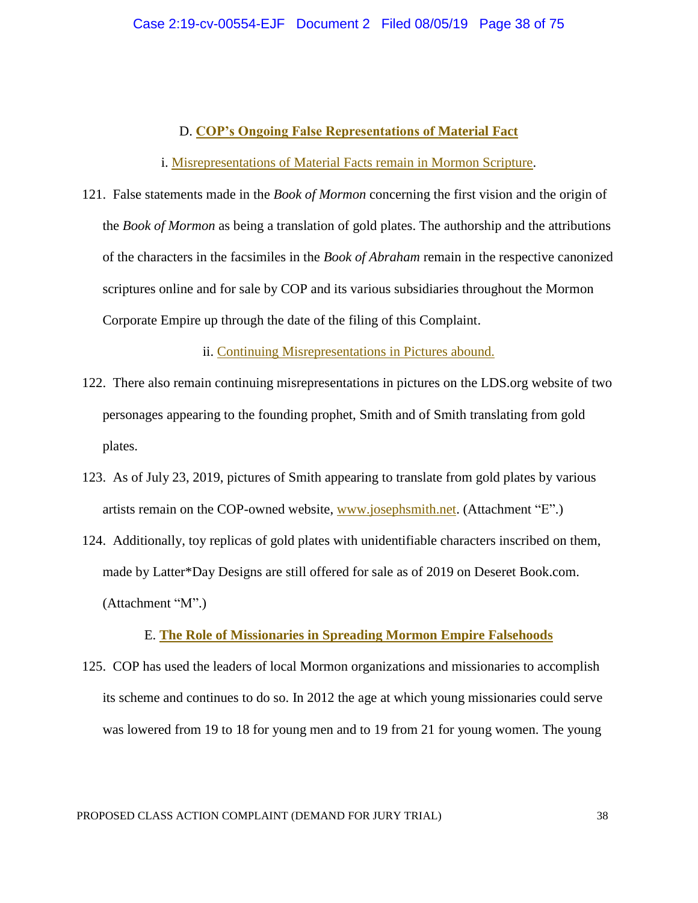### D. **COP's Ongoing False Representations of Material Fact**

#### i. Misrepresentations of Material Facts remain in Mormon Scripture.

121. False statements made in the *Book of Mormon* concerning the first vision and the origin of the *Book of Mormon* as being a translation of gold plates. The authorship and the attributions of the characters in the facsimiles in the *Book of Abraham* remain in the respective canonized scriptures online and for sale by COP and its various subsidiaries throughout the Mormon Corporate Empire up through the date of the filing of this Complaint.

#### ii. Continuing Misrepresentations in Pictures abound.

122. There also remain continuing misrepresentations in pictures on the LDS.org website of two personages appearing to the founding prophet, Smith and of Smith translating from gold plates.

123. As of July 23, 2019, pictures of Smith appearing to translate from gold plates by various artists remain on the COP-owned website, www.josephsmith.net. (Attachment "E".)

124. Additionally, toy replicas of gold plates with unidentifiable characters inscribed on them, made by Latter*Day Designs are still offered for sale as of 2019 on Deseret Book.com. (Attachment "M".)

### E. **The Role of Missionaries in Spreading Mormon Empire Falsehoods**

125. COP has used the leaders of local Mormon organizations and missionaries to accomplish its scheme and continues to do so. In 2012 the age at which young missionaries could serve was lowered from 19 to 18 for young men and to 19 from 21 for young women. The young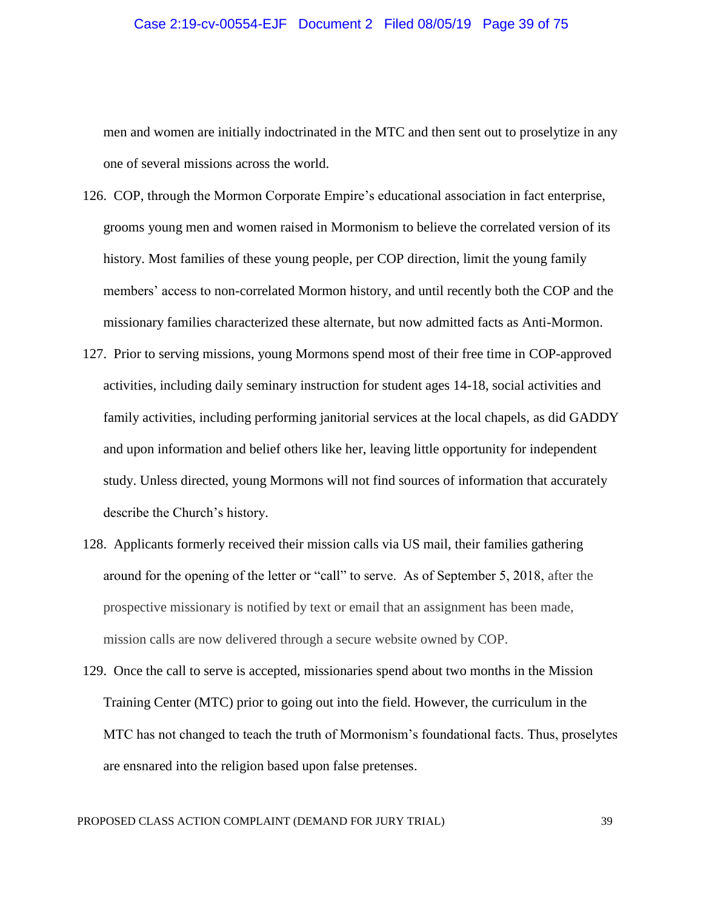men and women are initially indoctrinated in the MTC and then sent out to proselytize in any one of several missions across the world.

126. COP, through the Mormon Corporate Empire's educational association in fact enterprise, grooms young men and women raised in Mormonism to believe the correlated version of its history. Most families of these young people, per COP direction, limit the young family members' access to non-correlated Mormon history, and until recently both the COP and the missionary families characterized these alternate, but now admitted facts as Anti-Mormon.

127. Prior to serving missions, young Mormons spend most of their free time in COP-approved activities, including daily seminary instruction for student ages 14-18, social activities and family activities, including performing janitorial services at the local chapels, as did GADDY and upon information and belief others like her, leaving little opportunity for independent study. Unless directed, young Mormons will not find sources of information that accurately describe the Church's history.

128. Applicants formerly received their mission calls via US mail, their families gathering around for the opening of the letter or "call" to serve. As of September 5, 2018, after the prospective missionary is notified by text or email that an assignment has been made, mission calls are now delivered through a secure website owned by COP.

129. Once the call to serve is accepted, missionaries spend about two months in the Mission Training Center (MTC) prior to going out into the field. However, the curriculum in the MTC has not changed to teach the truth of Mormonism's foundational facts. Thus, proselytes are ensnared into the religion based upon false pretenses.

PROPOSED CLASS ACTION COMPLAINT (DEMAND FOR JURY TRIAL)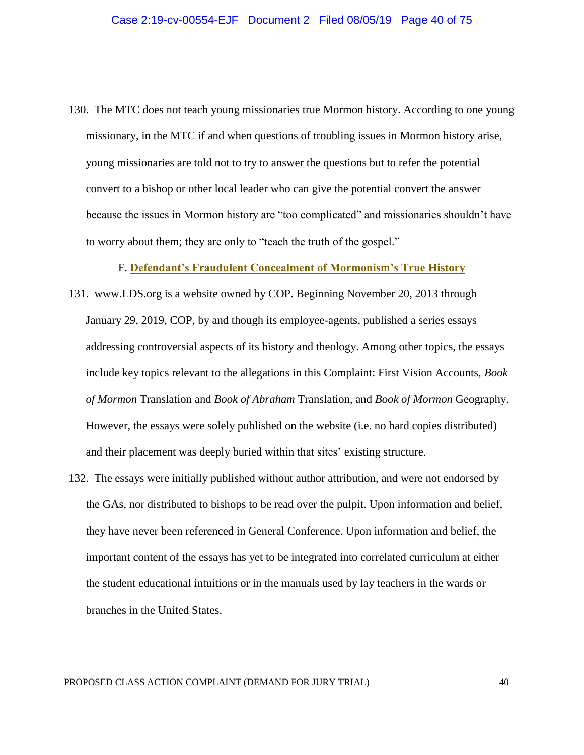130. The MTC does not teach young missionaries true Mormon history. According to one young missionary, in the MTC if and when questions of troubling issues in Mormon history arise, young missionaries are told not to try to answer the questions but to refer the potential convert to a bishop or other local leader who can give the potential convert the answer because the issues in Mormon history are "too complicated" and missionaries shouldn't have to worry about them; they are only to "teach the truth of the gospel."

### F. **Defendant's Fraudulent Concealment of Mormonism's True History**

131. www.LDS.org is a website owned by COP. Beginning November 20, 2013 through January 29, 2019, COP, by and though its employee-agents, published a series essays addressing controversial aspects of its history and theology. Among other topics, the essays include key topics relevant to the allegations in this Complaint: First Vision Accounts, *Book of Mormon* Translation and *Book of Abraham* Translation, and *Book of Mormon* Geography. However, the essays were solely published on the website (i.e. no hard copies distributed) and their placement was deeply buried within that sites' existing structure.

132. The essays were initially published without author attribution, and were not endorsed by the GAs, nor distributed to bishops to be read over the pulpit. Upon information and belief, they have never been referenced in General Conference. Upon information and belief, the important content of the essays has yet to be integrated into correlated curriculum at either the student educational intuitions or in the manuals used by lay teachers in the wards or branches in the United States.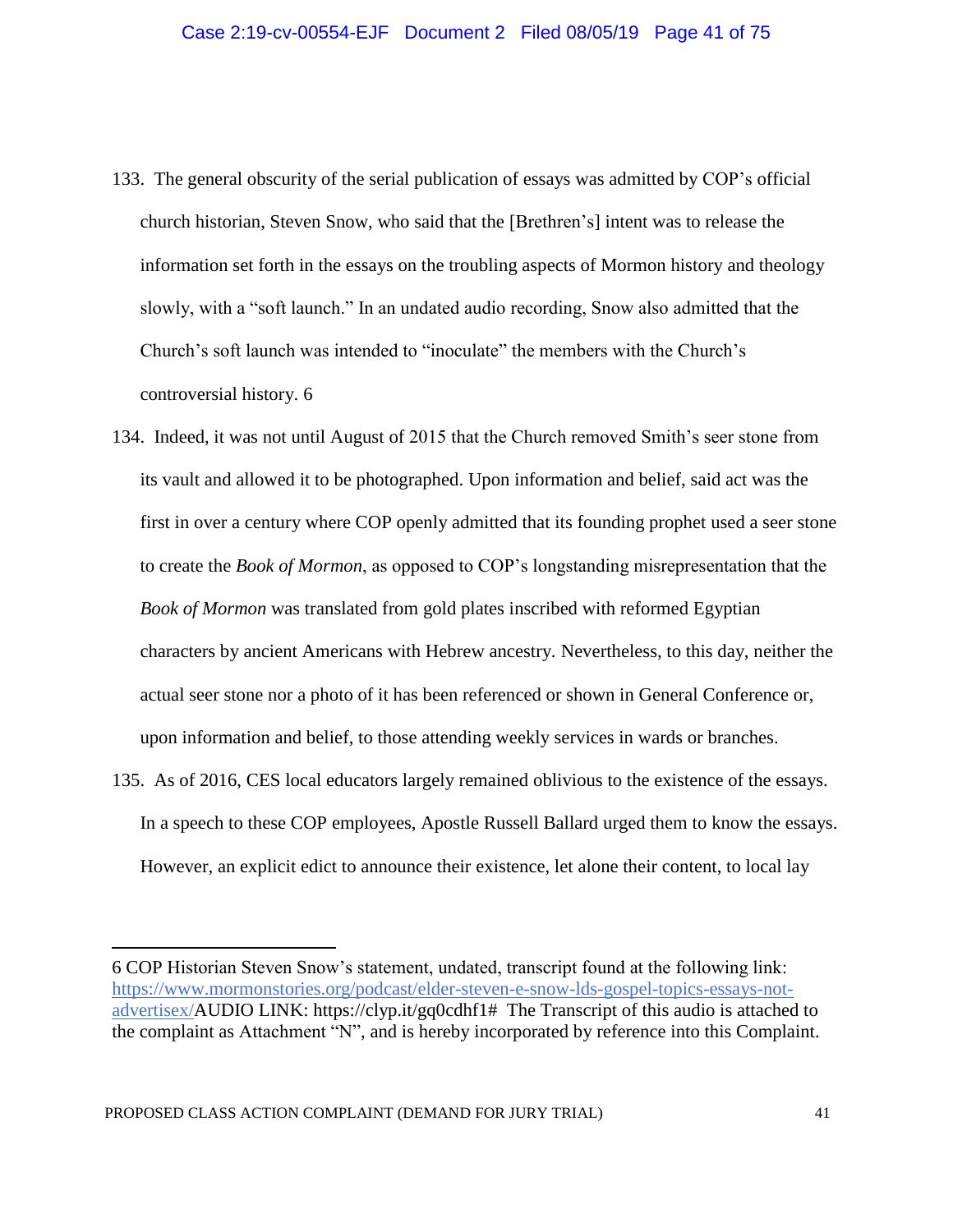133. The general obscurity of the serial publication of essays was admitted by COP's official church historian, Steven Snow, who said that the [Brethren's] intent was to release the information set forth in the essays on the troubling aspects of Mormon history and theology slowly, with a "soft launch." In an undated audio recording, Snow also admitted that the Church's soft launch was intended to "inoculate" the members with the Church's controversial history. 6

134. Indeed, it was not until August of 2015 that the Church removed Smith's seer stone from its vault and allowed it to be photographed. Upon information and belief, said act was the first in over a century where COP openly admitted that its founding prophet used a seer stone to create the *Book of Mormon*, as opposed to COP's longstanding misrepresentation that the *Book of Mormon* was translated from gold plates inscribed with reformed Egyptian characters by ancient Americans with Hebrew ancestry. Nevertheless, to this day, neither the actual seer stone nor a photo of it has been referenced or shown in General Conference or, upon information and belief, to those attending weekly services in wards or branches.

135. As of 2016, CES local educators largely remained oblivious to the existence of the essays. In a speech to these COP employees, Apostle Russell Ballard urged them to know the essays. However, an explicit edict to announce their existence, let alone their content, to local lay

---

6 COP Historian Steven Snow's statement, undated, transcript found at the following link: https://www.mormonstories.org/podcast/elder-steven-e-snow-lds-gospel-topics-essays-not-advertisex/AUDIO LINK: https://clyp.it/gq0cdhf1# The Transcript of this audio is attached to the complaint as Attachment "N", and is hereby incorporated by reference into this Complaint.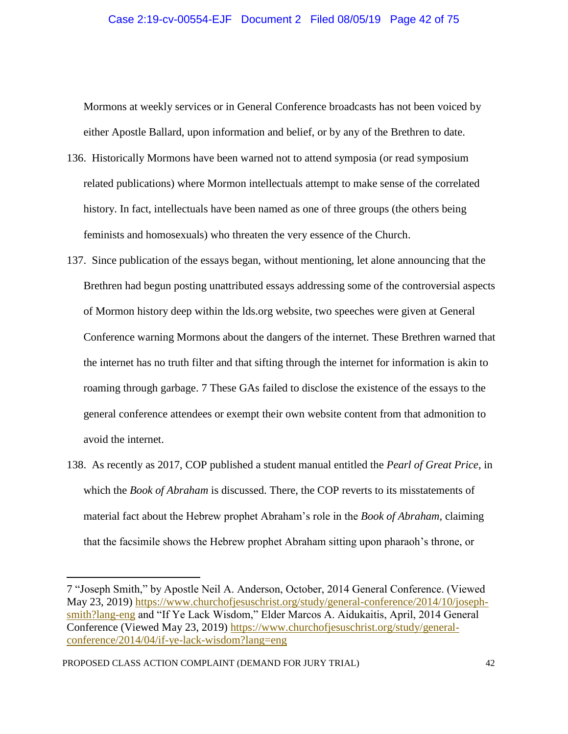Mormons at weekly services or in General Conference broadcasts has not been voiced by either Apostle Ballard, upon information and belief, or by any of the Brethren to date.

136. Historically Mormons have been warned not to attend symposia (or read symposium related publications) where Mormon intellectuals attempt to make sense of the correlated history. In fact, intellectuals have been named as one of three groups (the others being feminists and homosexuals) who threaten the very essence of the Church.

137. Since publication of the essays began, without mentioning, let alone announcing that the Brethren had begun posting unattributed essays addressing some of the controversial aspects of Mormon history deep within the lds.org website, two speeches were given at General Conference warning Mormons about the dangers of the internet. These Brethren warned that the internet has no truth filter and that sifting through the internet for information is akin to roaming through garbage. [7] These GAs failed to disclose the existence of the essays to the general conference attendees or exempt their own website content from that admonition to avoid the internet.

138. As recently as 2017, COP published a student manual entitled the *Pearl of Great Price*, in which the *Book of Abraham* is discussed. There, the COP reverts to its misstatements of material fact about the Hebrew prophet Abraham's role in the *Book of Abraham*, claiming that the facsimile shows the Hebrew prophet Abraham sitting upon pharaoh's throne, or

---

7 "Joseph Smith," by Apostle Neil A. Anderson, October, 2014 General Conference. (Viewed May 23, 2019) https://www.churchofjesuschrist.org/study/general-conference/2014/10/joseph-smith?lang-eng and "If Ye Lack Wisdom," Elder Marcos A. Aidukaitis, April, 2014 General Conference (Viewed May 23, 2019) https://www.churchofjesuschrist.org/study/general-conference/2014/04/if-ye-lack-wisdom?lang=eng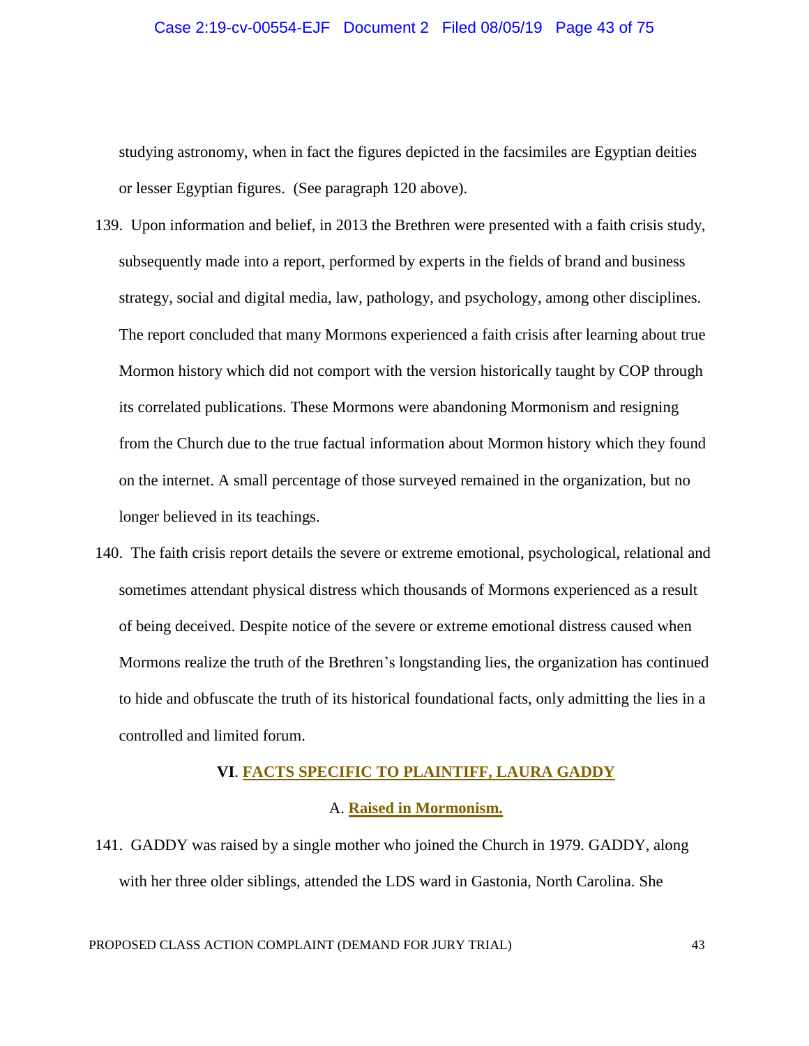studying astronomy, when in fact the figures depicted in the facsimiles are Egyptian deities or lesser Egyptian figures. (See paragraph 120 above).

139. Upon information and belief, in 2013 the Brethren were presented with a faith crisis study, subsequently made into a report, performed by experts in the fields of brand and business strategy, social and digital media, law, pathology, and psychology, among other disciplines. The report concluded that many Mormons experienced a faith crisis after learning about true Mormon history which did not comport with the version historically taught by COP through its correlated publications. These Mormons were abandoning Mormonism and resigning from the Church due to the true factual information about Mormon history which they found on the internet. A small percentage of those surveyed remained in the organization, but no longer believed in its teachings.

140. The faith crisis report details the severe or extreme emotional, psychological, relational and sometimes attendant physical distress which thousands of Mormons experienced as a result of being deceived. Despite notice of the severe or extreme emotional distress caused when Mormons realize the truth of the Brethren's longstanding lies, the organization has continued to hide and obfuscate the truth of its historical foundational facts, only admitting the lies in a controlled and limited forum.

## VI. FACTS SPECIFIC TO PLAINTIFF, LAURA GADDY

### A. Raised in Mormonism.

141. GADDY was raised by a single mother who joined the Church in 1979. GADDY, along with her three older siblings, attended the LDS ward in Gastonia, North Carolina. She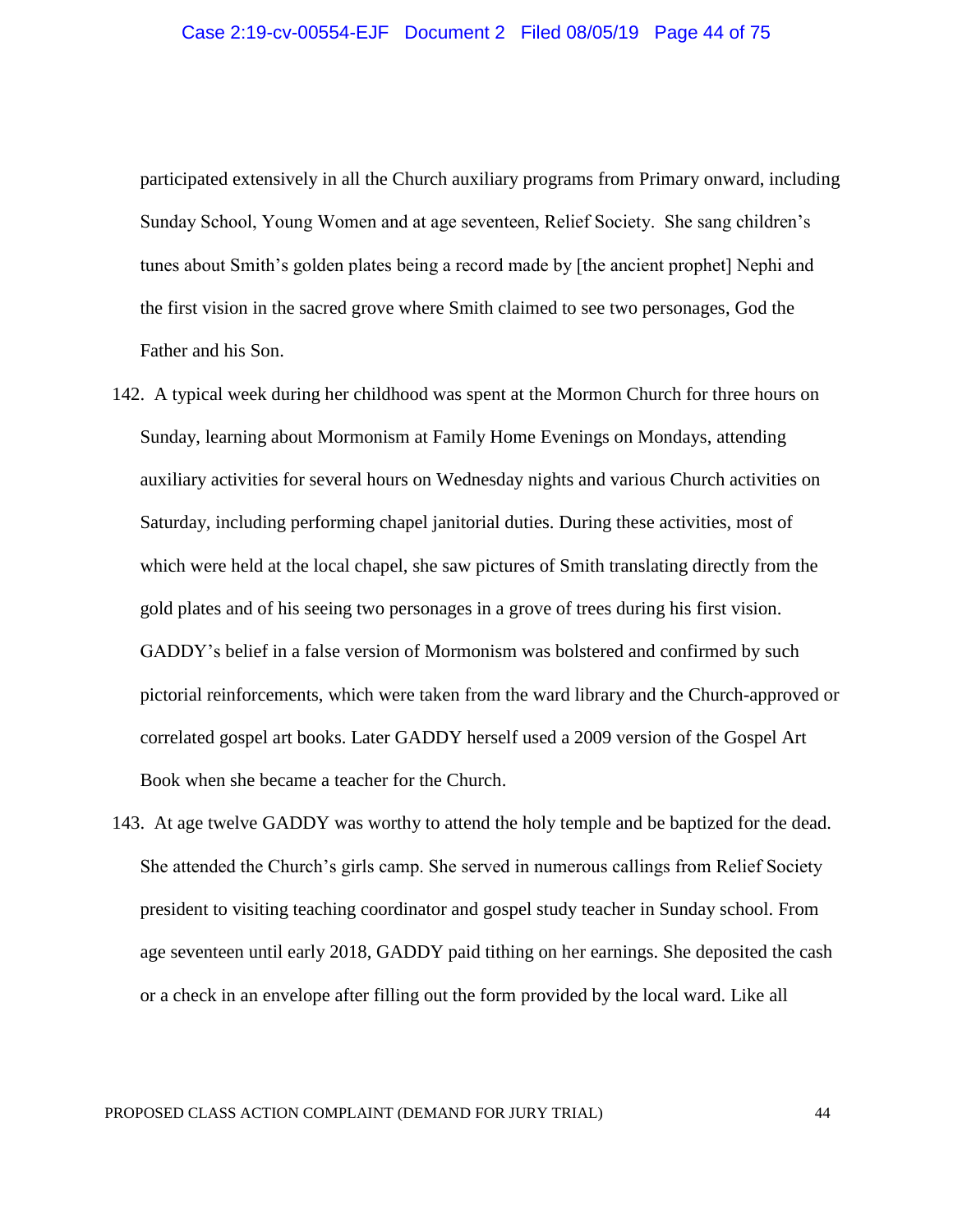participated extensively in all the Church auxiliary programs from Primary onward, including Sunday School, Young Women and at age seventeen, Relief Society. She sang children's tunes about Smith's golden plates being a record made by [the ancient prophet] Nephi and the first vision in the sacred grove where Smith claimed to see two personages, God the Father and his Son.

142. A typical week during her childhood was spent at the Mormon Church for three hours on Sunday, learning about Mormonism at Family Home Evenings on Mondays, attending auxiliary activities for several hours on Wednesday nights and various Church activities on Saturday, including performing chapel janitorial duties. During these activities, most of which were held at the local chapel, she saw pictures of Smith translating directly from the gold plates and of his seeing two personages in a grove of trees during his first vision. GADDY's belief in a false version of Mormonism was bolstered and confirmed by such pictorial reinforcements, which were taken from the ward library and the Church-approved or correlated gospel art books. Later GADDY herself used a 2009 version of the Gospel Art Book when she became a teacher for the Church.

143. At age twelve GADDY was worthy to attend the holy temple and be baptized for the dead. She attended the Church's girls camp. She served in numerous callings from Relief Society president to visiting teaching coordinator and gospel study teacher in Sunday school. From age seventeen until early 2018, GADDY paid tithing on her earnings. She deposited the cash or a check in an envelope after filling out the form provided by the local ward. Like all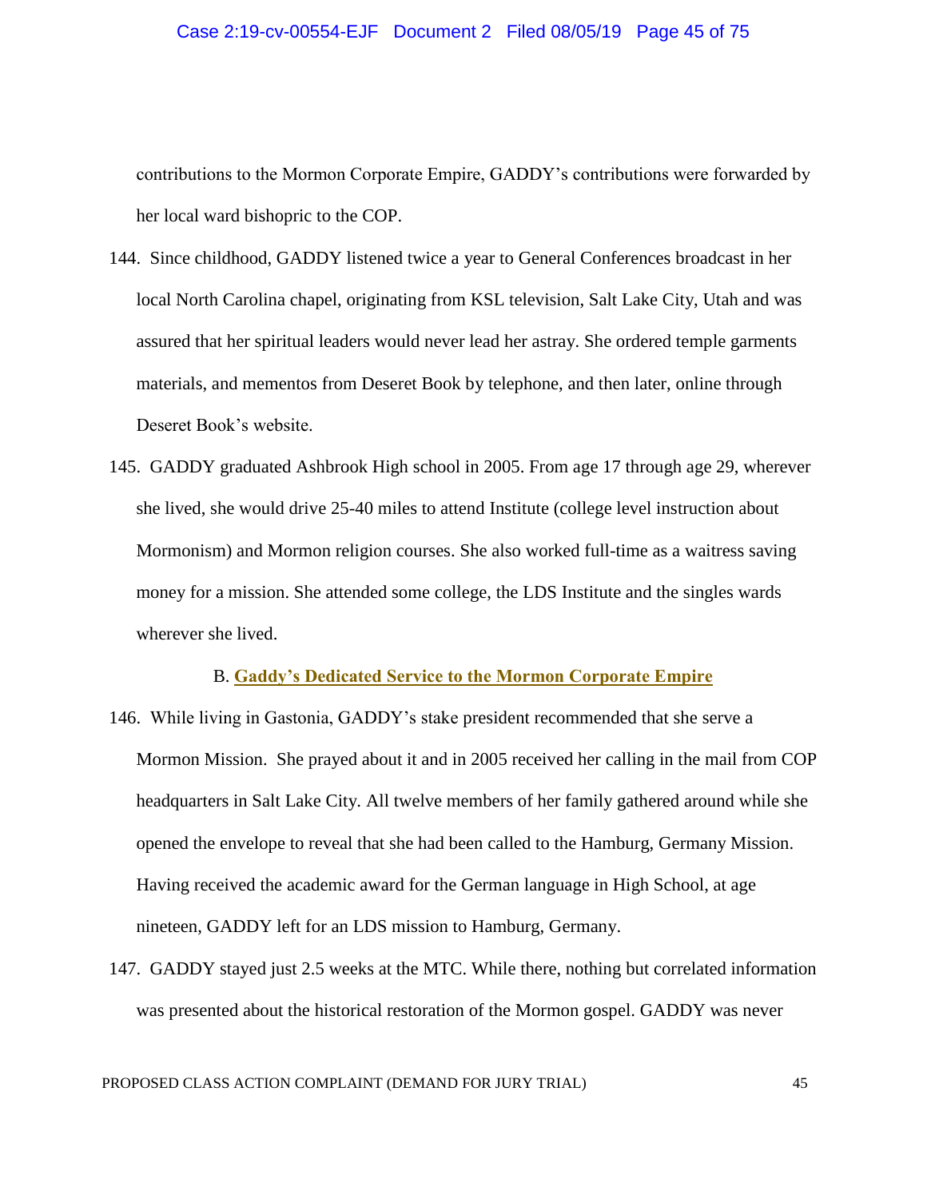contributions to the Mormon Corporate Empire, GADDY's contributions were forwarded by her local ward bishopric to the COP.

144. Since childhood, GADDY listened twice a year to General Conferences broadcast in her local North Carolina chapel, originating from KSL television, Salt Lake City, Utah and was assured that her spiritual leaders would never lead her astray. She ordered temple garments materials, and mementos from Deseret Book by telephone, and then later, online through Deseret Book's website.

145. GADDY graduated Ashbrook High school in 2005. From age 17 through age 29, wherever she lived, she would drive 25-40 miles to attend Institute (college level instruction about Mormonism) and Mormon religion courses. She also worked full-time as a waitress saving money for a mission. She attended some college, the LDS Institute and the singles wards wherever she lived.

### B. Gaddy's Dedicated Service to the Mormon Corporate Empire

146. While living in Gastonia, GADDY's stake president recommended that she serve a Mormon Mission. She prayed about it and in 2005 received her calling in the mail from COP headquarters in Salt Lake City. All twelve members of her family gathered around while she opened the envelope to reveal that she had been called to the Hamburg, Germany Mission. Having received the academic award for the German language in High School, at age nineteen, GADDY left for an LDS mission to Hamburg, Germany.

147. GADDY stayed just 2.5 weeks at the MTC. While there, nothing but correlated information was presented about the historical restoration of the Mormon gospel. GADDY was never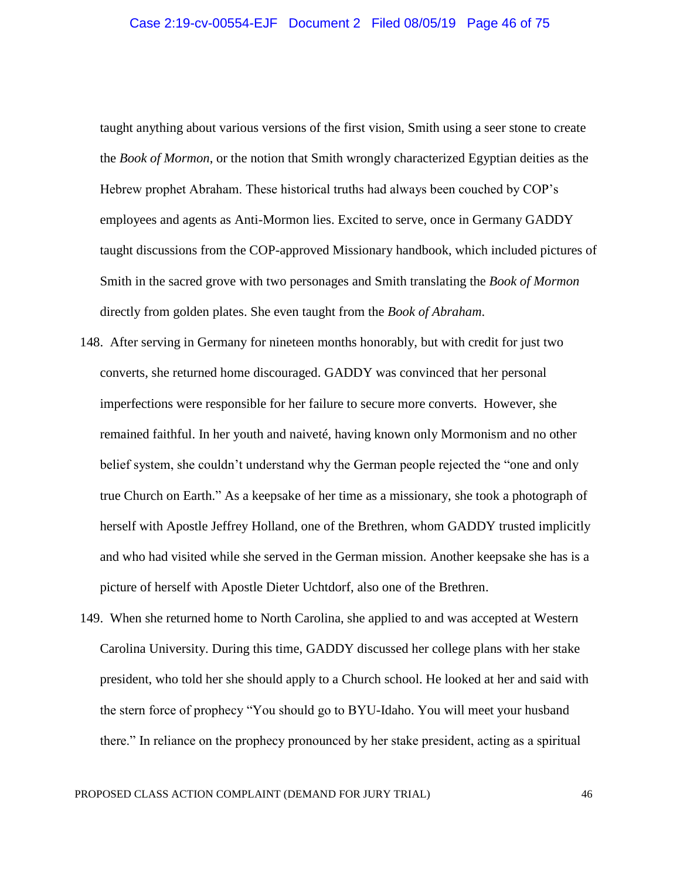taught anything about various versions of the first vision, Smith using a seer stone to create the *Book of Mormon*, or the notion that Smith wrongly characterized Egyptian deities as the Hebrew prophet Abraham. These historical truths had always been couched by COP's employees and agents as Anti-Mormon lies. Excited to serve, once in Germany GADDY taught discussions from the COP-approved Missionary handbook, which included pictures of Smith in the sacred grove with two personages and Smith translating the *Book of Mormon* directly from golden plates. She even taught from the *Book of Abraham*.

148. After serving in Germany for nineteen months honorably, but with credit for just two converts, she returned home discouraged. GADDY was convinced that her personal imperfections were responsible for her failure to secure more converts. However, she remained faithful. In her youth and naiveté, having known only Mormonism and no other belief system, she couldn't understand why the German people rejected the "one and only true Church on Earth." As a keepsake of her time as a missionary, she took a photograph of herself with Apostle Jeffrey Holland, one of the Brethren, whom GADDY trusted implicitly and who had visited while she served in the German mission. Another keepsake she has is a picture of herself with Apostle Dieter Uchtdorf, also one of the Brethren.

149. When she returned home to North Carolina, she applied to and was accepted at Western Carolina University. During this time, GADDY discussed her college plans with her stake president, who told her she should apply to a Church school. He looked at her and said with the stern force of prophecy "You should go to BYU-Idaho. You will meet your husband there." In reliance on the prophecy pronounced by her stake president, acting as a spiritual

PROPOSED CLASS ACTION COMPLAINT (DEMAND FOR JURY TRIAL)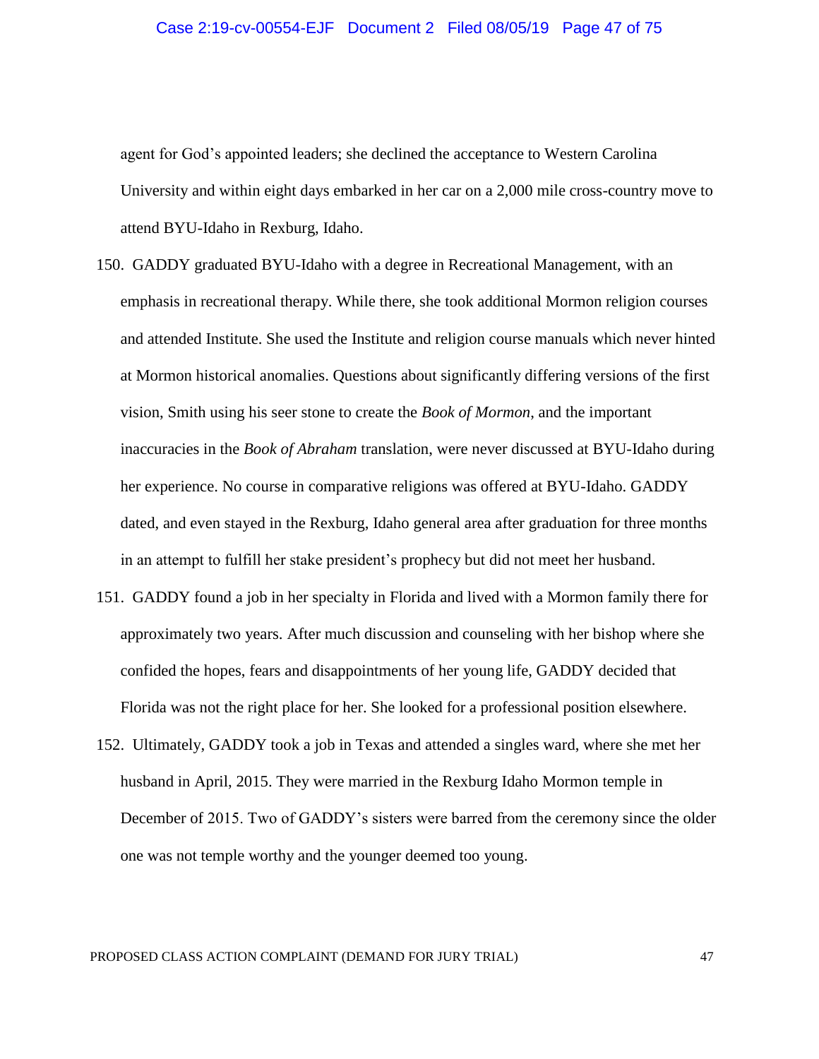agent for God's appointed leaders; she declined the acceptance to Western Carolina University and within eight days embarked in her car on a 2,000 mile cross-country move to attend BYU-Idaho in Rexburg, Idaho.

150. GADDY graduated BYU-Idaho with a degree in Recreational Management, with an emphasis in recreational therapy. While there, she took additional Mormon religion courses and attended Institute. She used the Institute and religion course manuals which never hinted at Mormon historical anomalies. Questions about significantly differing versions of the first vision, Smith using his seer stone to create the *Book of Mormon*, and the important inaccuracies in the *Book of Abraham* translation, were never discussed at BYU-Idaho during her experience. No course in comparative religions was offered at BYU-Idaho. GADDY dated, and even stayed in the Rexburg, Idaho general area after graduation for three months in an attempt to fulfill her stake president's prophecy but did not meet her husband.

151. GADDY found a job in her specialty in Florida and lived with a Mormon family there for approximately two years. After much discussion and counseling with her bishop where she confided the hopes, fears and disappointments of her young life, GADDY decided that Florida was not the right place for her. She looked for a professional position elsewhere.

152. Ultimately, GADDY took a job in Texas and attended a singles ward, where she met her husband in April, 2015. They were married in the Rexburg Idaho Mormon temple in December of 2015. Two of GADDY's sisters were barred from the ceremony since the older one was not temple worthy and the younger deemed too young.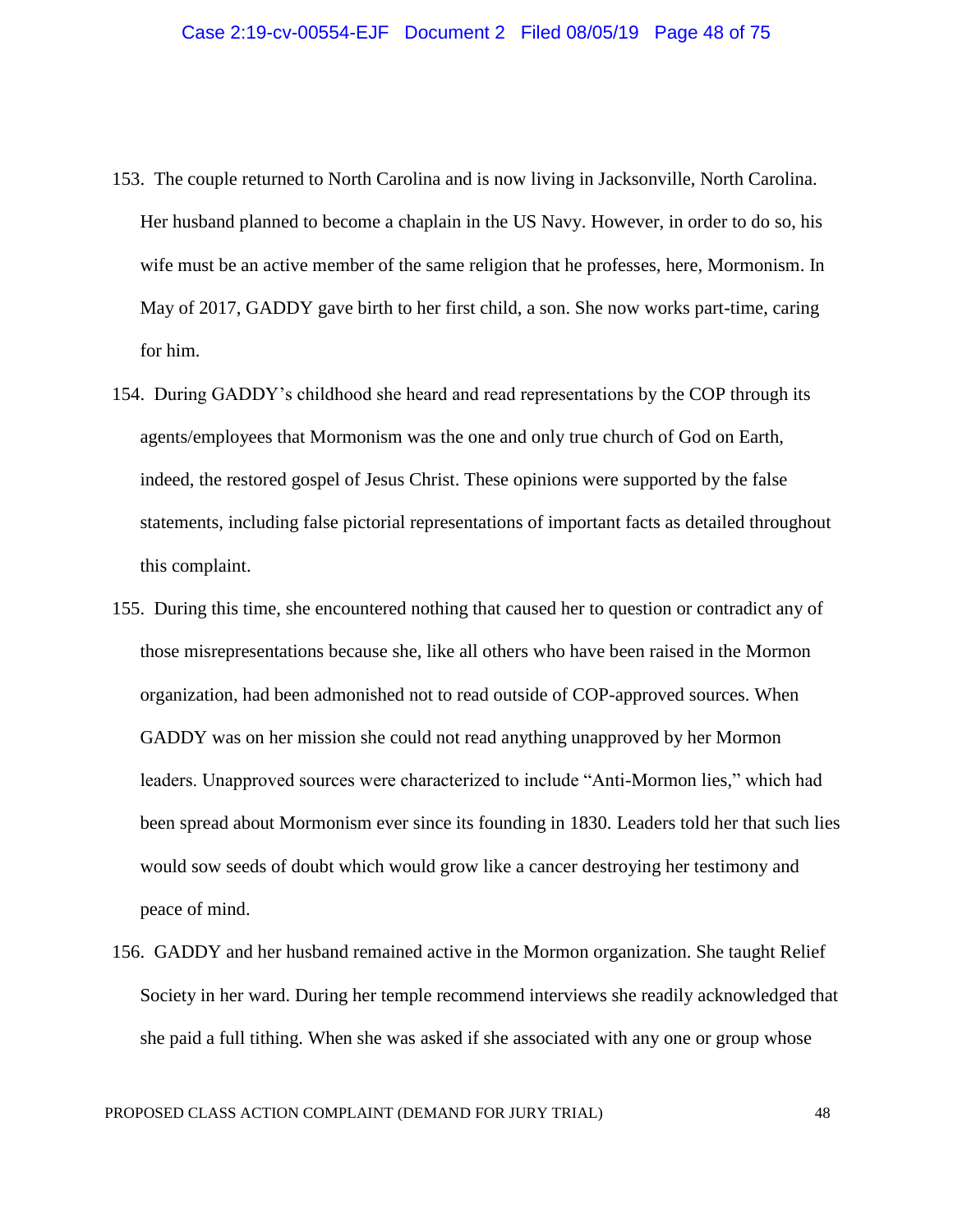153. The couple returned to North Carolina and is now living in Jacksonville, North Carolina. Her husband planned to become a chaplain in the US Navy. However, in order to do so, his wife must be an active member of the same religion that he professes, here, Mormonism. In May of 2017, GADDY gave birth to her first child, a son. She now works part-time, caring for him.

154. During GADDY's childhood she heard and read representations by the COP through its agents/employees that Mormonism was the one and only true church of God on Earth, indeed, the restored gospel of Jesus Christ. These opinions were supported by the false statements, including false pictorial representations of important facts as detailed throughout this complaint.

155. During this time, she encountered nothing that caused her to question or contradict any of those misrepresentations because she, like all others who have been raised in the Mormon organization, had been admonished not to read outside of COP-approved sources. When GADDY was on her mission she could not read anything unapproved by her Mormon leaders. Unapproved sources were characterized to include "Anti-Mormon lies," which had been spread about Mormonism ever since its founding in 1830. Leaders told her that such lies would sow seeds of doubt which would grow like a cancer destroying her testimony and peace of mind.

156. GADDY and her husband remained active in the Mormon organization. She taught Relief Society in her ward. During her temple recommend interviews she readily acknowledged that she paid a full tithing. When she was asked if she associated with any one or group whose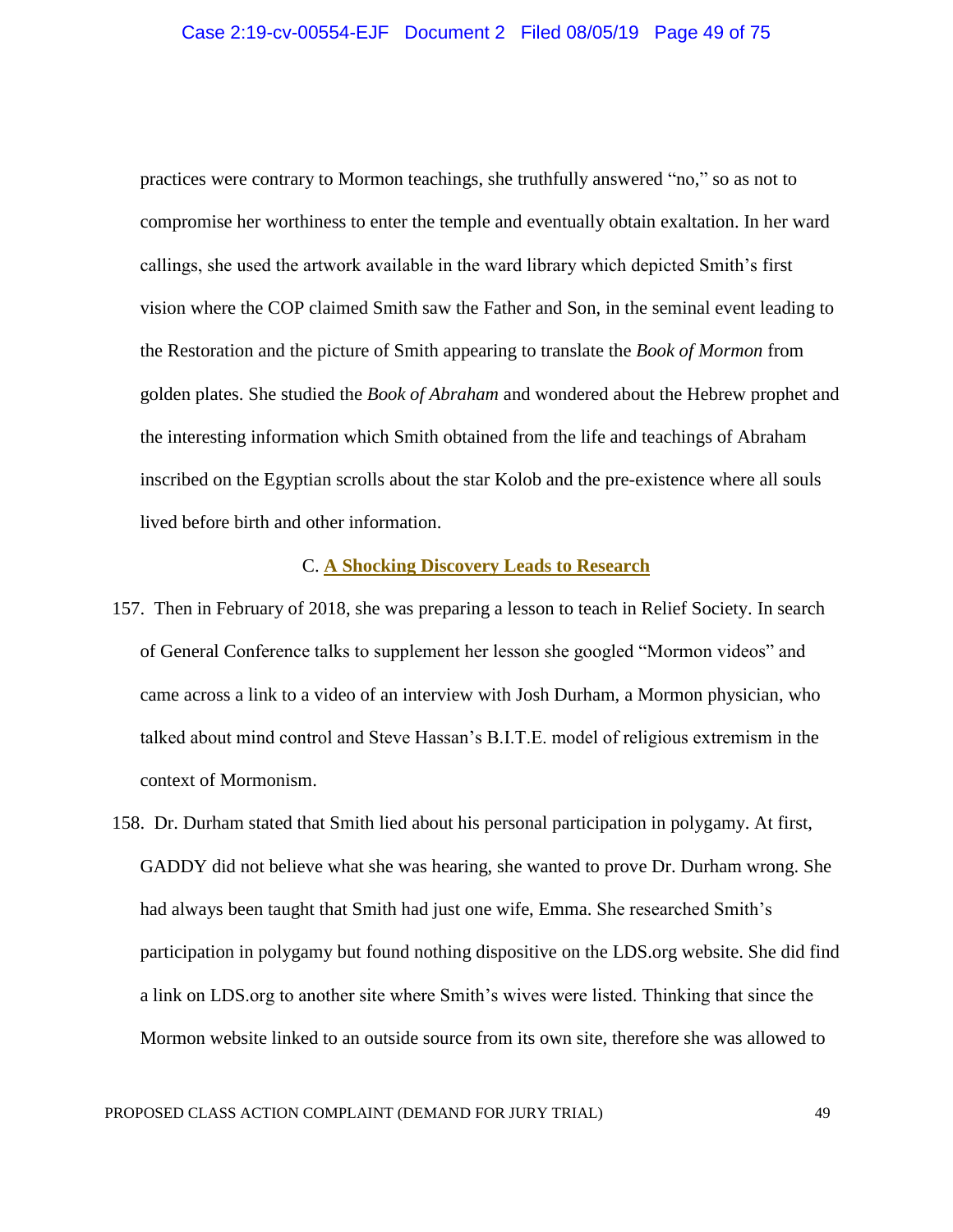practices were contrary to Mormon teachings, she truthfully answered "no," so as not to compromise her worthiness to enter the temple and eventually obtain exaltation. In her ward callings, she used the artwork available in the ward library which depicted Smith's first vision where the COP claimed Smith saw the Father and Son, in the seminal event leading to the Restoration and the picture of Smith appearing to translate the *Book of Mormon* from golden plates. She studied the *Book of Abraham* and wondered about the Hebrew prophet and the interesting information which Smith obtained from the life and teachings of Abraham inscribed on the Egyptian scrolls about the star Kolob and the pre-existence where all souls lived before birth and other information.

### C. A Shocking Discovery Leads to Research

157. Then in February of 2018, she was preparing a lesson to teach in Relief Society. In search of General Conference talks to supplement her lesson she googled "Mormon videos" and came across a link to a video of an interview with Josh Durham, a Mormon physician, who talked about mind control and Steve Hassan's B.I.T.E. model of religious extremism in the context of Mormonism.

158. Dr. Durham stated that Smith lied about his personal participation in polygamy. At first, GADDY did not believe what she was hearing, she wanted to prove Dr. Durham wrong. She had always been taught that Smith had just one wife, Emma. She researched Smith's participation in polygamy but found nothing dispositive on the LDS.org website. She did find a link on LDS.org to another site where Smith's wives were listed. Thinking that since the Mormon website linked to an outside source from its own site, therefore she was allowed to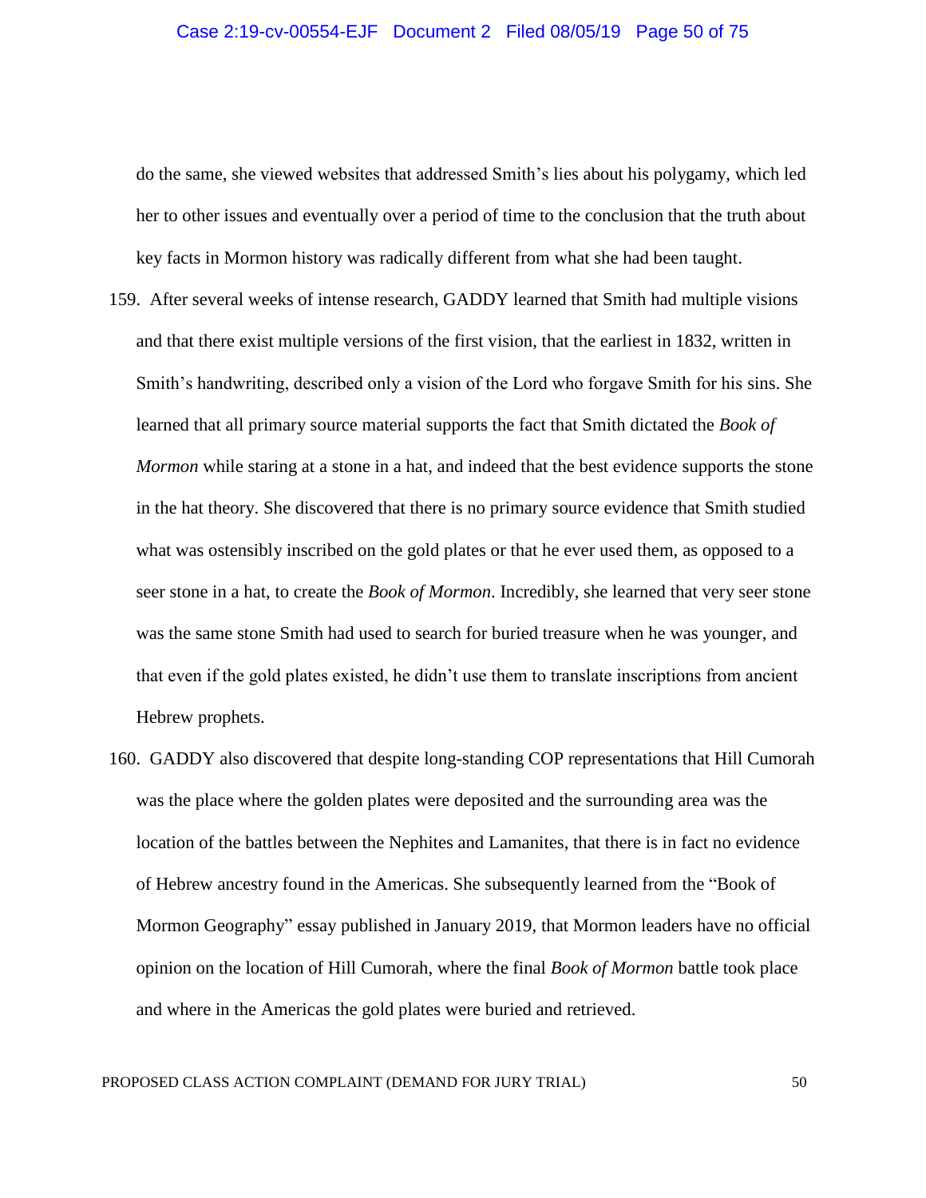do the same, she viewed websites that addressed Smith's lies about his polygamy, which led her to other issues and eventually over a period of time to the conclusion that the truth about key facts in Mormon history was radically different from what she had been taught.

159. After several weeks of intense research, GADDY learned that Smith had multiple visions and that there exist multiple versions of the first vision, that the earliest in 1832, written in Smith's handwriting, described only a vision of the Lord who forgave Smith for his sins. She learned that all primary source material supports the fact that Smith dictated the *Book of Mormon* while staring at a stone in a hat, and indeed that the best evidence supports the stone in the hat theory. She discovered that there is no primary source evidence that Smith studied what was ostensibly inscribed on the gold plates or that he ever used them, as opposed to a seer stone in a hat, to create the *Book of Mormon*. Incredibly, she learned that very seer stone was the same stone Smith had used to search for buried treasure when he was younger, and that even if the gold plates existed, he didn't use them to translate inscriptions from ancient Hebrew prophets.

160. GADDY also discovered that despite long-standing COP representations that Hill Cumorah was the place where the golden plates were deposited and the surrounding area was the location of the battles between the Nephites and Lamanites, that there is in fact no evidence of Hebrew ancestry found in the Americas. She subsequently learned from the "Book of Mormon Geography" essay published in January 2019, that Mormon leaders have no official opinion on the location of Hill Cumorah, where the final *Book of Mormon* battle took place and where in the Americas the gold plates were buried and retrieved.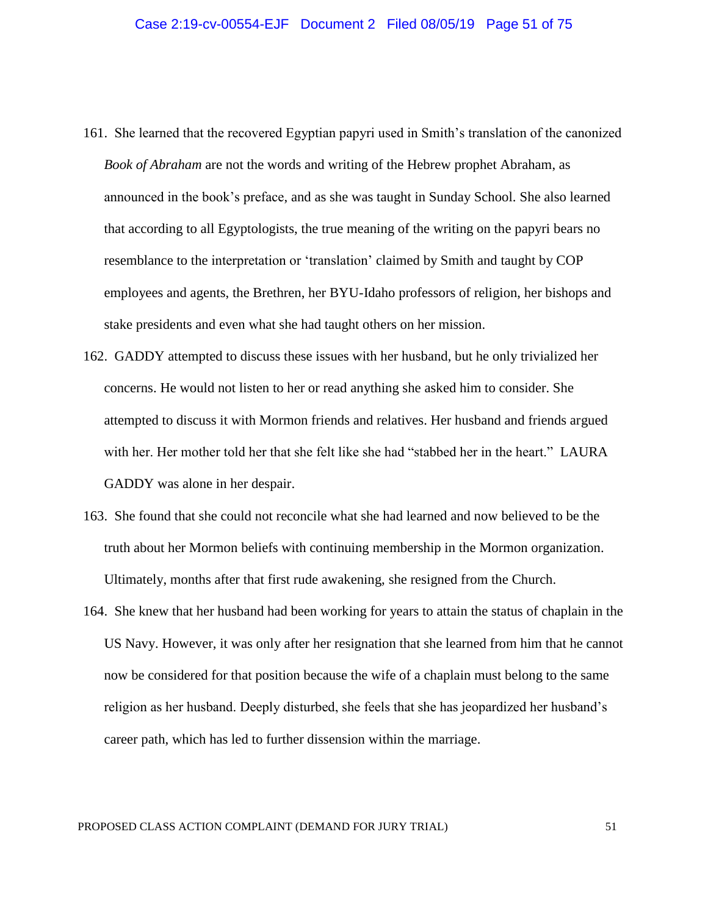161. She learned that the recovered Egyptian papyri used in Smith's translation of the canonized *Book of Abraham* are not the words and writing of the Hebrew prophet Abraham, as announced in the book's preface, and as she was taught in Sunday School. She also learned that according to all Egyptologists, the true meaning of the writing on the papyri bears no resemblance to the interpretation or 'translation' claimed by Smith and taught by COP employees and agents, the Brethren, her BYU-Idaho professors of religion, her bishops and stake presidents and even what she had taught others on her mission.

162. GADDY attempted to discuss these issues with her husband, but he only trivialized her concerns. He would not listen to her or read anything she asked him to consider. She attempted to discuss it with Mormon friends and relatives. Her husband and friends argued with her. Her mother told her that she felt like she had "stabbed her in the heart." LAURA GADDY was alone in her despair.

163. She found that she could not reconcile what she had learned and now believed to be the truth about her Mormon beliefs with continuing membership in the Mormon organization. Ultimately, months after that first rude awakening, she resigned from the Church.

164. She knew that her husband had been working for years to attain the status of chaplain in the US Navy. However, it was only after her resignation that she learned from him that he cannot now be considered for that position because the wife of a chaplain must belong to the same religion as her husband. Deeply disturbed, she feels that she has jeopardized her husband's career path, which has led to further dissension within the marriage.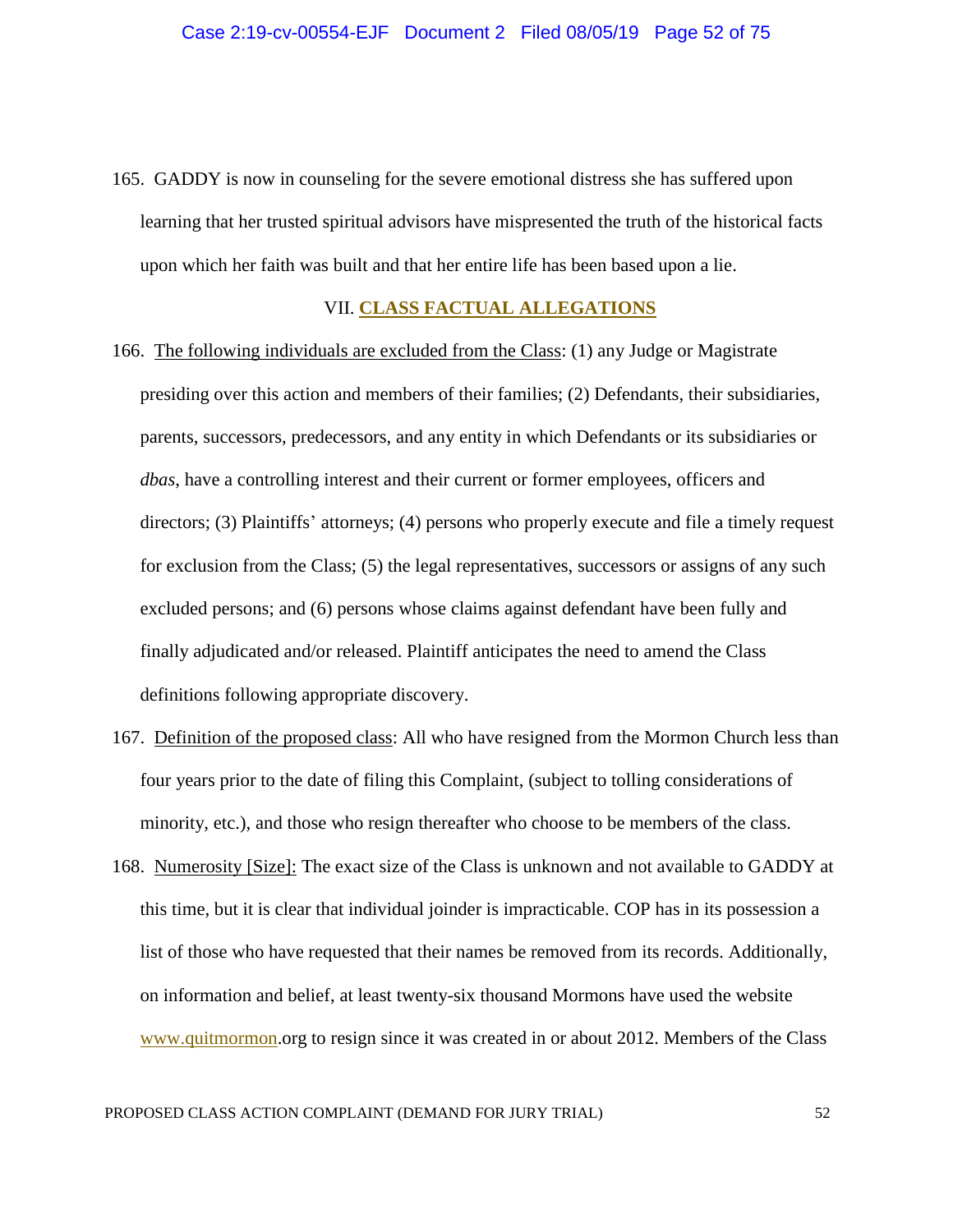165. GADDY is now in counseling for the severe emotional distress she has suffered upon learning that her trusted spiritual advisors have mispresented the truth of the historical facts upon which her faith was built and that her entire life has been based upon a lie.

## VII. CLASS FACTUAL ALLEGATIONS

166. The following individuals are excluded from the Class: (1) any Judge or Magistrate presiding over this action and members of their families; (2) Defendants, their subsidiaries, parents, successors, predecessors, and any entity in which Defendants or its subsidiaries or *dbas*, have a controlling interest and their current or former employees, officers and directors; (3) Plaintiffs' attorneys; (4) persons who properly execute and file a timely request for exclusion from the Class; (5) the legal representatives, successors or assigns of any such excluded persons; and (6) persons whose claims against defendant have been fully and finally adjudicated and/or released. Plaintiff anticipates the need to amend the Class definitions following appropriate discovery.

167. Definition of the proposed class: All who have resigned from the Mormon Church less than four years prior to the date of filing this Complaint, (subject to tolling considerations of minority, etc.), and those who resign thereafter who choose to be members of the class.

168. Numerosity [Size]: The exact size of the Class is unknown and not available to GADDY at this time, but it is clear that individual joinder is impracticable. COP has in its possession a list of those who have requested that their names be removed from its records. Additionally, on information and belief, at least twenty-six thousand Mormons have used the website www.quitmormon.org to resign since it was created in or about 2012. Members of the Class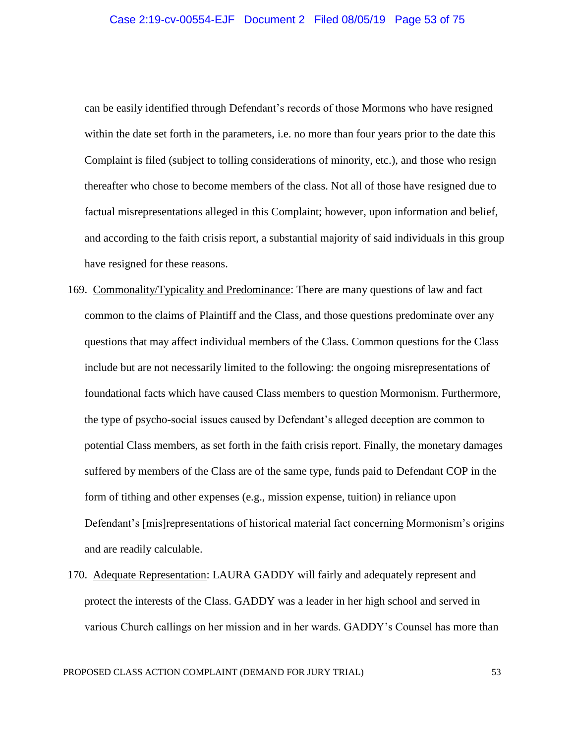can be easily identified through Defendant's records of those Mormons who have resigned within the date set forth in the parameters, i.e. no more than four years prior to the date this Complaint is filed (subject to tolling considerations of minority, etc.), and those who resign thereafter who chose to become members of the class. Not all of those have resigned due to factual misrepresentations alleged in this Complaint; however, upon information and belief, and according to the faith crisis report, a substantial majority of said individuals in this group have resigned for these reasons.

169. Commonality/Typicality and Predominance: There are many questions of law and fact common to the claims of Plaintiff and the Class, and those questions predominate over any questions that may affect individual members of the Class. Common questions for the Class include but are not necessarily limited to the following: the ongoing misrepresentations of foundational facts which have caused Class members to question Mormonism. Furthermore, the type of psycho-social issues caused by Defendant's alleged deception are common to potential Class members, as set forth in the faith crisis report. Finally, the monetary damages suffered by members of the Class are of the same type, funds paid to Defendant COP in the form of tithing and other expenses (e.g., mission expense, tuition) in reliance upon Defendant's [mis]representations of historical material fact concerning Mormonism's origins and are readily calculable.

170. Adequate Representation: LAURA GADDY will fairly and adequately represent and protect the interests of the Class. GADDY was a leader in her high school and served in various Church callings on her mission and in her wards. GADDY's Counsel has more than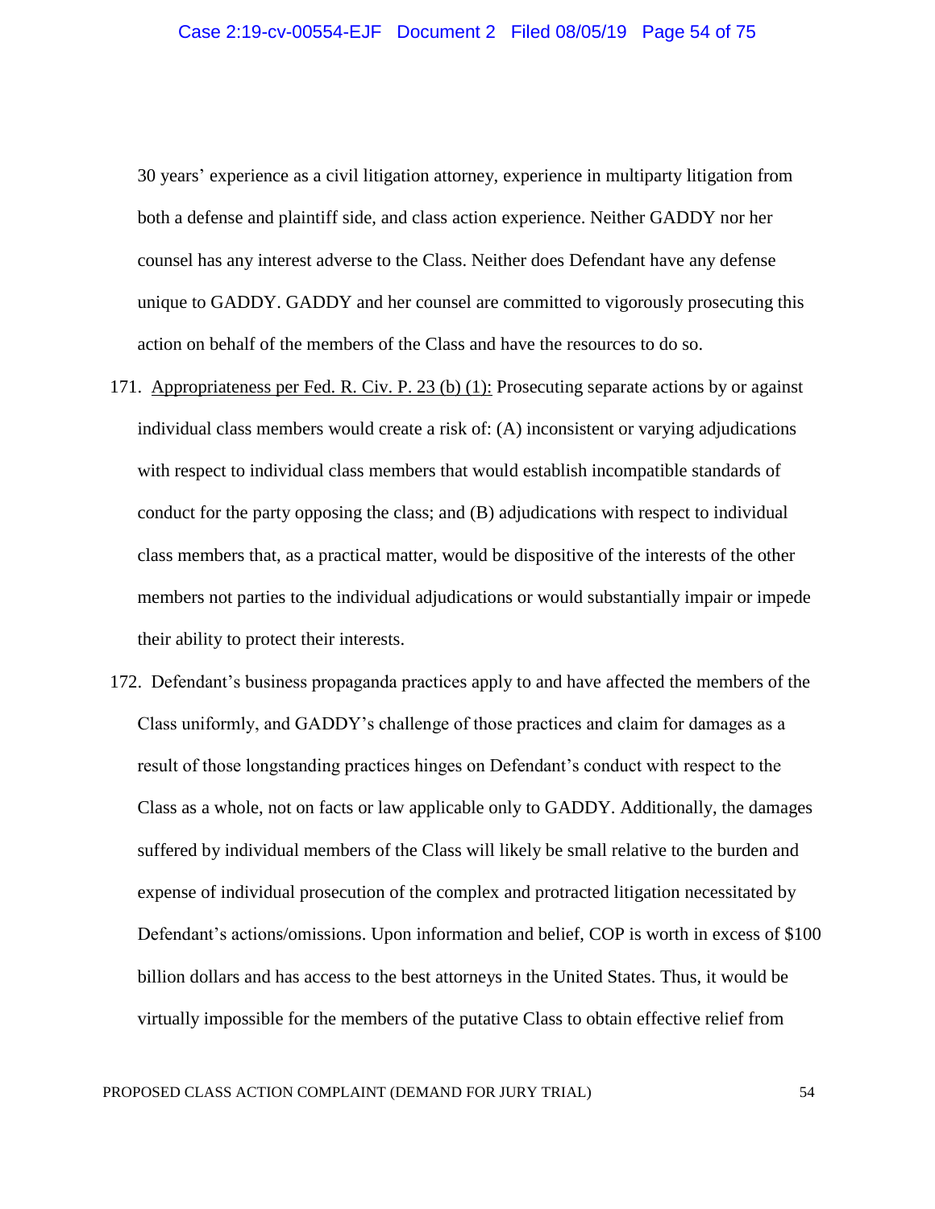30 years' experience as a civil litigation attorney, experience in multiparty litigation from both a defense and plaintiff side, and class action experience. Neither GADDY nor her counsel has any interest adverse to the Class. Neither does Defendant have any defense unique to GADDY. GADDY and her counsel are committed to vigorously prosecuting this action on behalf of the members of the Class and have the resources to do so.

171. Appropriateness per Fed. R. Civ. P. 23 (b) (1): Prosecuting separate actions by or against individual class members would create a risk of: (A) inconsistent or varying adjudications with respect to individual class members that would establish incompatible standards of conduct for the party opposing the class; and (B) adjudications with respect to individual class members that, as a practical matter, would be dispositive of the interests of the other members not parties to the individual adjudications or would substantially impair or impede their ability to protect their interests.

172. Defendant's business propaganda practices apply to and have affected the members of the Class uniformly, and GADDY's challenge of those practices and claim for damages as a result of those longstanding practices hinges on Defendant's conduct with respect to the Class as a whole, not on facts or law applicable only to GADDY. Additionally, the damages suffered by individual members of the Class will likely be small relative to the burden and expense of individual prosecution of the complex and protracted litigation necessitated by Defendant's actions/omissions. Upon information and belief, COP is worth in excess of $100 billion dollars and has access to the best attorneys in the United States. Thus, it would be virtually impossible for the members of the putative Class to obtain effective relief from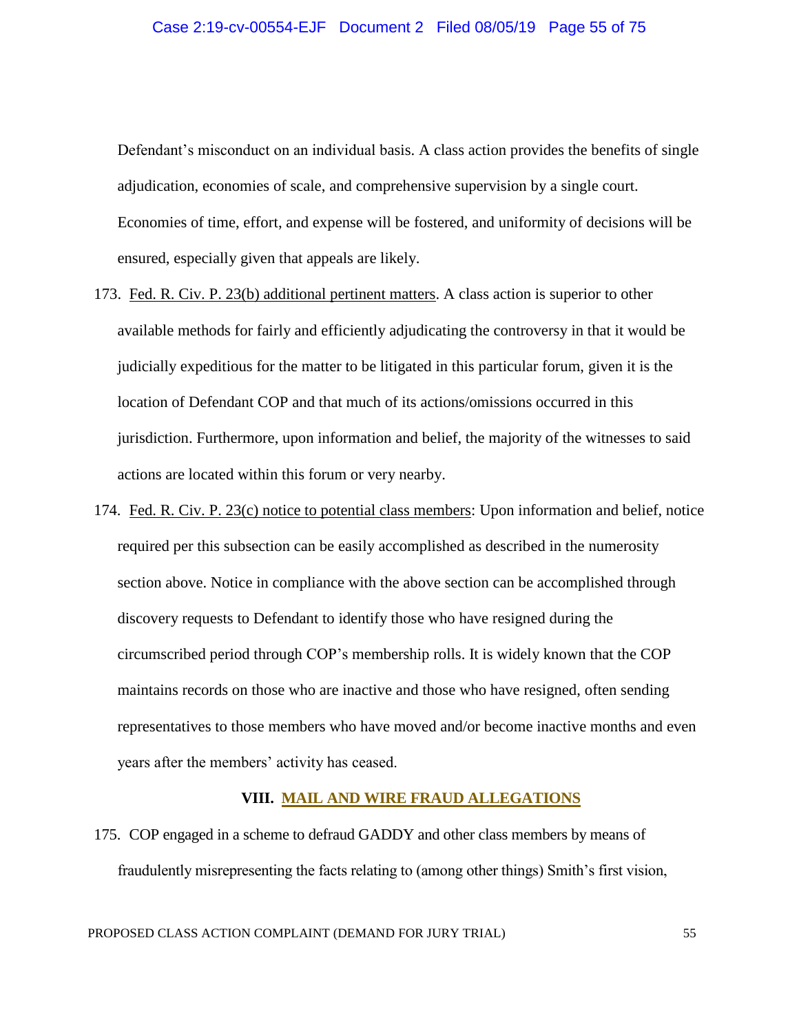Defendant's misconduct on an individual basis. A class action provides the benefits of single adjudication, economies of scale, and comprehensive supervision by a single court. Economies of time, effort, and expense will be fostered, and uniformity of decisions will be ensured, especially given that appeals are likely.

173. <u>Fed. R. Civ. P. 23(b) additional pertinent matters</u>. A class action is superior to other available methods for fairly and efficiently adjudicating the controversy in that it would be judicially expeditious for the matter to be litigated in this particular forum, given it is the location of Defendant COP and that much of its actions/omissions occurred in this jurisdiction. Furthermore, upon information and belief, the majority of the witnesses to said actions are located within this forum or very nearby.

174. <u>Fed. R. Civ. P. 23(c) notice to potential class members</u>: Upon information and belief, notice required per this subsection can be easily accomplished as described in the numerosity section above. Notice in compliance with the above section can be accomplished through discovery requests to Defendant to identify those who have resigned during the circumscribed period through COP's membership rolls. It is widely known that the COP maintains records on those who are inactive and those who have resigned, often sending representatives to those members who have moved and/or become inactive months and even years after the members' activity has ceased.

## VIII. MAIL AND WIRE FRAUD ALLEGATIONS

175. COP engaged in a scheme to defraud GADDY and other class members by means of fraudulently misrepresenting the facts relating to (among other things) Smith's first vision,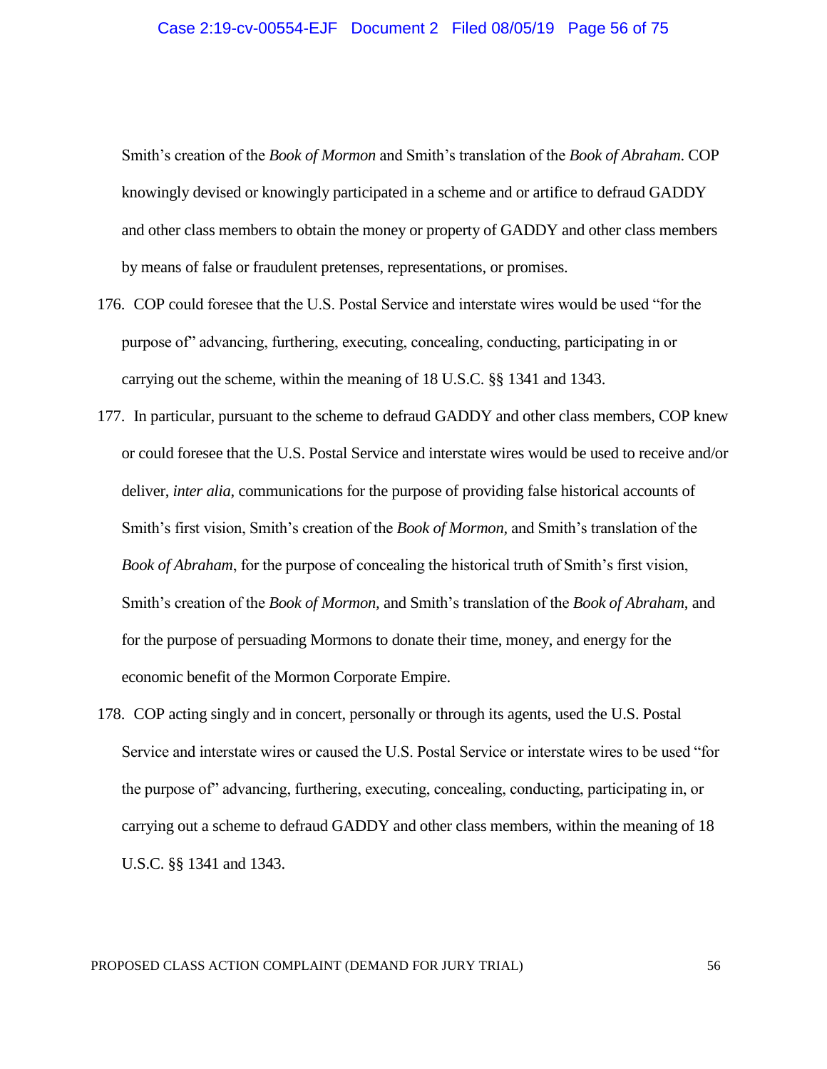Smith's creation of the *Book of Mormon* and Smith's translation of the *Book of Abraham*. COP knowingly devised or knowingly participated in a scheme and or artifice to defraud GADDY and other class members to obtain the money or property of GADDY and other class members by means of false or fraudulent pretenses, representations, or promises.

176. COP could foresee that the U.S. Postal Service and interstate wires would be used "for the purpose of" advancing, furthering, executing, concealing, conducting, participating in or carrying out the scheme, within the meaning of 18 U.S.C. §§ 1341 and 1343.

177. In particular, pursuant to the scheme to defraud GADDY and other class members, COP knew or could foresee that the U.S. Postal Service and interstate wires would be used to receive and/or deliver, *inter alia*, communications for the purpose of providing false historical accounts of Smith's first vision, Smith's creation of the *Book of Mormon,* and Smith's translation of the *Book of Abraham*, for the purpose of concealing the historical truth of Smith's first vision, Smith's creation of the *Book of Mormon*, and Smith's translation of the *Book of Abraham*, and for the purpose of persuading Mormons to donate their time, money, and energy for the economic benefit of the Mormon Corporate Empire.

178. COP acting singly and in concert, personally or through its agents, used the U.S. Postal Service and interstate wires or caused the U.S. Postal Service or interstate wires to be used "for the purpose of" advancing, furthering, executing, concealing, conducting, participating in, or carrying out a scheme to defraud GADDY and other class members, within the meaning of 18 U.S.C. §§ 1341 and 1343.

PROPOSED CLASS ACTION COMPLAINT (DEMAND FOR JURY TRIAL)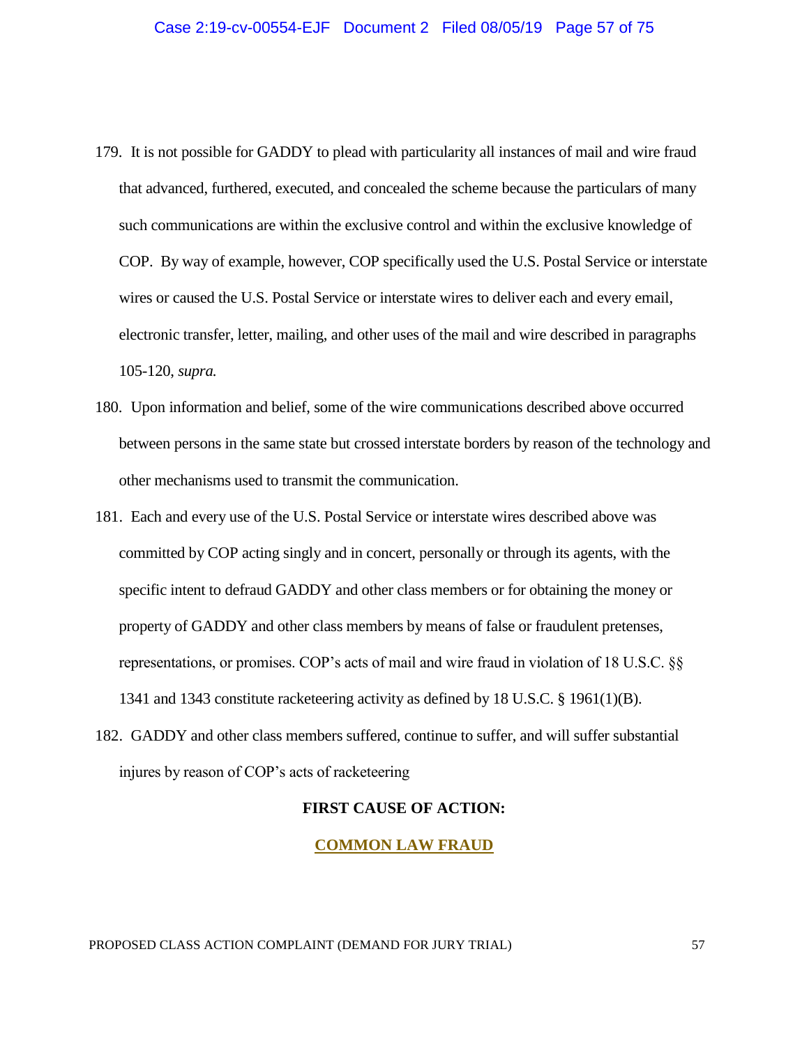179. It is not possible for GADDY to plead with particularity all instances of mail and wire fraud that advanced, furthered, executed, and concealed the scheme because the particulars of many such communications are within the exclusive control and within the exclusive knowledge of COP. By way of example, however, COP specifically used the U.S. Postal Service or interstate wires or caused the U.S. Postal Service or interstate wires to deliver each and every email, electronic transfer, letter, mailing, and other uses of the mail and wire described in paragraphs 105-120, *supra.*

180. Upon information and belief, some of the wire communications described above occurred between persons in the same state but crossed interstate borders by reason of the technology and other mechanisms used to transmit the communication.

181. Each and every use of the U.S. Postal Service or interstate wires described above was committed by COP acting singly and in concert, personally or through its agents, with the specific intent to defraud GADDY and other class members or for obtaining the money or property of GADDY and other class members by means of false or fraudulent pretenses, representations, or promises. COP's acts of mail and wire fraud in violation of 18 U.S.C. §§ 1341 and 1343 constitute racketeering activity as defined by 18 U.S.C. § 1961(1)(B).

182. GADDY and other class members suffered, continue to suffer, and will suffer substantial injures by reason of COP's acts of racketeering

## FIRST CAUSE OF ACTION:

## COMMON LAW FRAUD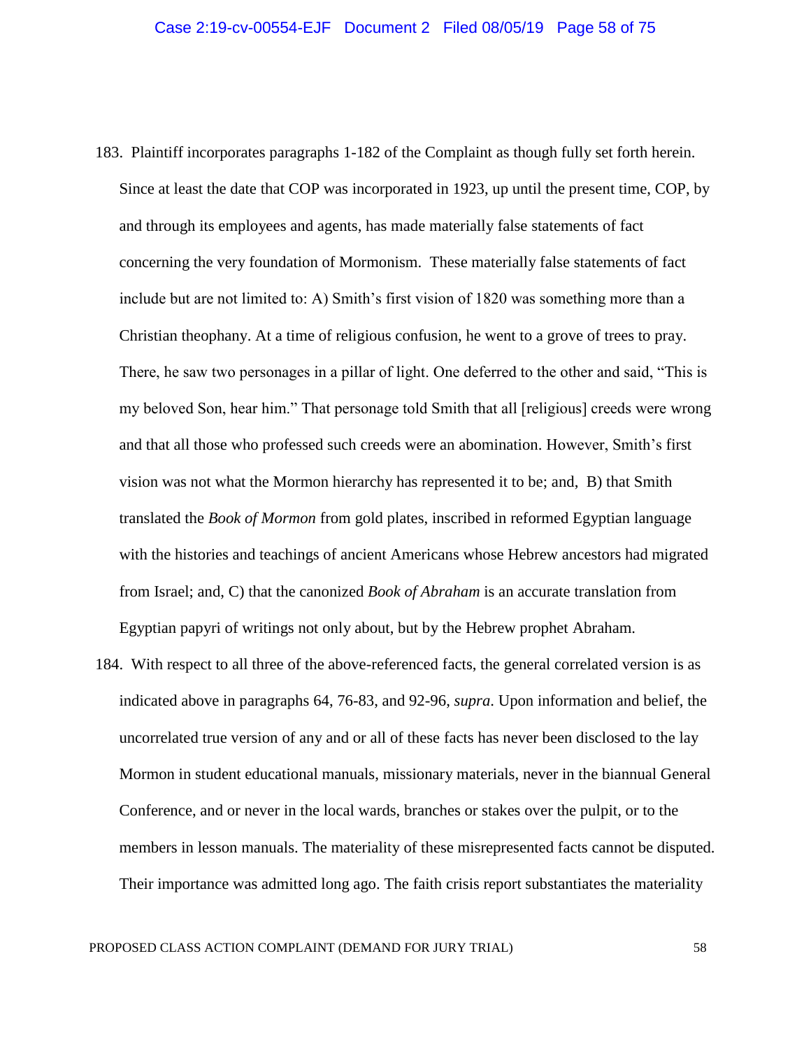183. Plaintiff incorporates paragraphs 1-182 of the Complaint as though fully set forth herein. Since at least the date that COP was incorporated in 1923, up until the present time, COP, by and through its employees and agents, has made materially false statements of fact concerning the very foundation of Mormonism. These materially false statements of fact include but are not limited to: A) Smith's first vision of 1820 was something more than a Christian theophany. At a time of religious confusion, he went to a grove of trees to pray. There, he saw two personages in a pillar of light. One deferred to the other and said, "This is my beloved Son, hear him." That personage told Smith that all [religious] creeds were wrong and that all those who professed such creeds were an abomination. However, Smith's first vision was not what the Mormon hierarchy has represented it to be; and, B) that Smith translated the *Book of Mormon* from gold plates, inscribed in reformed Egyptian language with the histories and teachings of ancient Americans whose Hebrew ancestors had migrated from Israel; and, C) that the canonized *Book of Abraham* is an accurate translation from Egyptian papyri of writings not only about, but by the Hebrew prophet Abraham.

184. With respect to all three of the above-referenced facts, the general correlated version is as indicated above in paragraphs 64, 76-83, and 92-96, *supra*. Upon information and belief, the uncorrelated true version of any and or all of these facts has never been disclosed to the lay Mormon in student educational manuals, missionary materials, never in the biannual General Conference, and or never in the local wards, branches or stakes over the pulpit, or to the members in lesson manuals. The materiality of these misrepresented facts cannot be disputed. Their importance was admitted long ago. The faith crisis report substantiates the materiality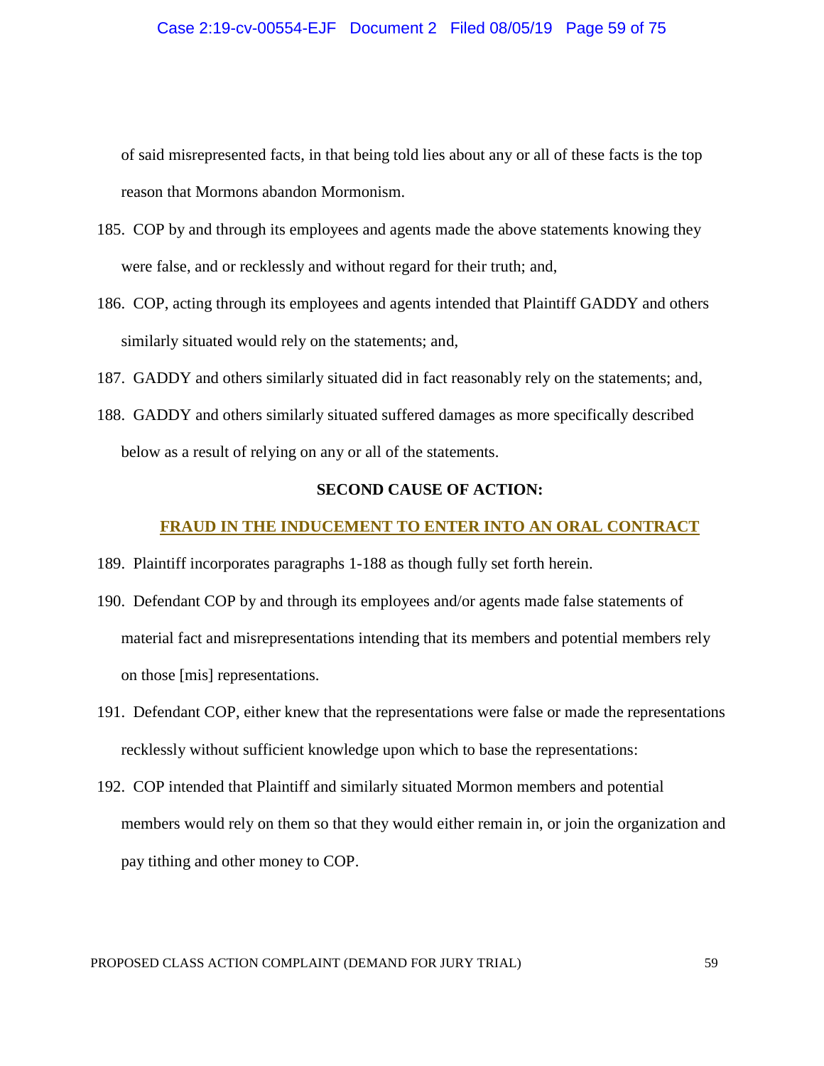of said misrepresented facts, in that being told lies about any or all of these facts is the top reason that Mormons abandon Mormonism.

185. COP by and through its employees and agents made the above statements knowing they were false, and or recklessly and without regard for their truth; and,

186. COP, acting through its employees and agents intended that Plaintiff GADDY and others similarly situated would rely on the statements; and,

187. GADDY and others similarly situated did in fact reasonably rely on the statements; and,

188. GADDY and others similarly situated suffered damages as more specifically described below as a result of relying on any or all of the statements.

**SECOND CAUSE OF ACTION:**

**FRAUD IN THE INDUCEMENT TO ENTER INTO AN ORAL CONTRACT**

189. Plaintiff incorporates paragraphs 1-188 as though fully set forth herein.

190. Defendant COP by and through its employees and/or agents made false statements of material fact and misrepresentations intending that its members and potential members rely on those [mis] representations.

191. Defendant COP, either knew that the representations were false or made the representations recklessly without sufficient knowledge upon which to base the representations:

192. COP intended that Plaintiff and similarly situated Mormon members and potential members would rely on them so that they would either remain in, or join the organization and pay tithing and other money to COP.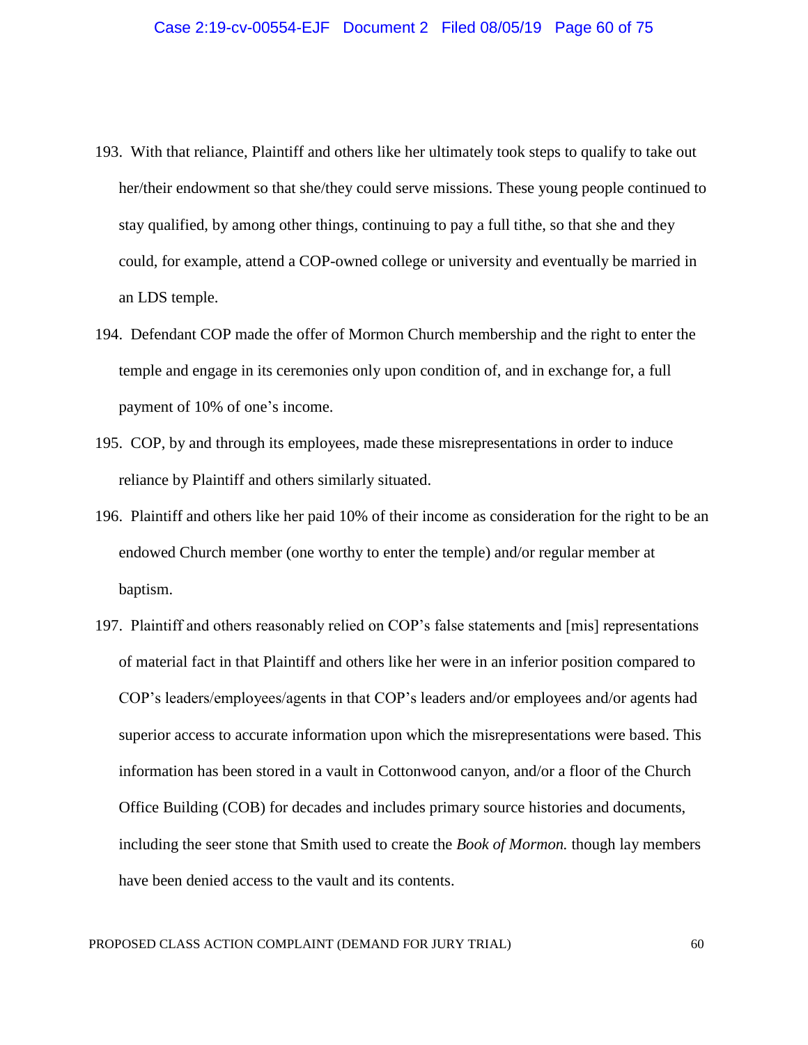193. With that reliance, Plaintiff and others like her ultimately took steps to qualify to take out her/their endowment so that she/they could serve missions. These young people continued to stay qualified, by among other things, continuing to pay a full tithe, so that she and they could, for example, attend a COP-owned college or university and eventually be married in an LDS temple.

194. Defendant COP made the offer of Mormon Church membership and the right to enter the temple and engage in its ceremonies only upon condition of, and in exchange for, a full payment of 10% of one's income.

195. COP, by and through its employees, made these misrepresentations in order to induce reliance by Plaintiff and others similarly situated.

196. Plaintiff and others like her paid 10% of their income as consideration for the right to be an endowed Church member (one worthy to enter the temple) and/or regular member at baptism.

197. Plaintiff and others reasonably relied on COP's false statements and [mis] representations of material fact in that Plaintiff and others like her were in an inferior position compared to COP's leaders/employees/agents in that COP's leaders and/or employees and/or agents had superior access to accurate information upon which the misrepresentations were based. This information has been stored in a vault in Cottonwood canyon, and/or a floor of the Church Office Building (COB) for decades and includes primary source histories and documents, including the seer stone that Smith used to create the *Book of Mormon.* though lay members have been denied access to the vault and its contents.

PROPOSED CLASS ACTION COMPLAINT (DEMAND FOR JURY TRIAL)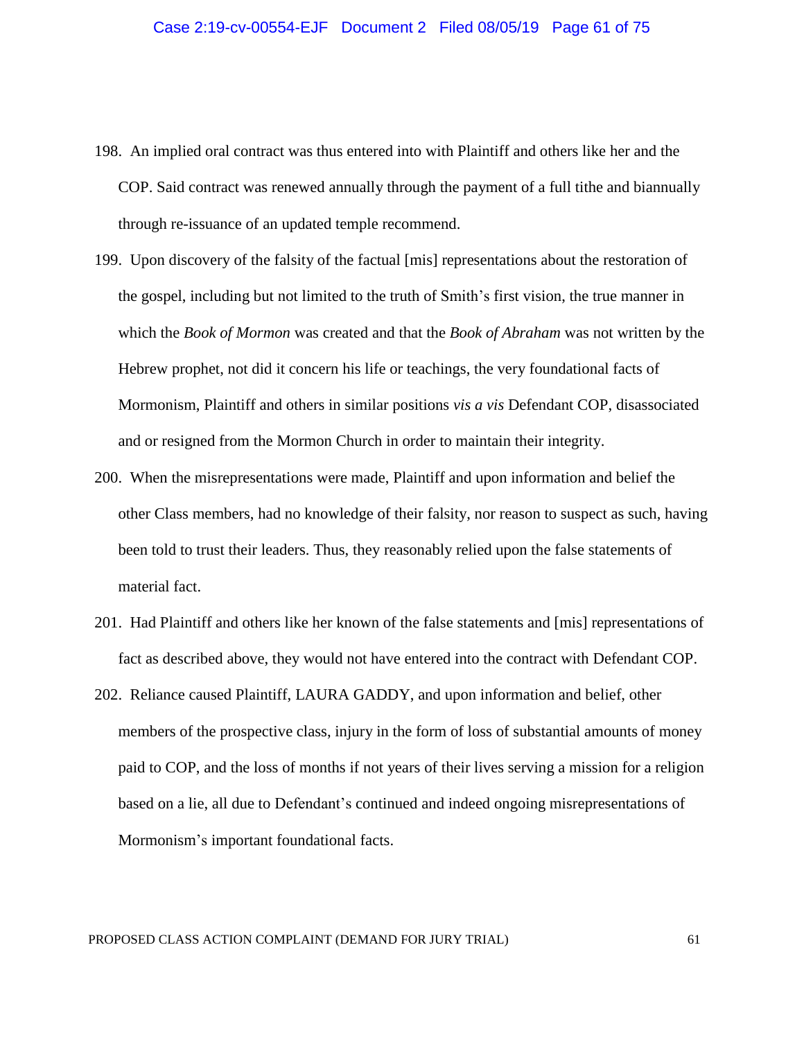198. An implied oral contract was thus entered into with Plaintiff and others like her and the COP. Said contract was renewed annually through the payment of a full tithe and biannually through re-issuance of an updated temple recommend.

199. Upon discovery of the falsity of the factual [mis] representations about the restoration of the gospel, including but not limited to the truth of Smith's first vision, the true manner in which the *Book of Mormon* was created and that the *Book of Abraham* was not written by the Hebrew prophet, not did it concern his life or teachings, the very foundational facts of Mormonism, Plaintiff and others in similar positions *vis a vis* Defendant COP, disassociated and or resigned from the Mormon Church in order to maintain their integrity.

200. When the misrepresentations were made, Plaintiff and upon information and belief the other Class members, had no knowledge of their falsity, nor reason to suspect as such, having been told to trust their leaders. Thus, they reasonably relied upon the false statements of material fact.

201. Had Plaintiff and others like her known of the false statements and [mis] representations of fact as described above, they would not have entered into the contract with Defendant COP.

202. Reliance caused Plaintiff, LAURA GADDY, and upon information and belief, other members of the prospective class, injury in the form of loss of substantial amounts of money paid to COP, and the loss of months if not years of their lives serving a mission for a religion based on a lie, all due to Defendant's continued and indeed ongoing misrepresentations of Mormonism's important foundational facts.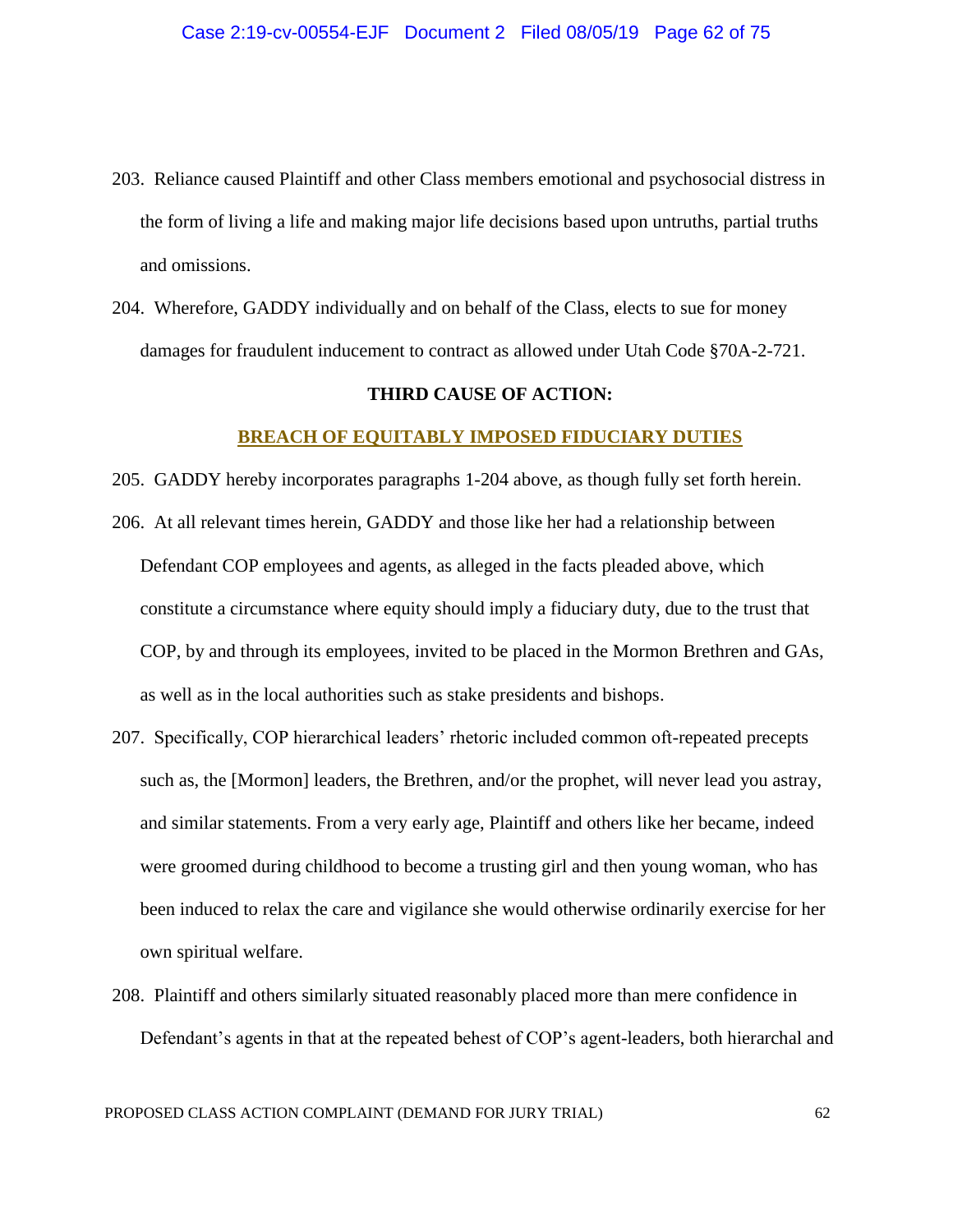203. Reliance caused Plaintiff and other Class members emotional and psychosocial distress in the form of living a life and making major life decisions based upon untruths, partial truths and omissions.

204. Wherefore, GADDY individually and on behalf of the Class, elects to sue for money damages for fraudulent inducement to contract as allowed under Utah Code §70A-2-721.

**THIRD CAUSE OF ACTION:**

**BREACH OF EQUITABLY IMPOSED FIDUCIARY DUTIES**

205. GADDY hereby incorporates paragraphs 1-204 above, as though fully set forth herein.

206. At all relevant times herein, GADDY and those like her had a relationship between Defendant COP employees and agents, as alleged in the facts pleaded above, which constitute a circumstance where equity should imply a fiduciary duty, due to the trust that COP, by and through its employees, invited to be placed in the Mormon Brethren and GAs, as well as in the local authorities such as stake presidents and bishops.

207. Specifically, COP hierarchical leaders' rhetoric included common oft-repeated precepts such as, the [Mormon] leaders, the Brethren, and/or the prophet, will never lead you astray, and similar statements. From a very early age, Plaintiff and others like her became, indeed were groomed during childhood to become a trusting girl and then young woman, who has been induced to relax the care and vigilance she would otherwise ordinarily exercise for her own spiritual welfare.

208. Plaintiff and others similarly situated reasonably placed more than mere confidence in Defendant's agents in that at the repeated behest of COP's agent-leaders, both hierarchal and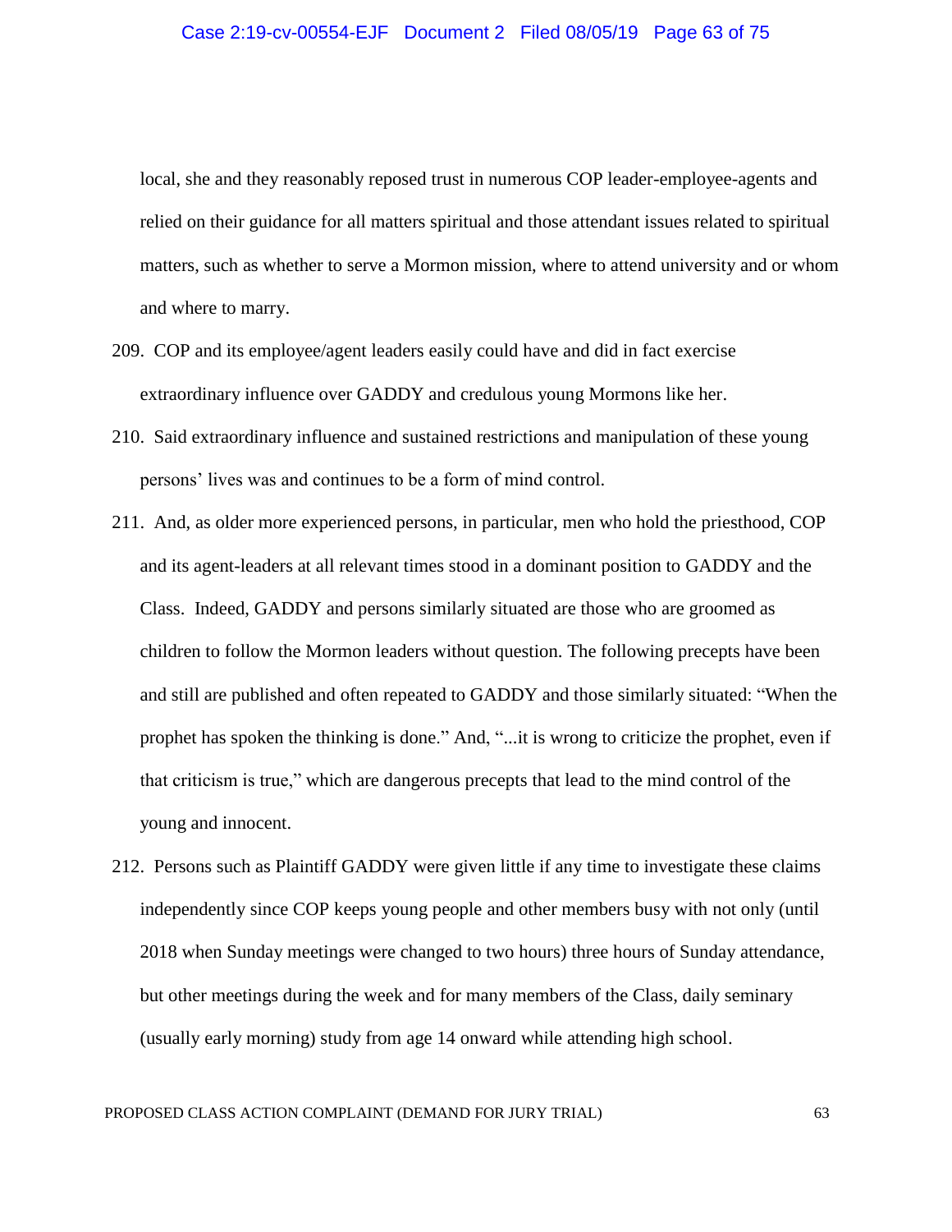local, she and they reasonably reposed trust in numerous COP leader-employee-agents and relied on their guidance for all matters spiritual and those attendant issues related to spiritual matters, such as whether to serve a Mormon mission, where to attend university and or whom and where to marry.

209. COP and its employee/agent leaders easily could have and did in fact exercise extraordinary influence over GADDY and credulous young Mormons like her.

210. Said extraordinary influence and sustained restrictions and manipulation of these young persons' lives was and continues to be a form of mind control.

211. And, as older more experienced persons, in particular, men who hold the priesthood, COP and its agent-leaders at all relevant times stood in a dominant position to GADDY and the Class. Indeed, GADDY and persons similarly situated are those who are groomed as children to follow the Mormon leaders without question. The following precepts have been and still are published and often repeated to GADDY and those similarly situated: "When the prophet has spoken the thinking is done." And, "...it is wrong to criticize the prophet, even if that criticism is true," which are dangerous precepts that lead to the mind control of the young and innocent.

212. Persons such as Plaintiff GADDY were given little if any time to investigate these claims independently since COP keeps young people and other members busy with not only (until 2018 when Sunday meetings were changed to two hours) three hours of Sunday attendance, but other meetings during the week and for many members of the Class, daily seminary (usually early morning) study from age 14 onward while attending high school.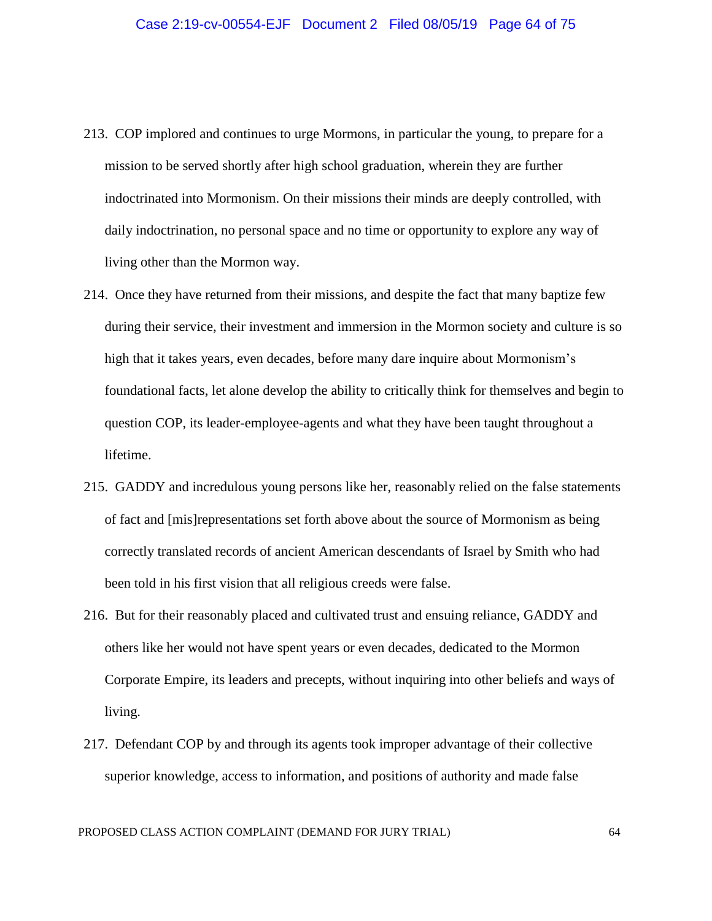213. COP implored and continues to urge Mormons, in particular the young, to prepare for a mission to be served shortly after high school graduation, wherein they are further indoctrinated into Mormonism. On their missions their minds are deeply controlled, with daily indoctrination, no personal space and no time or opportunity to explore any way of living other than the Mormon way.

214. Once they have returned from their missions, and despite the fact that many baptize few during their service, their investment and immersion in the Mormon society and culture is so high that it takes years, even decades, before many dare inquire about Mormonism's foundational facts, let alone develop the ability to critically think for themselves and begin to question COP, its leader-employee-agents and what they have been taught throughout a lifetime.

215. GADDY and incredulous young persons like her, reasonably relied on the false statements of fact and [mis]representations set forth above about the source of Mormonism as being correctly translated records of ancient American descendants of Israel by Smith who had been told in his first vision that all religious creeds were false.

216. But for their reasonably placed and cultivated trust and ensuing reliance, GADDY and others like her would not have spent years or even decades, dedicated to the Mormon Corporate Empire, its leaders and precepts, without inquiring into other beliefs and ways of living.

217. Defendant COP by and through its agents took improper advantage of their collective superior knowledge, access to information, and positions of authority and made false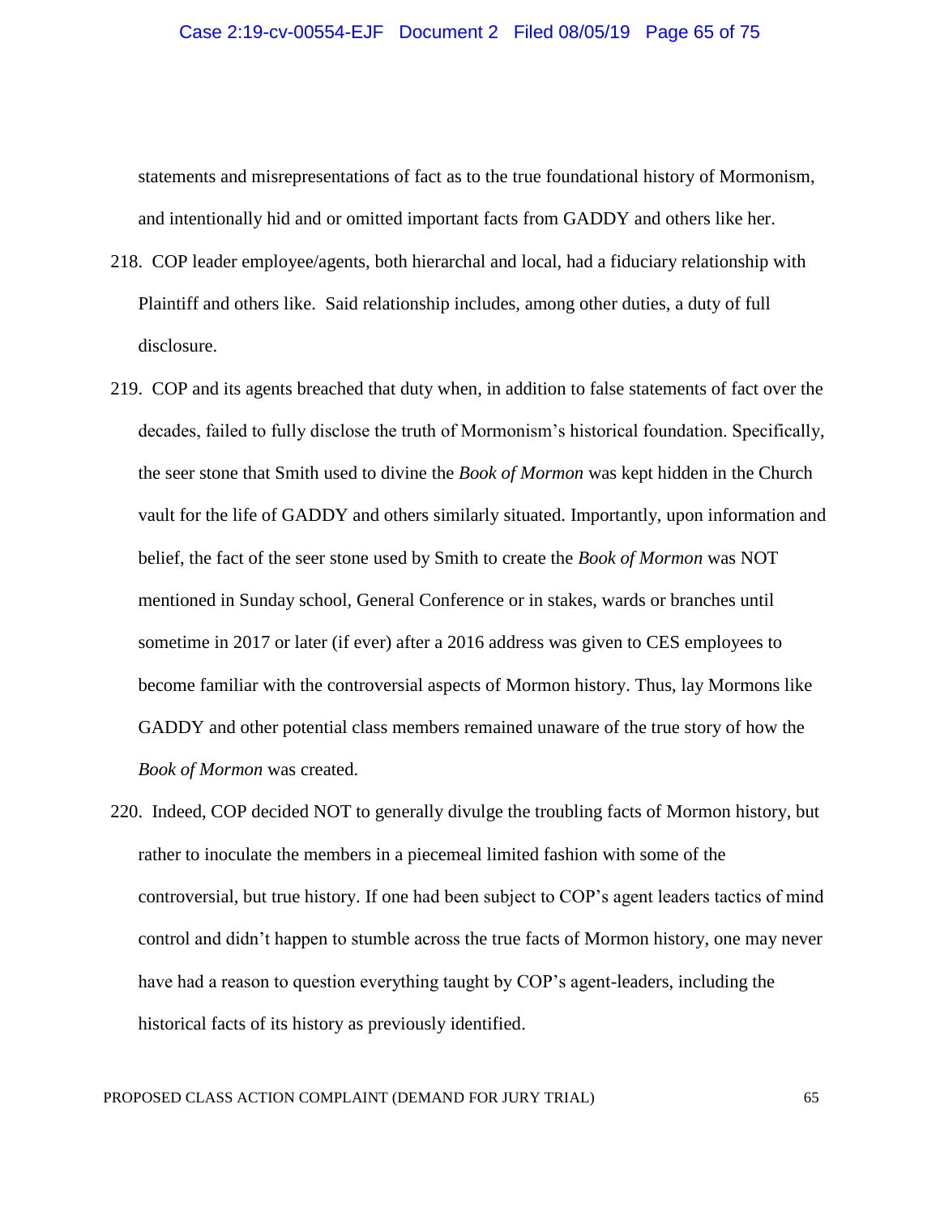statements and misrepresentations of fact as to the true foundational history of Mormonism, and intentionally hid and or omitted important facts from GADDY and others like her.

218. COP leader employee/agents, both hierarchal and local, had a fiduciary relationship with Plaintiff and others like. Said relationship includes, among other duties, a duty of full disclosure.

219. COP and its agents breached that duty when, in addition to false statements of fact over the decades, failed to fully disclose the truth of Mormonism's historical foundation. Specifically, the seer stone that Smith used to divine the *Book of Mormon* was kept hidden in the Church vault for the life of GADDY and others similarly situated. Importantly, upon information and belief, the fact of the seer stone used by Smith to create the *Book of Mormon* was NOT mentioned in Sunday school, General Conference or in stakes, wards or branches until sometime in 2017 or later (if ever) after a 2016 address was given to CES employees to become familiar with the controversial aspects of Mormon history. Thus, lay Mormons like GADDY and other potential class members remained unaware of the true story of how the *Book of Mormon* was created.

220. Indeed, COP decided NOT to generally divulge the troubling facts of Mormon history, but rather to inoculate the members in a piecemeal limited fashion with some of the controversial, but true history. If one had been subject to COP's agent leaders tactics of mind control and didn't happen to stumble across the true facts of Mormon history, one may never have had a reason to question everything taught by COP's agent-leaders, including the historical facts of its history as previously identified.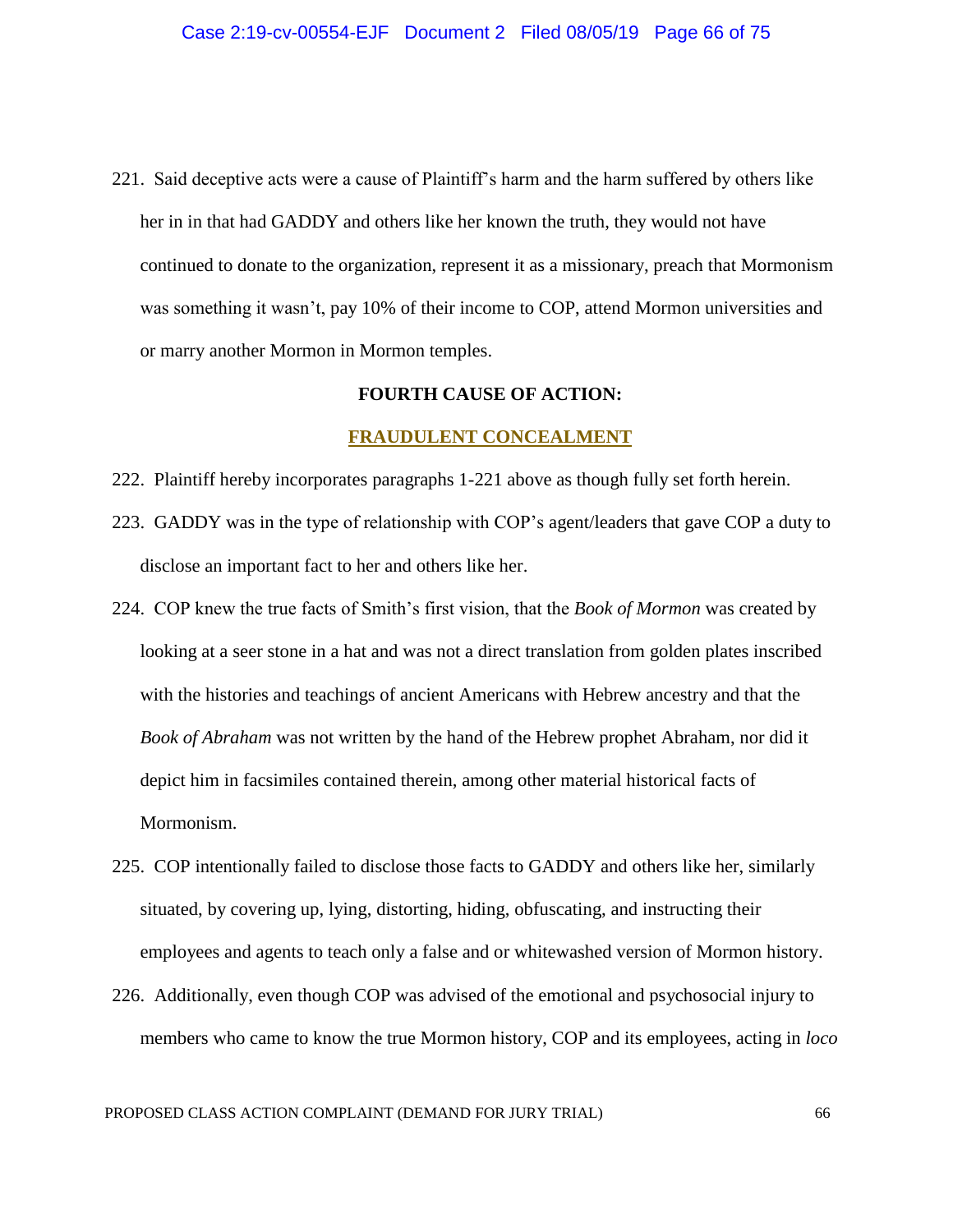221. Said deceptive acts were a cause of Plaintiff's harm and the harm suffered by others like her in in that had GADDY and others like her known the truth, they would not have continued to donate to the organization, represent it as a missionary, preach that Mormonism was something it wasn't, pay 10% of their income to COP, attend Mormon universities and or marry another Mormon in Mormon temples.

**FOURTH CAUSE OF ACTION:**

**FRAUDULENT CONCEALMENT**

222. Plaintiff hereby incorporates paragraphs 1-221 above as though fully set forth herein.

223. GADDY was in the type of relationship with COP's agent/leaders that gave COP a duty to disclose an important fact to her and others like her.

224. COP knew the true facts of Smith's first vision, that the *Book of Mormon* was created by looking at a seer stone in a hat and was not a direct translation from golden plates inscribed with the histories and teachings of ancient Americans with Hebrew ancestry and that the *Book of Abraham* was not written by the hand of the Hebrew prophet Abraham, nor did it depict him in facsimiles contained therein, among other material historical facts of Mormonism.

225. COP intentionally failed to disclose those facts to GADDY and others like her, similarly situated, by covering up, lying, distorting, hiding, obfuscating, and instructing their employees and agents to teach only a false and or whitewashed version of Mormon history.

226. Additionally, even though COP was advised of the emotional and psychosocial injury to members who came to know the true Mormon history, COP and its employees, acting in *loco*

PROPOSED CLASS ACTION COMPLAINT (DEMAND FOR JURY TRIAL)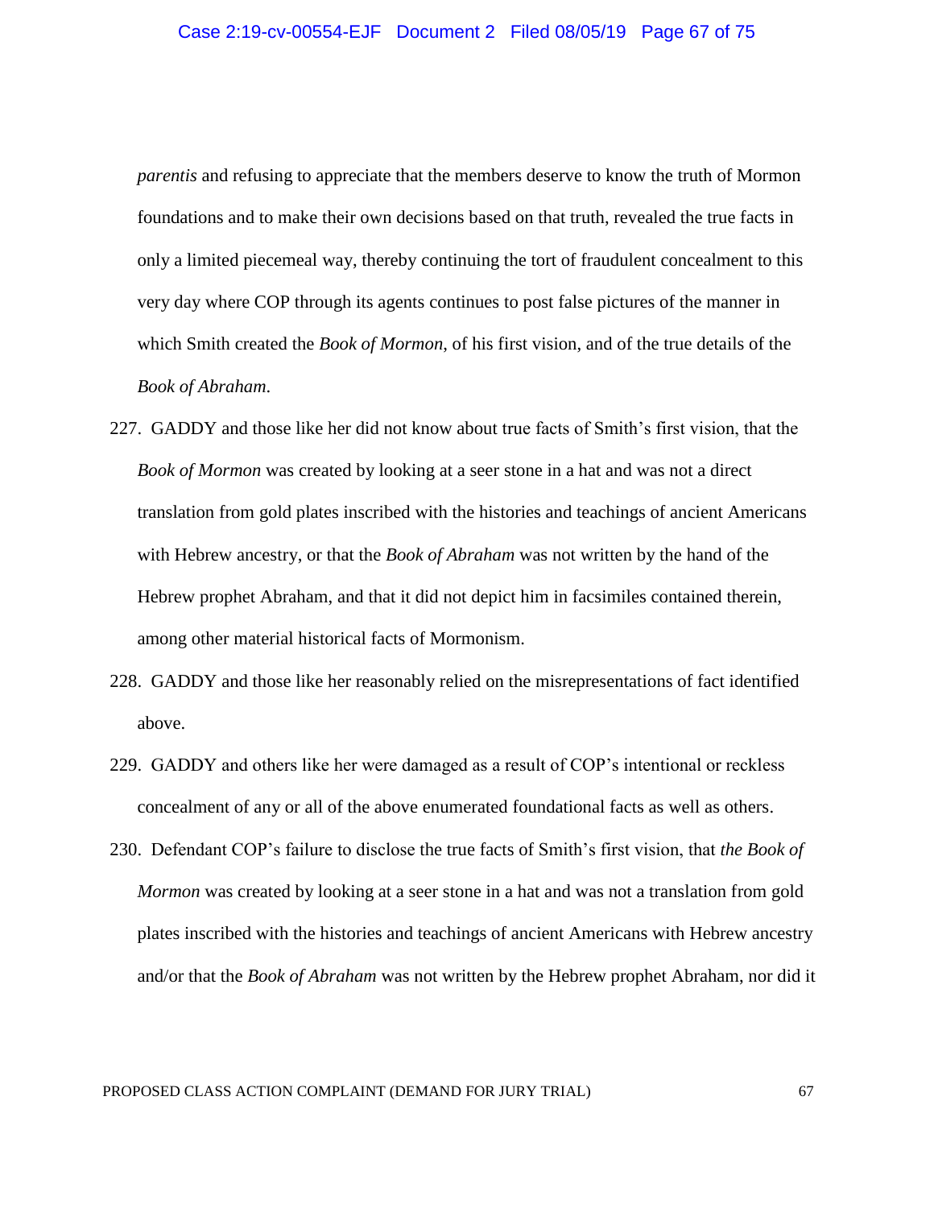*parentis* and refusing to appreciate that the members deserve to know the truth of Mormon foundations and to make their own decisions based on that truth, revealed the true facts in only a limited piecemeal way, thereby continuing the tort of fraudulent concealment to this very day where COP through its agents continues to post false pictures of the manner in which Smith created the *Book of Mormon*, of his first vision, and of the true details of the *Book of Abraham*.

227. GADDY and those like her did not know about true facts of Smith's first vision, that the *Book of Mormon* was created by looking at a seer stone in a hat and was not a direct translation from gold plates inscribed with the histories and teachings of ancient Americans with Hebrew ancestry, or that the *Book of Abraham* was not written by the hand of the Hebrew prophet Abraham, and that it did not depict him in facsimiles contained therein, among other material historical facts of Mormonism.

228. GADDY and those like her reasonably relied on the misrepresentations of fact identified above.

229. GADDY and others like her were damaged as a result of COP's intentional or reckless concealment of any or all of the above enumerated foundational facts as well as others.

230. Defendant COP's failure to disclose the true facts of Smith's first vision, that *the Book of Mormon* was created by looking at a seer stone in a hat and was not a translation from gold plates inscribed with the histories and teachings of ancient Americans with Hebrew ancestry and/or that the *Book of Abraham* was not written by the Hebrew prophet Abraham, nor did it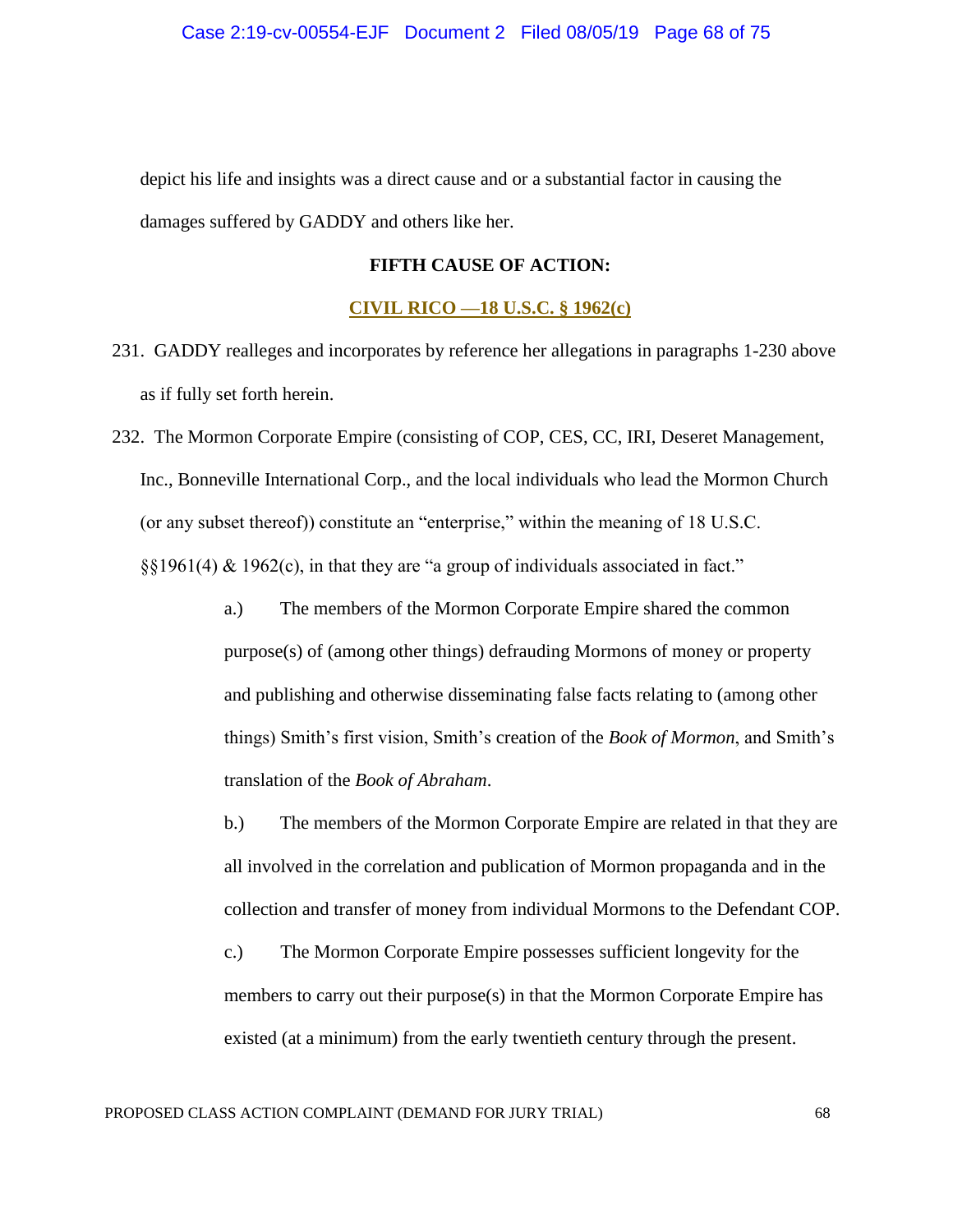depict his life and insights was a direct cause and or a substantial factor in causing the damages suffered by GADDY and others like her.

**FIFTH CAUSE OF ACTION:**

**CIVIL RICO —18 U.S.C. § 1962(c)**

231. GADDY realleges and incorporates by reference her allegations in paragraphs 1-230 above as if fully set forth herein.

232. The Mormon Corporate Empire (consisting of COP, CES, CC, IRI, Deseret Management, Inc., Bonneville International Corp., and the local individuals who lead the Mormon Church (or any subset thereof)) constitute an "enterprise," within the meaning of 18 U.S.C. §§1961(4) & 1962(c), in that they are "a group of individuals associated in fact."

a.) The members of the Mormon Corporate Empire shared the common purpose(s) of (among other things) defrauding Mormons of money or property and publishing and otherwise disseminating false facts relating to (among other things) Smith's first vision, Smith's creation of the *Book of Mormon*, and Smith's translation of the *Book of Abraham*.

b.) The members of the Mormon Corporate Empire are related in that they are all involved in the correlation and publication of Mormon propaganda and in the collection and transfer of money from individual Mormons to the Defendant COP.

c.) The Mormon Corporate Empire possesses sufficient longevity for the members to carry out their purpose(s) in that the Mormon Corporate Empire has existed (at a minimum) from the early twentieth century through the present.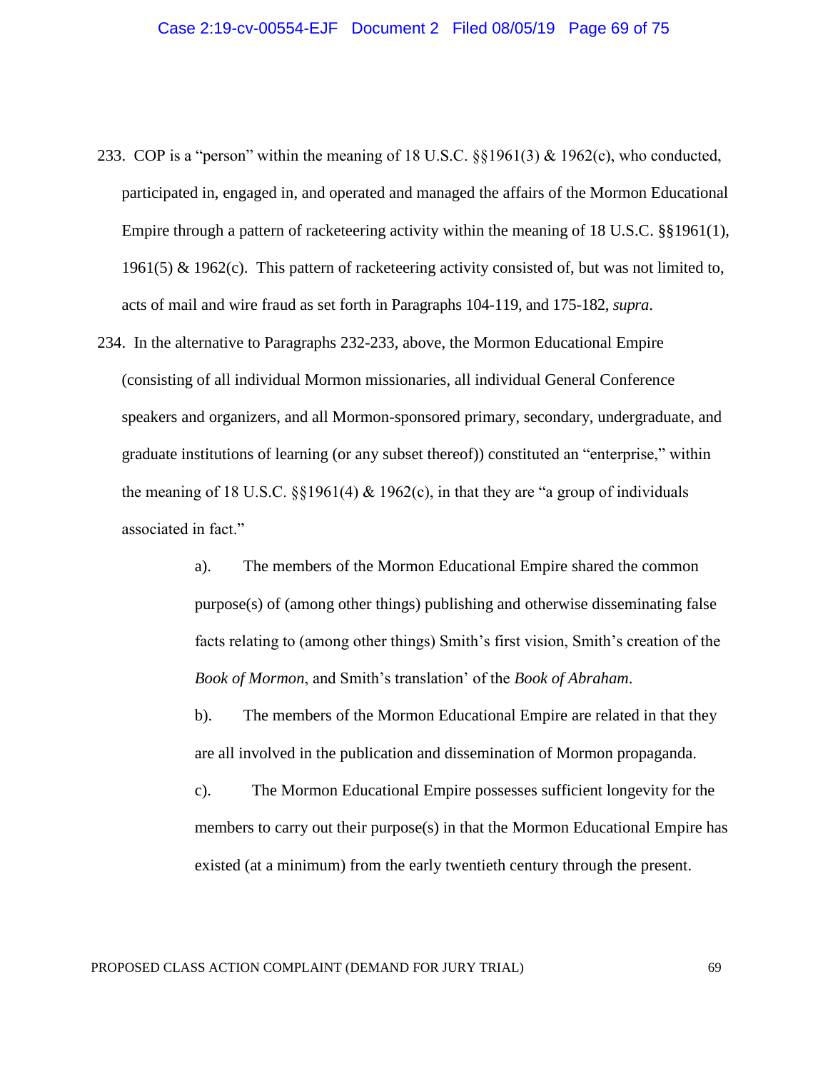233. COP is a "person" within the meaning of 18 U.S.C. §§1961(3) & 1962(c), who conducted, participated in, engaged in, and operated and managed the affairs of the Mormon Educational Empire through a pattern of racketeering activity within the meaning of 18 U.S.C. §§1961(1), 1961(5) & 1962(c). This pattern of racketeering activity consisted of, but was not limited to, acts of mail and wire fraud as set forth in Paragraphs 104-119, and 175-182, *supra*.

234. In the alternative to Paragraphs 232-233, above, the Mormon Educational Empire (consisting of all individual Mormon missionaries, all individual General Conference speakers and organizers, and all Mormon-sponsored primary, secondary, undergraduate, and graduate institutions of learning (or any subset thereof)) constituted an "enterprise," within the meaning of 18 U.S.C. §§1961(4) & 1962(c), in that they are "a group of individuals associated in fact."

> a). The members of the Mormon Educational Empire shared the common purpose(s) of (among other things) publishing and otherwise disseminating false facts relating to (among other things) Smith's first vision, Smith's creation of the *Book of Mormon*, and Smith's translation' of the *Book of Abraham*.
>
> b). The members of the Mormon Educational Empire are related in that they are all involved in the publication and dissemination of Mormon propaganda.
>
> c). The Mormon Educational Empire possesses sufficient longevity for the members to carry out their purpose(s) in that the Mormon Educational Empire has existed (at a minimum) from the early twentieth century through the present.

PROPOSED CLASS ACTION COMPLAINT (DEMAND FOR JURY TRIAL)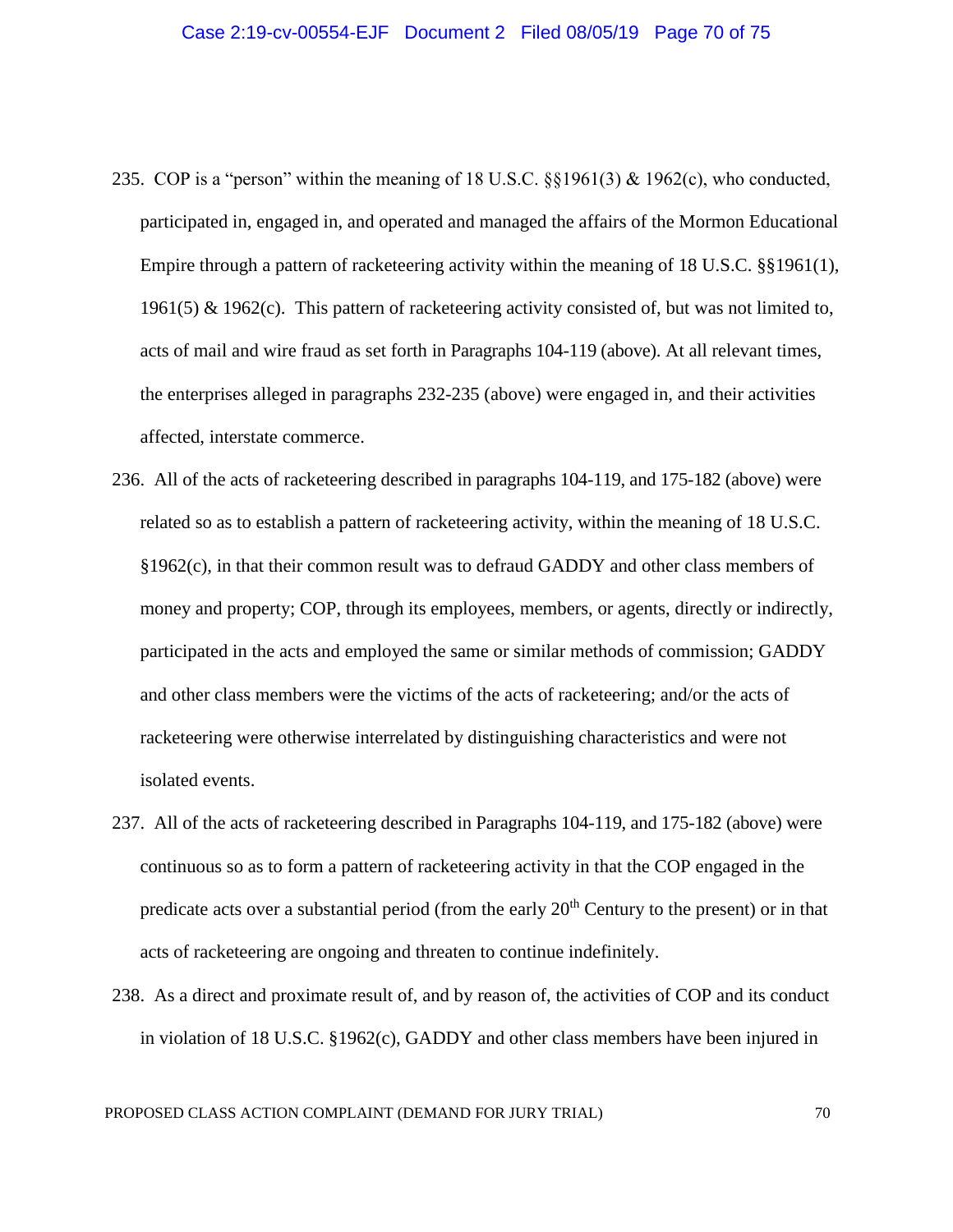235. COP is a "person" within the meaning of 18 U.S.C. §§1961(3) & 1962(c), who conducted, participated in, engaged in, and operated and managed the affairs of the Mormon Educational Empire through a pattern of racketeering activity within the meaning of 18 U.S.C. §§1961(1), 1961(5) & 1962(c). This pattern of racketeering activity consisted of, but was not limited to, acts of mail and wire fraud as set forth in Paragraphs 104-119 (above). At all relevant times, the enterprises alleged in paragraphs 232-235 (above) were engaged in, and their activities affected, interstate commerce.

236. All of the acts of racketeering described in paragraphs 104-119, and 175-182 (above) were related so as to establish a pattern of racketeering activity, within the meaning of 18 U.S.C. §1962(c), in that their common result was to defraud GADDY and other class members of money and property; COP, through its employees, members, or agents, directly or indirectly, participated in the acts and employed the same or similar methods of commission; GADDY and other class members were the victims of the acts of racketeering; and/or the acts of racketeering were otherwise interrelated by distinguishing characteristics and were not isolated events.

237. All of the acts of racketeering described in Paragraphs 104-119, and 175-182 (above) were continuous so as to form a pattern of racketeering activity in that the COP engaged in the predicate acts over a substantial period (from the early 20th Century to the present) or in that acts of racketeering are ongoing and threaten to continue indefinitely.

238. As a direct and proximate result of, and by reason of, the activities of COP and its conduct in violation of 18 U.S.C. §1962(c), GADDY and other class members have been injured in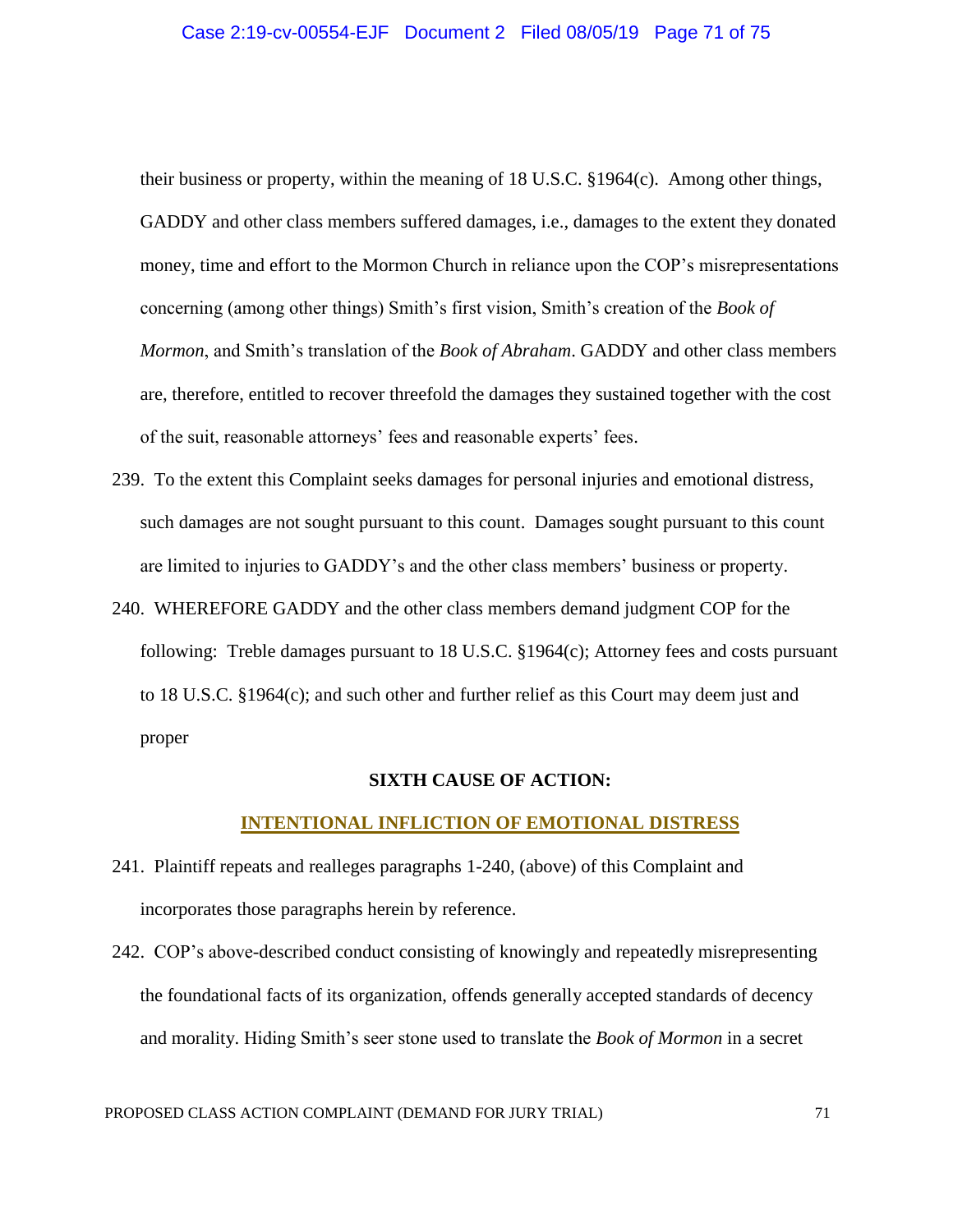their business or property, within the meaning of 18 U.S.C. §1964(c). Among other things, GADDY and other class members suffered damages, i.e., damages to the extent they donated money, time and effort to the Mormon Church in reliance upon the COP's misrepresentations concerning (among other things) Smith's first vision, Smith's creation of the *Book of Mormon*, and Smith's translation of the *Book of Abraham*. GADDY and other class members are, therefore, entitled to recover threefold the damages they sustained together with the cost of the suit, reasonable attorneys' fees and reasonable experts' fees.

239. To the extent this Complaint seeks damages for personal injuries and emotional distress, such damages are not sought pursuant to this count. Damages sought pursuant to this count are limited to injuries to GADDY's and the other class members' business or property.

240. WHEREFORE GADDY and the other class members demand judgment COP for the following: Treble damages pursuant to 18 U.S.C. §1964(c); Attorney fees and costs pursuant to 18 U.S.C. §1964(c); and such other and further relief as this Court may deem just and proper

**SIXTH CAUSE OF ACTION:**

**INTENTIONAL INFLICTION OF EMOTIONAL DISTRESS**

241. Plaintiff repeats and realleges paragraphs 1-240, (above) of this Complaint and incorporates those paragraphs herein by reference.

242. COP's above-described conduct consisting of knowingly and repeatedly misrepresenting the foundational facts of its organization, offends generally accepted standards of decency and morality. Hiding Smith's seer stone used to translate the *Book of Mormon* in a secret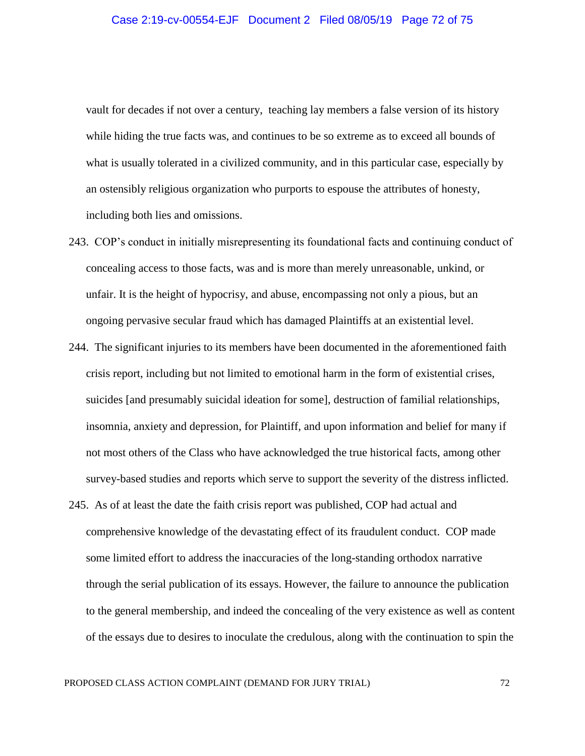vault for decades if not over a century, teaching lay members a false version of its history while hiding the true facts was, and continues to be so extreme as to exceed all bounds of what is usually tolerated in a civilized community, and in this particular case, especially by an ostensibly religious organization who purports to espouse the attributes of honesty, including both lies and omissions.

243. COP's conduct in initially misrepresenting its foundational facts and continuing conduct of concealing access to those facts, was and is more than merely unreasonable, unkind, or unfair. It is the height of hypocrisy, and abuse, encompassing not only a pious, but an ongoing pervasive secular fraud which has damaged Plaintiffs at an existential level.

244. The significant injuries to its members have been documented in the aforementioned faith crisis report, including but not limited to emotional harm in the form of existential crises, suicides [and presumably suicidal ideation for some], destruction of familial relationships, insomnia, anxiety and depression, for Plaintiff, and upon information and belief for many if not most others of the Class who have acknowledged the true historical facts, among other survey-based studies and reports which serve to support the severity of the distress inflicted.

245. As of at least the date the faith crisis report was published, COP had actual and comprehensive knowledge of the devastating effect of its fraudulent conduct. COP made some limited effort to address the inaccuracies of the long-standing orthodox narrative through the serial publication of its essays. However, the failure to announce the publication to the general membership, and indeed the concealing of the very existence as well as content of the essays due to desires to inoculate the credulous, along with the continuation to spin the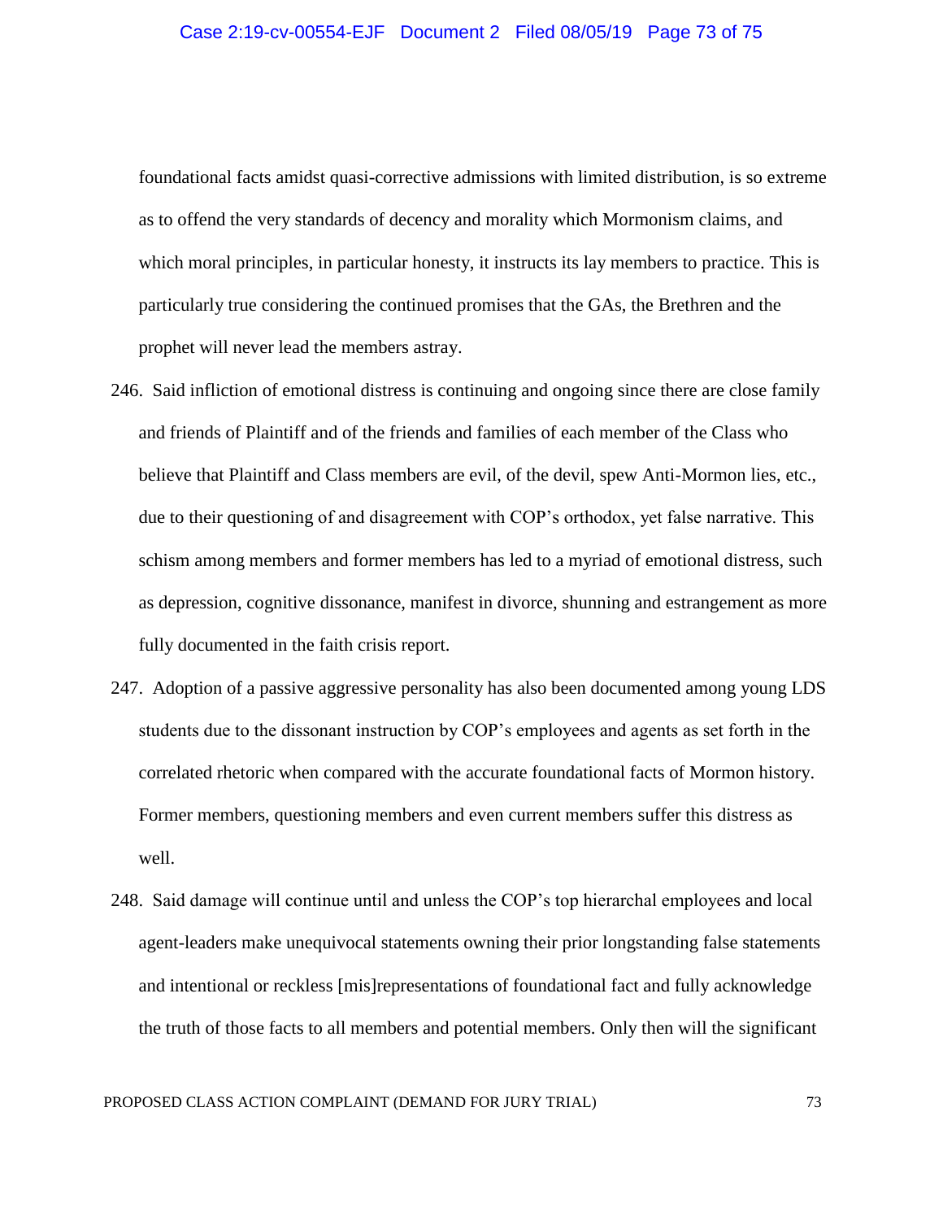foundational facts amidst quasi-corrective admissions with limited distribution, is so extreme as to offend the very standards of decency and morality which Mormonism claims, and which moral principles, in particular honesty, it instructs its lay members to practice. This is particularly true considering the continued promises that the GAs, the Brethren and the prophet will never lead the members astray.

246. Said infliction of emotional distress is continuing and ongoing since there are close family and friends of Plaintiff and of the friends and families of each member of the Class who believe that Plaintiff and Class members are evil, of the devil, spew Anti-Mormon lies, etc., due to their questioning of and disagreement with COP's orthodox, yet false narrative. This schism among members and former members has led to a myriad of emotional distress, such as depression, cognitive dissonance, manifest in divorce, shunning and estrangement as more fully documented in the faith crisis report.

247. Adoption of a passive aggressive personality has also been documented among young LDS students due to the dissonant instruction by COP's employees and agents as set forth in the correlated rhetoric when compared with the accurate foundational facts of Mormon history. Former members, questioning members and even current members suffer this distress as well.

248. Said damage will continue until and unless the COP's top hierarchal employees and local agent-leaders make unequivocal statements owning their prior longstanding false statements and intentional or reckless [mis]representations of foundational fact and fully acknowledge the truth of those facts to all members and potential members. Only then will the significant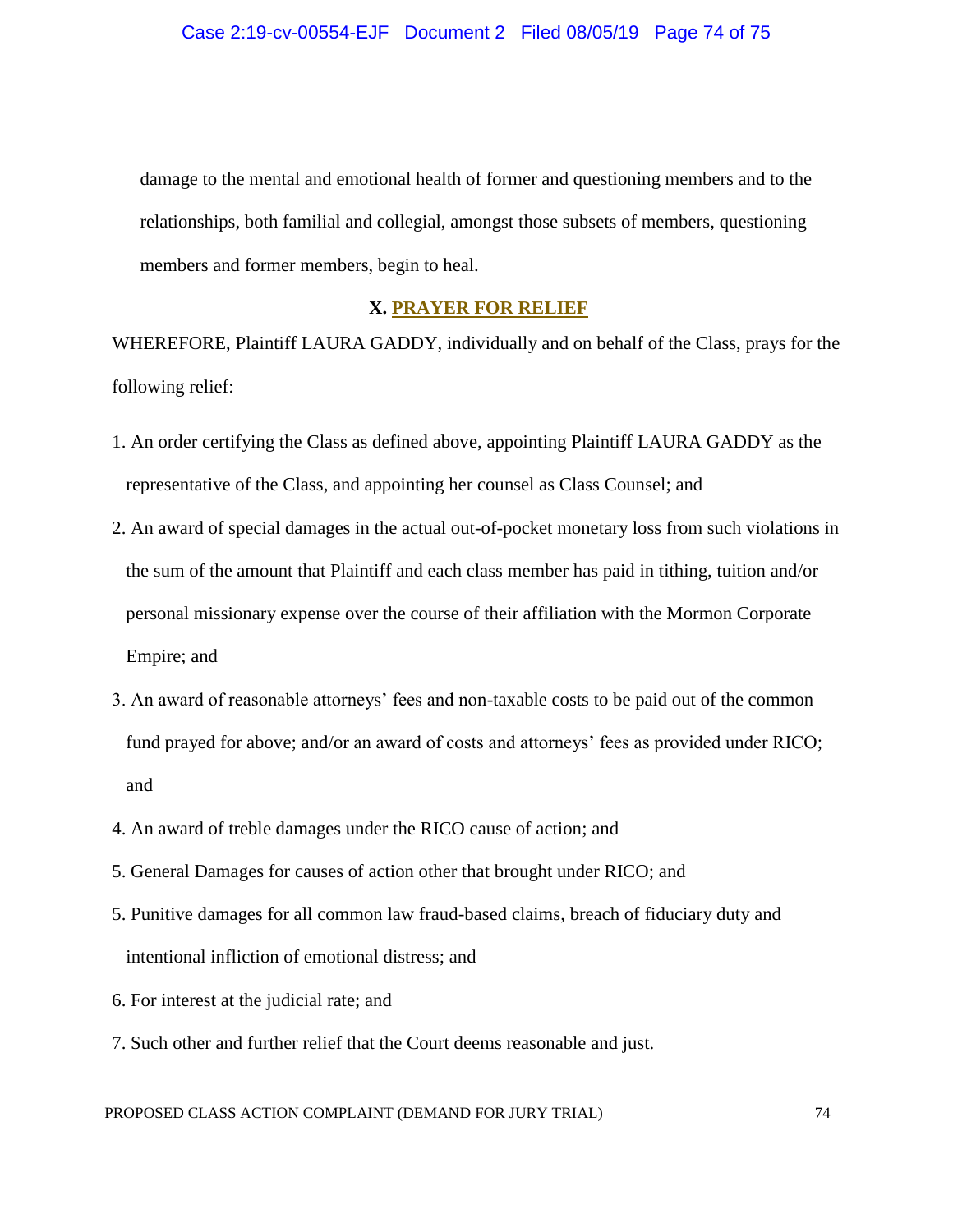damage to the mental and emotional health of former and questioning members and to the relationships, both familial and collegial, amongst those subsets of members, questioning members and former members, begin to heal.

## X. PRAYER FOR RELIEF

WHEREFORE, Plaintiff LAURA GADDY, individually and on behalf of the Class, prays for the following relief:

1. An order certifying the Class as defined above, appointing Plaintiff LAURA GADDY as the representative of the Class, and appointing her counsel as Class Counsel; and
2. An award of special damages in the actual out-of-pocket monetary loss from such violations in the sum of the amount that Plaintiff and each class member has paid in tithing, tuition and/or personal missionary expense over the course of their affiliation with the Mormon Corporate Empire; and
3. An award of reasonable attorneys' fees and non-taxable costs to be paid out of the common fund prayed for above; and/or an award of costs and attorneys' fees as provided under RICO; and
4. An award of treble damages under the RICO cause of action; and
5. General Damages for causes of action other that brought under RICO; and
5. Punitive damages for all common law fraud-based claims, breach of fiduciary duty and intentional infliction of emotional distress; and
6. For interest at the judicial rate; and
7. Such other and further relief that the Court deems reasonable and just.

PROPOSED CLASS ACTION COMPLAINT (DEMAND FOR JURY TRIAL)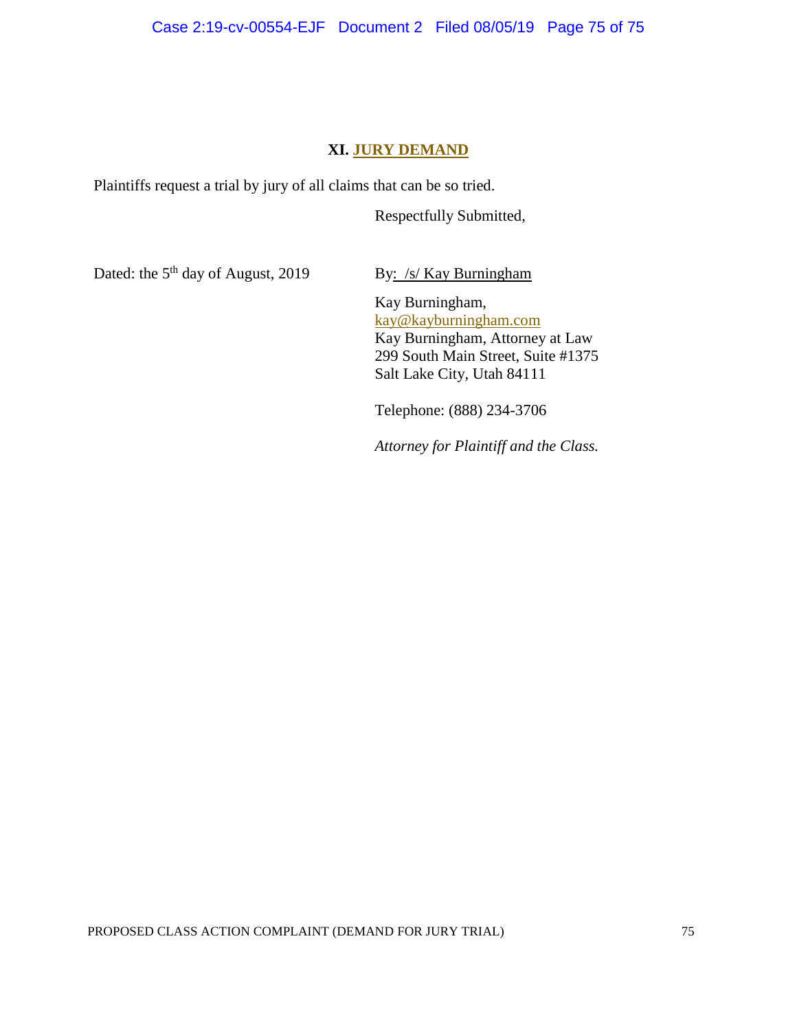## XI. JURY DEMAND

Plaintiffs request a trial by jury of all claims that can be so tried.

Respectfully Submitted,

Dated: the 5th day of August, 2019

By: /s/ Kay Burningham

Kay Burningham,
kay@kayburningham.com
Kay Burningham, Attorney at Law
299 South Main Street, Suite #1375
Salt Lake City, Utah 84111

Telephone: (888) 234-3706

*Attorney for Plaintiff and the Class.*